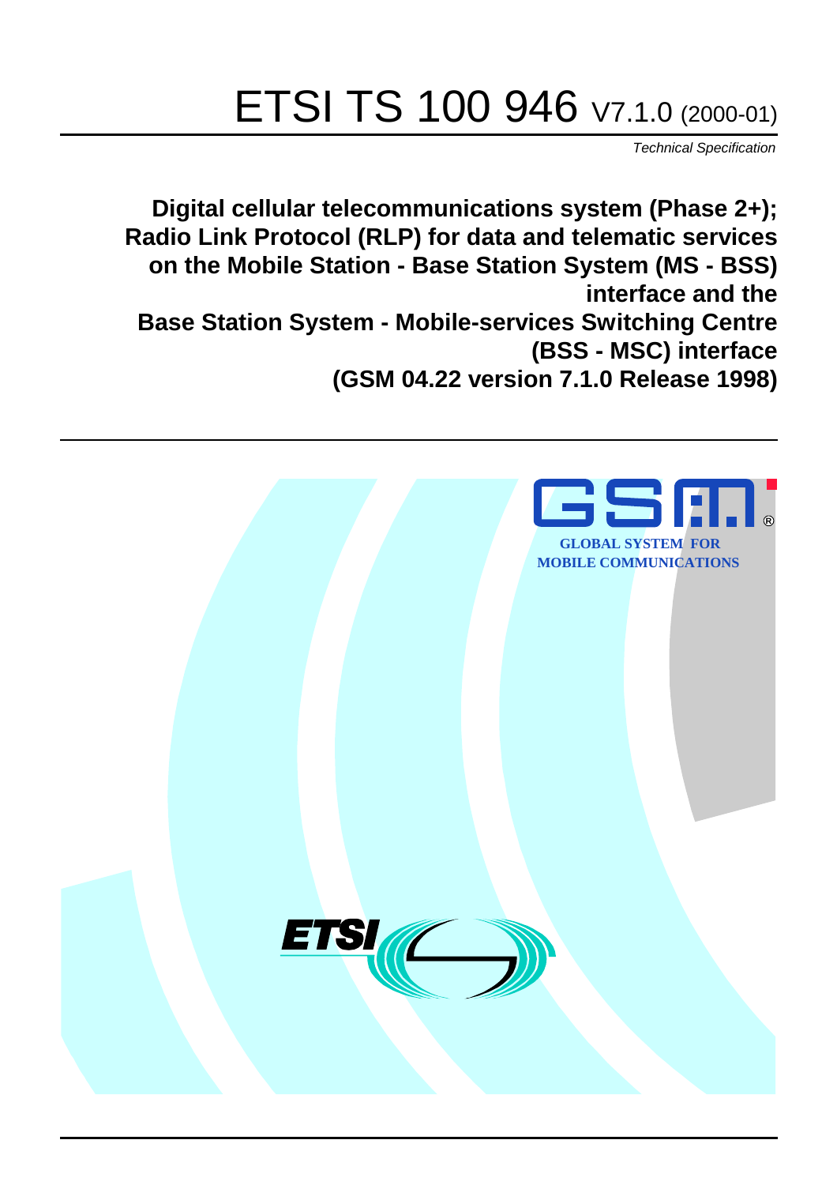# ETSI TS 100 946 V7.1.0 (2000-01)

*Technical Specification*

**Digital cellular telecommunications system (Phase 2+);
Radio Link Protocol (RLP) for data and telematic services
on the Mobile Station - Base Station System (MS - BSS)
interface and the
Base Station System - Mobile-services Switching Centre
(BSS - MSC) interface
(GSM 04.22 version 7.1.0 Release 1998)**

GLOBAL SYSTEM FOR
MOBILE COMMUNICATIONS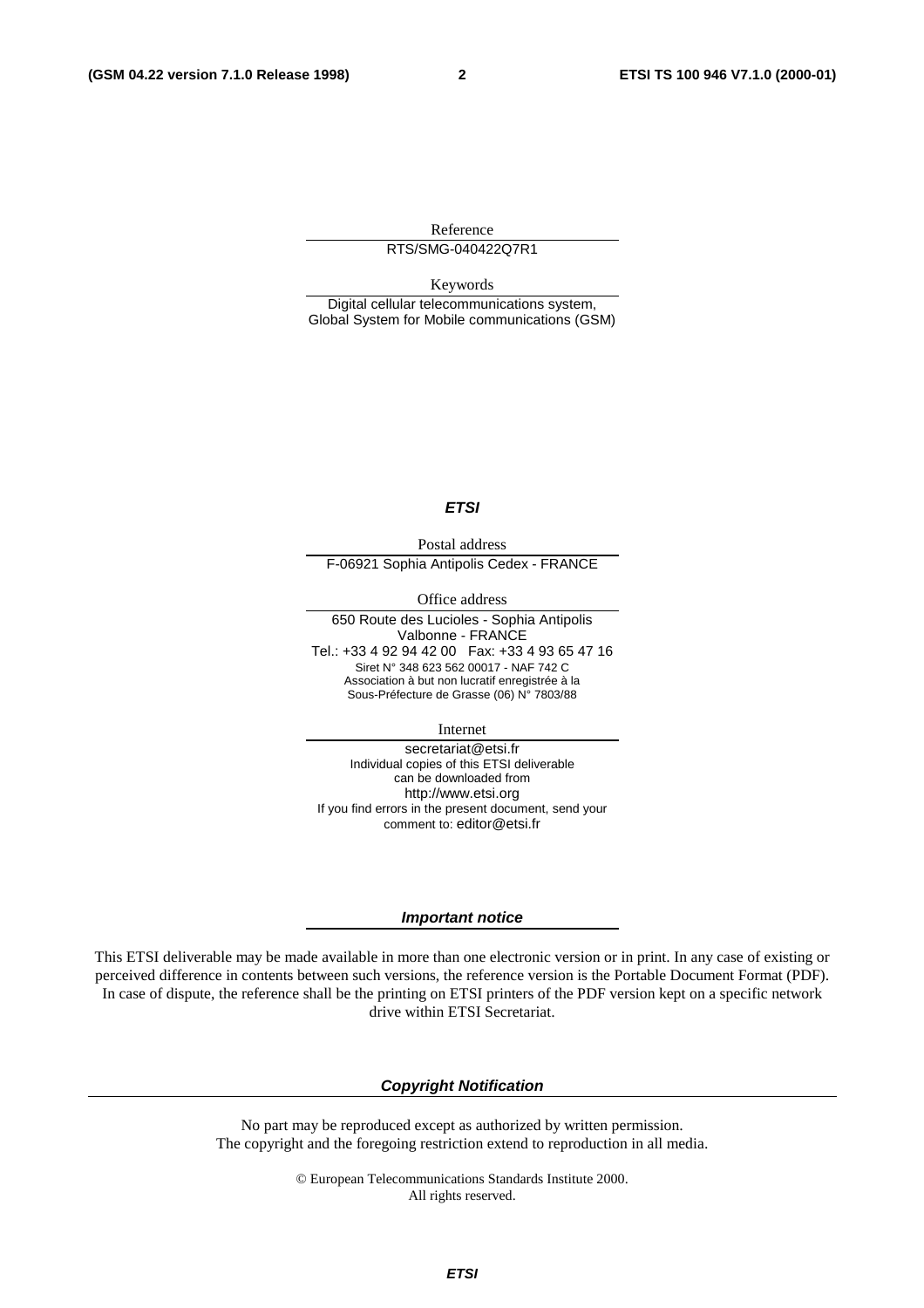Reference

RTS/SMG-040422Q7R1

Keywords

Digital cellular telecommunications system, Global System for Mobile communications (GSM)

***ETSI***

Postal address

F-06921 Sophia Antipolis Cedex - FRANCE

Office address

650 Route des Lucioles - Sophia Antipolis
Valbonne - FRANCE
Tel.: +33 4 92 94 42 00 Fax: +33 4 93 65 47 16
Siret N° 348 623 562 00017 - NAF 742 C
Association à but non lucratif enregistrée à la
Sous-Préfecture de Grasse (06) N° 7803/88

Internet

secretariat@etsi.fr
Individual copies of this ETSI deliverable
can be downloaded from
http://www.etsi.org
If you find errors in the present document, send your
comment to: editor@etsi.fr

***Important notice***

This ETSI deliverable may be made available in more than one electronic version or in print. In any case of existing or perceived difference in contents between such versions, the reference version is the Portable Document Format (PDF). In case of dispute, the reference shall be the printing on ETSI printers of the PDF version kept on a specific network drive within ETSI Secretariat.

***Copyright Notification***

No part may be reproduced except as authorized by written permission.
The copyright and the foregoing restriction extend to reproduction in all media.

© European Telecommunications Standards Institute 2000.
All rights reserved.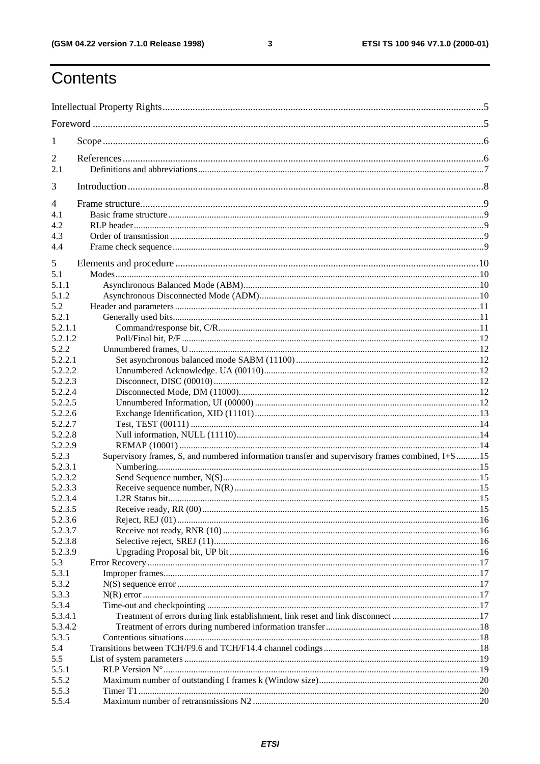# Contents

Intellectual Property Rights ... 5
Foreword ... 5
1 Scope ... 6
2 References ... 6
2.1 Definitions and abbreviations ... 7
3 Introduction ... 8
4 Frame structure ... 9
4.1 Basic frame structure ... 9
4.2 RLP header ... 9
4.3 Order of transmission ... 9
4.4 Frame check sequence ... 9
5 Elements and procedure ... 10
5.1 Modes ... 10
5.1.1 Asynchronous Balanced Mode (ABM) ... 10
5.1.2 Asynchronous Disconnected Mode (ADM) ... 10
5.2 Header and parameters ... 11
5.2.1 Generally used bits ... 11
5.2.1.1 Command/response bit, C/R ... 11
5.2.1.2 Poll/Final bit, P/F ... 12
5.2.2 Unnumbered frames, U ... 12
5.2.2.1 Set asynchronous balanced mode SABM (11100) ... 12
5.2.2.2 Unnumbered Acknowledge. UA (00110) ... 12
5.2.2.3 Disconnect, DISC (00010) ... 12
5.2.2.4 Disconnected Mode, DM (11000) ... 12
5.2.2.5 Unnumbered Information, UI (00000) ... 12
5.2.2.6 Exchange Identification, XID (11101) ... 13
5.2.2.7 Test, TEST (00111) ... 14
5.2.2.8 Null information, NULL (11110) ... 14
5.2.2.9 REMAP (10001) ... 14
5.2.3 Supervisory frames, S, and numbered information transfer and supervisory frames combined, I+S ... 15
5.2.3.1 Numbering ... 15
5.2.3.2 Send Sequence number, N(S) ... 15
5.2.3.3 Receive sequence number, N(R) ... 15
5.2.3.4 L2R Status bit ... 15
5.2.3.5 Receive ready, RR (00) ... 15
5.2.3.6 Reject, REJ (01) ... 16
5.2.3.7 Receive not ready, RNR (10) ... 16
5.2.3.8 Selective reject, SREJ (11) ... 16
5.2.3.9 Upgrading Proposal bit, UP bit ... 16
5.3 Error Recovery ... 17
5.3.1 Improper frames ... 17
5.3.2 N(S) sequence error ... 17
5.3.3 N(R) error ... 17
5.3.4 Time-out and checkpointing ... 17
5.3.4.1 Treatment of errors during link establishment, link reset and link disconnect ... 17
5.3.4.2 Treatment of errors during numbered information transfer ... 18
5.3.5 Contentious situations ... 18
5.4 Transitions between TCH/F9.6 and TCH/F14.4 channel codings ... 18
5.5 List of system parameters ... 19
5.5.1 RLP Version N° ... 19
5.5.2 Maximum number of outstanding I frames k (Window size) ... 20
5.5.3 Timer T1 ... 20
5.5.4 Maximum number of retransmissions N2 ... 20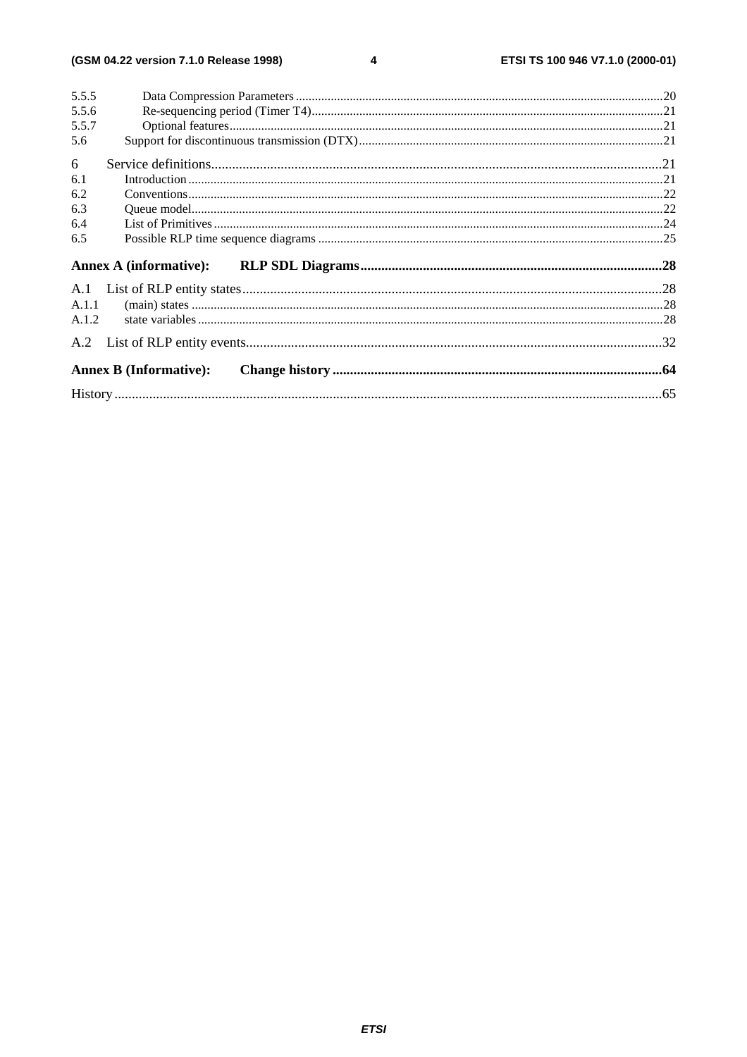5.5.5 Data Compression Parameters ....................................................................................................................20
5.5.6 Re-sequencing period (Timer T4)...............................................................................................................21
5.5.7 Optional features........................................................................................................................................21
5.6 Support for discontinuous transmission (DTX)................................................................................................21

6 Service definitions...........................................................................................................................21
6.1 Introduction.......................................................................................................................................................21
6.2 Conventions.......................................................................................................................................................22
6.3 Queue model.....................................................................................................................................................22
6.4 List of Primitives...............................................................................................................................................24
6.5 Possible RLP time sequence diagrams .............................................................................................................25

**Annex A (informative): RLP SDL Diagrams.......................................................................................28**

A.1 List of RLP entity states.......................................................................................................................28
A.1.1 (main) states .....................................................................................................................................................28
A.1.2 state variables ...................................................................................................................................................28

A.2 List of RLP entity events.......................................................................................................................32

**Annex B (Informative): Change history ..............................................................................................64**

History..........................................................................................................................................................65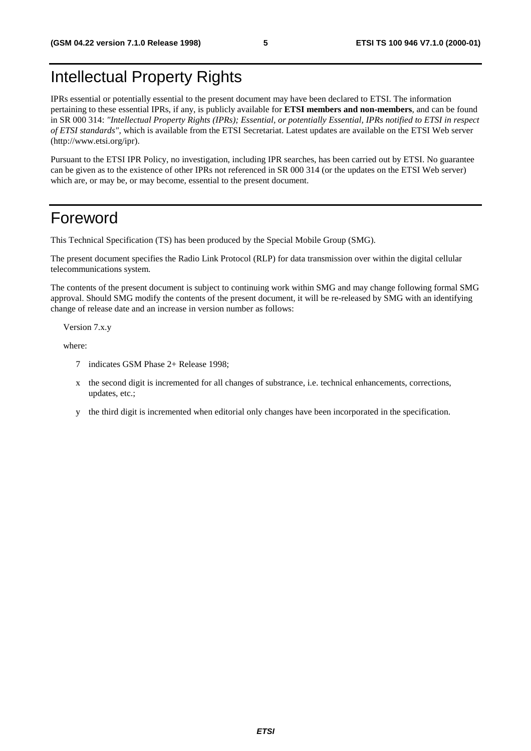# Intellectual Property Rights

IPRs essential or potentially essential to the present document may have been declared to ETSI. The information pertaining to these essential IPRs, if any, is publicly available for **ETSI members and non-members**, and can be found in SR 000 314: *"Intellectual Property Rights (IPRs); Essential, or potentially Essential, IPRs notified to ETSI in respect of ETSI standards"*, which is available from the ETSI Secretariat. Latest updates are available on the ETSI Web server (http://www.etsi.org/ipr).

Pursuant to the ETSI IPR Policy, no investigation, including IPR searches, has been carried out by ETSI. No guarantee can be given as to the existence of other IPRs not referenced in SR 000 314 (or the updates on the ETSI Web server) which are, or may be, or may become, essential to the present document.

# Foreword

This Technical Specification (TS) has been produced by the Special Mobile Group (SMG).

The present document specifies the Radio Link Protocol (RLP) for data transmission over within the digital cellular telecommunications system.

The contents of the present document is subject to continuing work within SMG and may change following formal SMG approval. Should SMG modify the contents of the present document, it will be re-released by SMG with an identifying change of release date and an increase in version number as follows:

Version 7.x.y

where:

- 7 indicates GSM Phase 2+ Release 1998;
- x the second digit is incremented for all changes of substrance, i.e. technical enhancements, corrections, updates, etc.;
- y the third digit is incremented when editorial only changes have been incorporated in the specification.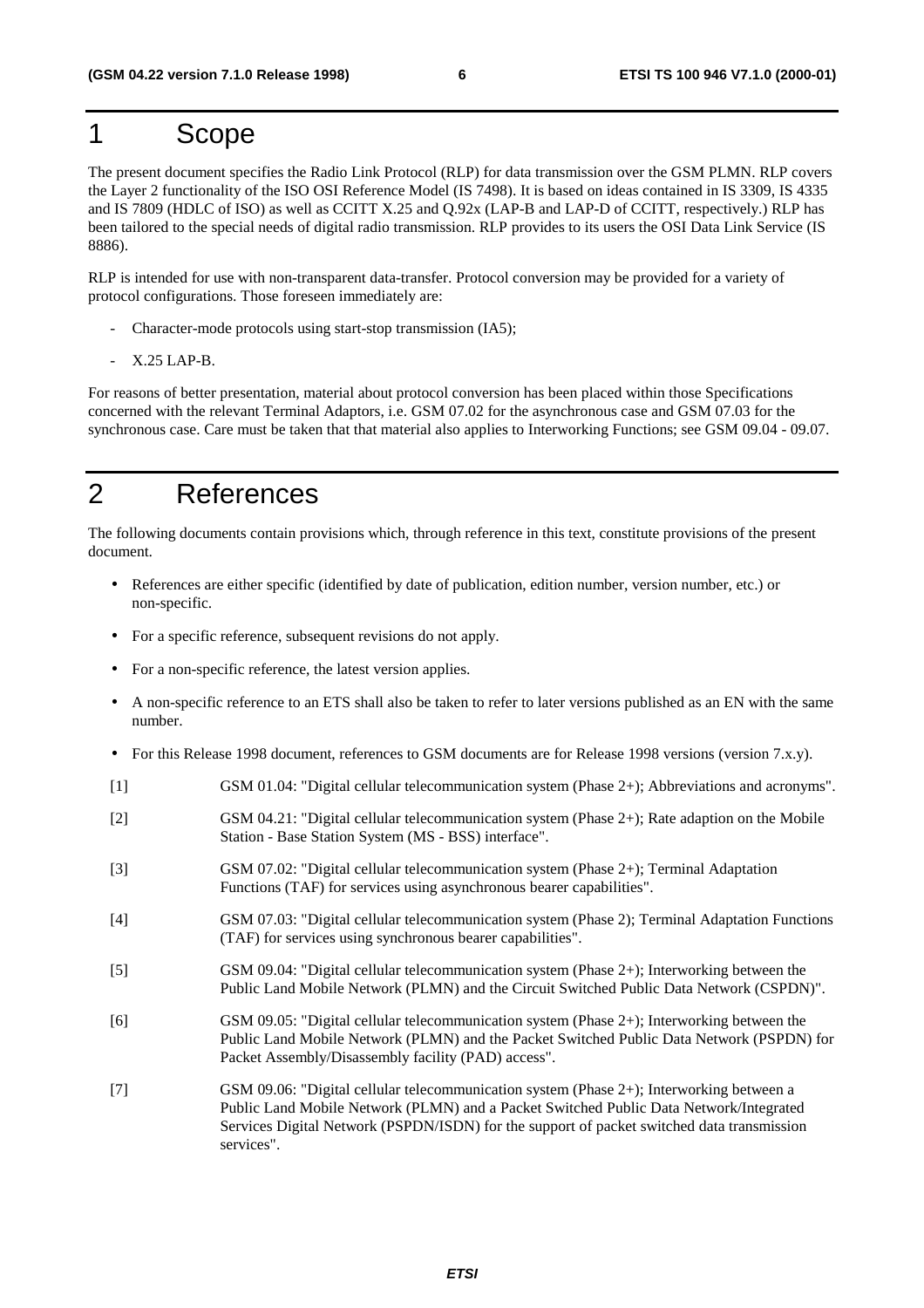# 1 Scope

The present document specifies the Radio Link Protocol (RLP) for data transmission over the GSM PLMN. RLP covers the Layer 2 functionality of the ISO OSI Reference Model (IS 7498). It is based on ideas contained in IS 3309, IS 4335 and IS 7809 (HDLC of ISO) as well as CCITT X.25 and Q.92x (LAP-B and LAP-D of CCITT, respectively.) RLP has been tailored to the special needs of digital radio transmission. RLP provides to its users the OSI Data Link Service (IS 8886).

RLP is intended for use with non-transparent data-transfer. Protocol conversion may be provided for a variety of protocol configurations. Those foreseen immediately are:

- Character-mode protocols using start-stop transmission (IA5);
- X.25 LAP-B.

For reasons of better presentation, material about protocol conversion has been placed within those Specifications concerned with the relevant Terminal Adaptors, i.e. GSM 07.02 for the asynchronous case and GSM 07.03 for the synchronous case. Care must be taken that that material also applies to Interworking Functions; see GSM 09.04 - 09.07.

# 2 References

The following documents contain provisions which, through reference in this text, constitute provisions of the present document.

- References are either specific (identified by date of publication, edition number, version number, etc.) or non-specific.
- For a specific reference, subsequent revisions do not apply.
- For a non-specific reference, the latest version applies.
- A non-specific reference to an ETS shall also be taken to refer to later versions published as an EN with the same number.
- For this Release 1998 document, references to GSM documents are for Release 1998 versions (version 7.x.y).

[1] GSM 01.04: "Digital cellular telecommunication system (Phase 2+); Abbreviations and acronyms".

[2] GSM 04.21: "Digital cellular telecommunication system (Phase 2+); Rate adaption on the Mobile Station - Base Station System (MS - BSS) interface".

[3] GSM 07.02: "Digital cellular telecommunication system (Phase 2+); Terminal Adaptation Functions (TAF) for services using asynchronous bearer capabilities".

[4] GSM 07.03: "Digital cellular telecommunication system (Phase 2); Terminal Adaptation Functions (TAF) for services using synchronous bearer capabilities".

[5] GSM 09.04: "Digital cellular telecommunication system (Phase 2+); Interworking between the Public Land Mobile Network (PLMN) and the Circuit Switched Public Data Network (CSPDN)".

[6] GSM 09.05: "Digital cellular telecommunication system (Phase 2+); Interworking between the Public Land Mobile Network (PLMN) and the Packet Switched Public Data Network (PSPDN) for Packet Assembly/Disassembly facility (PAD) access".

[7] GSM 09.06: "Digital cellular telecommunication system (Phase 2+); Interworking between a Public Land Mobile Network (PLMN) and a Packet Switched Public Data Network/Integrated Services Digital Network (PSPDN/ISDN) for the support of packet switched data transmission services".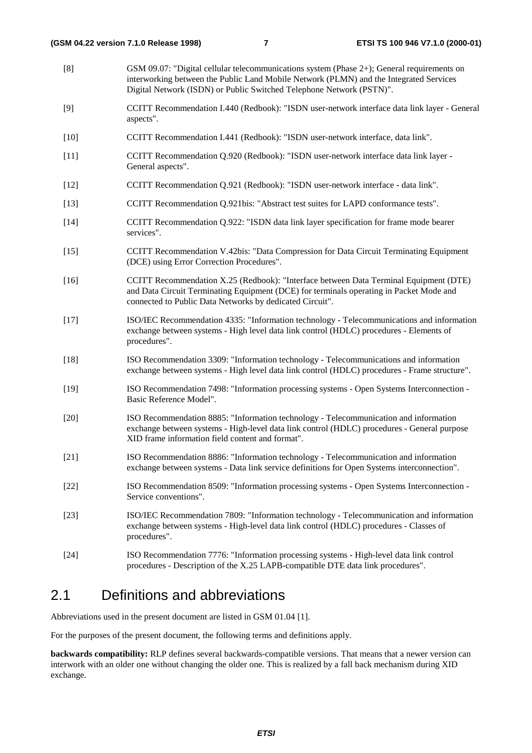[8] GSM 09.07: "Digital cellular telecommunications system (Phase 2+); General requirements on interworking between the Public Land Mobile Network (PLMN) and the Integrated Services Digital Network (ISDN) or Public Switched Telephone Network (PSTN)".

[9] CCITT Recommendation I.440 (Redbook): "ISDN user-network interface data link layer - General aspects".

[10] CCITT Recommendation I.441 (Redbook): "ISDN user-network interface, data link".

[11] CCITT Recommendation Q.920 (Redbook): "ISDN user-network interface data link layer - General aspects".

[12] CCITT Recommendation Q.921 (Redbook): "ISDN user-network interface - data link".

[13] CCITT Recommendation Q.921bis: "Abstract test suites for LAPD conformance tests".

[14] CCITT Recommendation Q.922: "ISDN data link layer specification for frame mode bearer services".

[15] CCITT Recommendation V.42bis: "Data Compression for Data Circuit Terminating Equipment (DCE) using Error Correction Procedures".

[16] CCITT Recommendation X.25 (Redbook): "Interface between Data Terminal Equipment (DTE) and Data Circuit Terminating Equipment (DCE) for terminals operating in Packet Mode and connected to Public Data Networks by dedicated Circuit".

[17] ISO/IEC Recommendation 4335: "Information technology - Telecommunications and information exchange between systems - High level data link control (HDLC) procedures - Elements of procedures".

[18] ISO Recommendation 3309: "Information technology - Telecommunications and information exchange between systems - High level data link control (HDLC) procedures - Frame structure".

[19] ISO Recommendation 7498: "Information processing systems - Open Systems Interconnection - Basic Reference Model".

[20] ISO Recommendation 8885: "Information technology - Telecommunication and information exchange between systems - High-level data link control (HDLC) procedures - General purpose XID frame information field content and format".

[21] ISO Recommendation 8886: "Information technology - Telecommunication and information exchange between systems - Data link service definitions for Open Systems interconnection".

[22] ISO Recommendation 8509: "Information processing systems - Open Systems Interconnection - Service conventions".

[23] ISO/IEC Recommendation 7809: "Information technology - Telecommunication and information exchange between systems - High-level data link control (HDLC) procedures - Classes of procedures".

[24] ISO Recommendation 7776: "Information processing systems - High-level data link control procedures - Description of the X.25 LAPB-compatible DTE data link procedures".

## 2.1 Definitions and abbreviations

Abbreviations used in the present document are listed in GSM 01.04 [1].

For the purposes of the present document, the following terms and definitions apply.

**backwards compatibility:** RLP defines several backwards-compatible versions. That means that a newer version can interwork with an older one without changing the older one. This is realized by a fall back mechanism during XID exchange.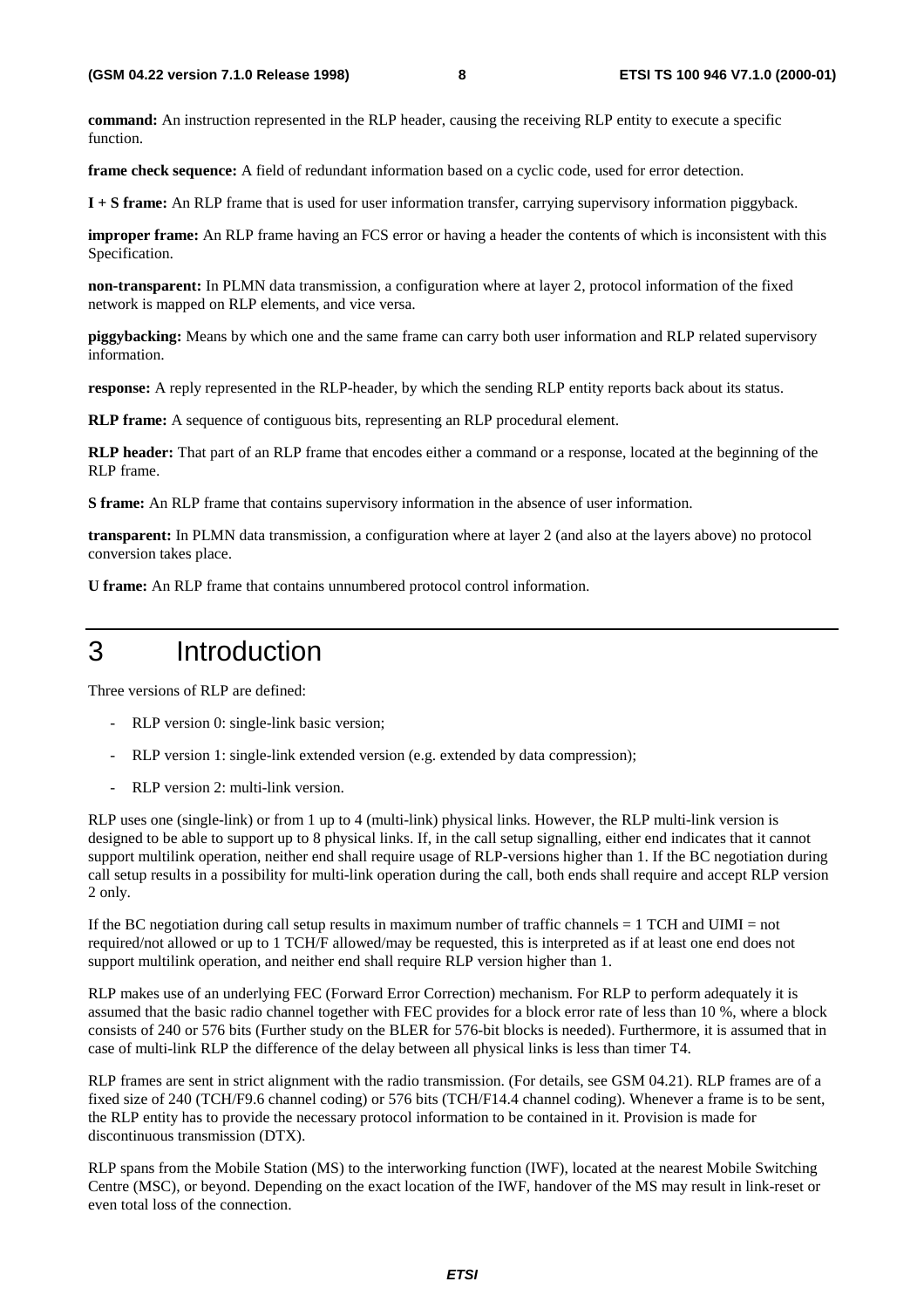**command:** An instruction represented in the RLP header, causing the receiving RLP entity to execute a specific function.

**frame check sequence:** A field of redundant information based on a cyclic code, used for error detection.

**I + S frame:** An RLP frame that is used for user information transfer, carrying supervisory information piggyback.

**improper frame:** An RLP frame having an FCS error or having a header the contents of which is inconsistent with this Specification.

**non-transparent:** In PLMN data transmission, a configuration where at layer 2, protocol information of the fixed network is mapped on RLP elements, and vice versa.

**piggybacking:** Means by which one and the same frame can carry both user information and RLP related supervisory information.

**response:** A reply represented in the RLP-header, by which the sending RLP entity reports back about its status.

**RLP frame:** A sequence of contiguous bits, representing an RLP procedural element.

**RLP header:** That part of an RLP frame that encodes either a command or a response, located at the beginning of the RLP frame.

**S frame:** An RLP frame that contains supervisory information in the absence of user information.

**transparent:** In PLMN data transmission, a configuration where at layer 2 (and also at the layers above) no protocol conversion takes place.

**U frame:** An RLP frame that contains unnumbered protocol control information.

# 3 Introduction

Three versions of RLP are defined:

- RLP version 0: single-link basic version;
- RLP version 1: single-link extended version (e.g. extended by data compression);
- RLP version 2: multi-link version.

RLP uses one (single-link) or from 1 up to 4 (multi-link) physical links. However, the RLP multi-link version is designed to be able to support up to 8 physical links. If, in the call setup signalling, either end indicates that it cannot support multilink operation, neither end shall require usage of RLP-versions higher than 1. If the BC negotiation during call setup results in a possibility for multi-link operation during the call, both ends shall require and accept RLP version 2 only.

If the BC negotiation during call setup results in maximum number of traffic channels = 1 TCH and UIMI = not required/not allowed or up to 1 TCH/F allowed/may be requested, this is interpreted as if at least one end does not support multilink operation, and neither end shall require RLP version higher than 1.

RLP makes use of an underlying FEC (Forward Error Correction) mechanism. For RLP to perform adequately it is assumed that the basic radio channel together with FEC provides for a block error rate of less than 10 %, where a block consists of 240 or 576 bits (Further study on the BLER for 576-bit blocks is needed). Furthermore, it is assumed that in case of multi-link RLP the difference of the delay between all physical links is less than timer T4.

RLP frames are sent in strict alignment with the radio transmission. (For details, see GSM 04.21). RLP frames are of a fixed size of 240 (TCH/F9.6 channel coding) or 576 bits (TCH/F14.4 channel coding). Whenever a frame is to be sent, the RLP entity has to provide the necessary protocol information to be contained in it. Provision is made for discontinuous transmission (DTX).

RLP spans from the Mobile Station (MS) to the interworking function (IWF), located at the nearest Mobile Switching Centre (MSC), or beyond. Depending on the exact location of the IWF, handover of the MS may result in link-reset or even total loss of the connection.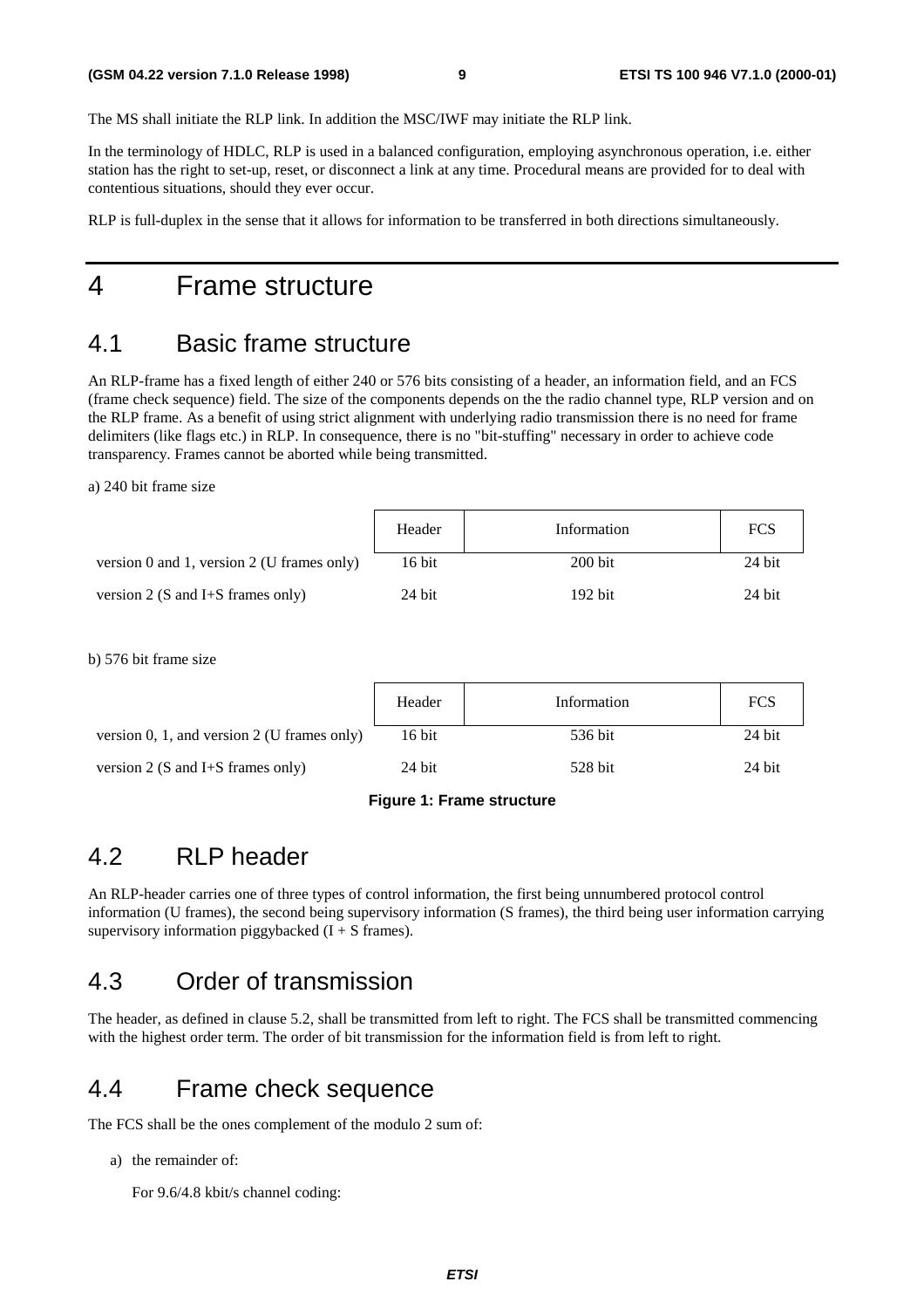The MS shall initiate the RLP link. In addition the MSC/IWF may initiate the RLP link.

In the terminology of HDLC, RLP is used in a balanced configuration, employing asynchronous operation, i.e. either station has the right to set-up, reset, or disconnect a link at any time. Procedural means are provided for to deal with contentious situations, should they ever occur.

RLP is full-duplex in the sense that it allows for information to be transferred in both directions simultaneously.

# 4 Frame structure

## 4.1 Basic frame structure

An RLP-frame has a fixed length of either 240 or 576 bits consisting of a header, an information field, and an FCS (frame check sequence) field. The size of the components depends on the the radio channel type, RLP version and on the RLP frame. As a benefit of using strict alignment with underlying radio transmission there is no need for frame delimiters (like flags etc.) in RLP. In consequence, there is no "bit-stuffing" necessary in order to achieve code transparency. Frames cannot be aborted while being transmitted.

a) 240 bit frame size

| | Header | Information | FCS |
|---|---|---|---|
| version 0 and 1, version 2 (U frames only) | 16 bit | 200 bit | 24 bit |
| version 2 (S and I+S frames only) | 24 bit | 192 bit | 24 bit |

b) 576 bit frame size

| | Header | Information | FCS |
|---|---|---|---|
| version 0, 1, and version 2 (U frames only) | 16 bit | 536 bit | 24 bit |
| version 2 (S and I+S frames only) | 24 bit | 528 bit | 24 bit |

**Figure 1: Frame structure**

## 4.2 RLP header

An RLP-header carries one of three types of control information, the first being unnumbered protocol control information (U frames), the second being supervisory information (S frames), the third being user information carrying supervisory information piggybacked (I + S frames).

## 4.3 Order of transmission

The header, as defined in clause 5.2, shall be transmitted from left to right. The FCS shall be transmitted commencing with the highest order term. The order of bit transmission for the information field is from left to right.

## 4.4 Frame check sequence

The FCS shall be the ones complement of the modulo 2 sum of:

a) the remainder of:

For 9.6/4.8 kbit/s channel coding: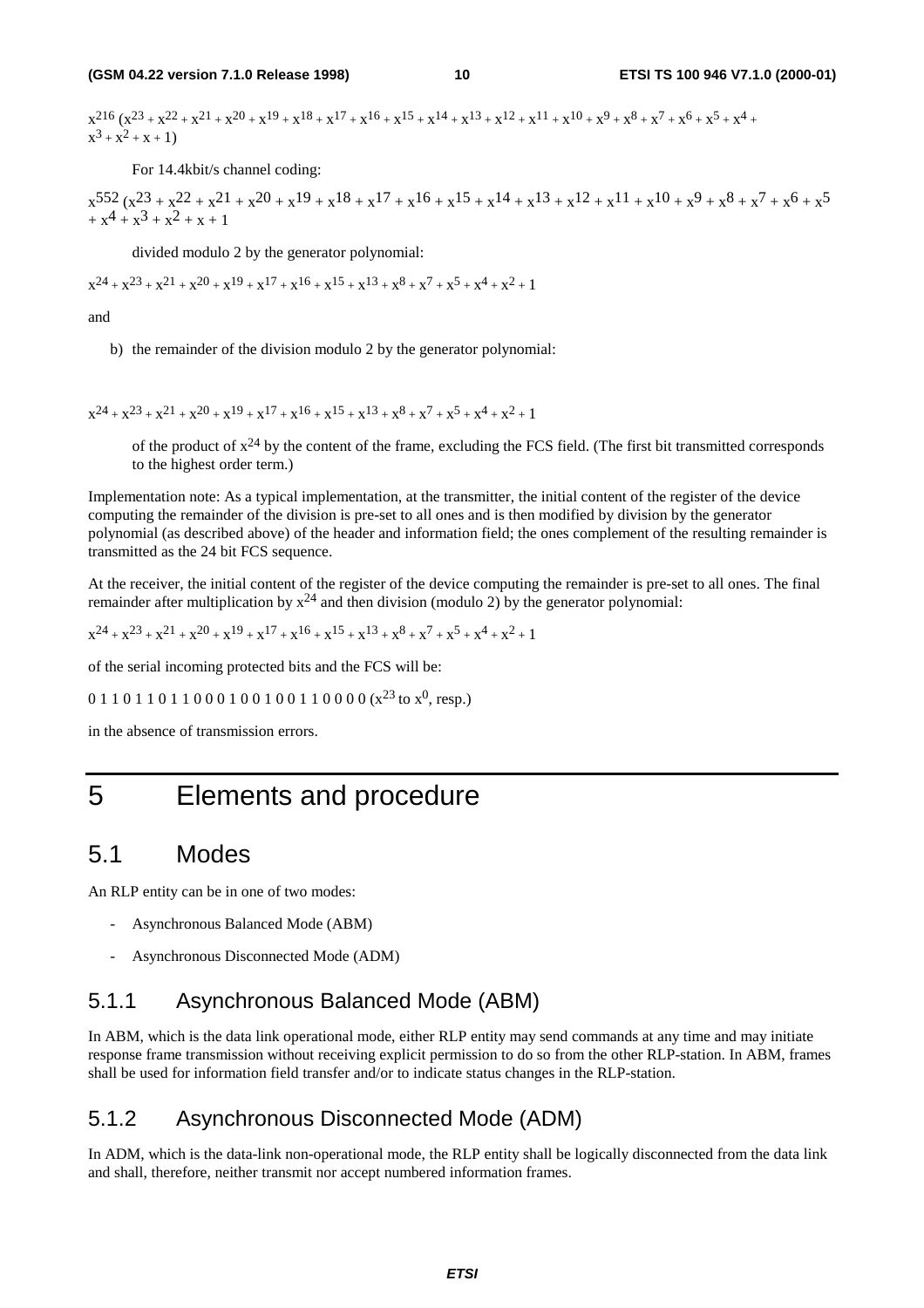$x^{216} (x^{23} + x^{22} + x^{21} + x^{20} + x^{19} + x^{18} + x^{17} + x^{16} + x^{15} + x^{14} + x^{13} + x^{12} + x^{11} + x^{10} + x^9 + x^8 + x^7 + x^6 + x^5 + x^4 + x^3 + x^2 + x + 1)$

For 14.4kbit/s channel coding:

$x^{552} (x^{23} + x^{22} + x^{21} + x^{20} + x^{19} + x^{18} + x^{17} + x^{16} + x^{15} + x^{14} + x^{13} + x^{12} + x^{11} + x^{10} + x^9 + x^8 + x^7 + x^6 + x^5 + x^4 + x^3 + x^2 + x + 1$

divided modulo 2 by the generator polynomial:

$x^{24} + x^{23} + x^{21} + x^{20} + x^{19} + x^{17} + x^{16} + x^{15} + x^{13} + x^8 + x^7 + x^5 + x^4 + x^2 + 1$

and

b) the remainder of the division modulo 2 by the generator polynomial:

$x^{24} + x^{23} + x^{21} + x^{20} + x^{19} + x^{17} + x^{16} + x^{15} + x^{13} + x^8 + x^7 + x^5 + x^4 + x^2 + 1$

of the product of $x^{24}$ by the content of the frame, excluding the FCS field. (The first bit transmitted corresponds to the highest order term.)

Implementation note: As a typical implementation, at the transmitter, the initial content of the register of the device computing the remainder of the division is pre-set to all ones and is then modified by division by the generator polynomial (as described above) of the header and information field; the ones complement of the resulting remainder is transmitted as the 24 bit FCS sequence.

At the receiver, the initial content of the register of the device computing the remainder is pre-set to all ones. The final remainder after multiplication by $x^{24}$ and then division (modulo 2) by the generator polynomial:

$x^{24} + x^{23} + x^{21} + x^{20} + x^{19} + x^{17} + x^{16} + x^{15} + x^{13} + x^8 + x^7 + x^5 + x^4 + x^2 + 1$

of the serial incoming protected bits and the FCS will be:

0 1 1 0 1 1 0 1 1 0 0 0 1 0 0 1 0 0 1 1 0 0 0 0 ($x^{23}$ to $x^0$, resp.)

in the absence of transmission errors.

# 5 Elements and procedure

## 5.1 Modes

An RLP entity can be in one of two modes:

- Asynchronous Balanced Mode (ABM)
- Asynchronous Disconnected Mode (ADM)

### 5.1.1 Asynchronous Balanced Mode (ABM)

In ABM, which is the data link operational mode, either RLP entity may send commands at any time and may initiate response frame transmission without receiving explicit permission to do so from the other RLP-station. In ABM, frames shall be used for information field transfer and/or to indicate status changes in the RLP-station.

### 5.1.2 Asynchronous Disconnected Mode (ADM)

In ADM, which is the data-link non-operational mode, the RLP entity shall be logically disconnected from the data link and shall, therefore, neither transmit nor accept numbered information frames.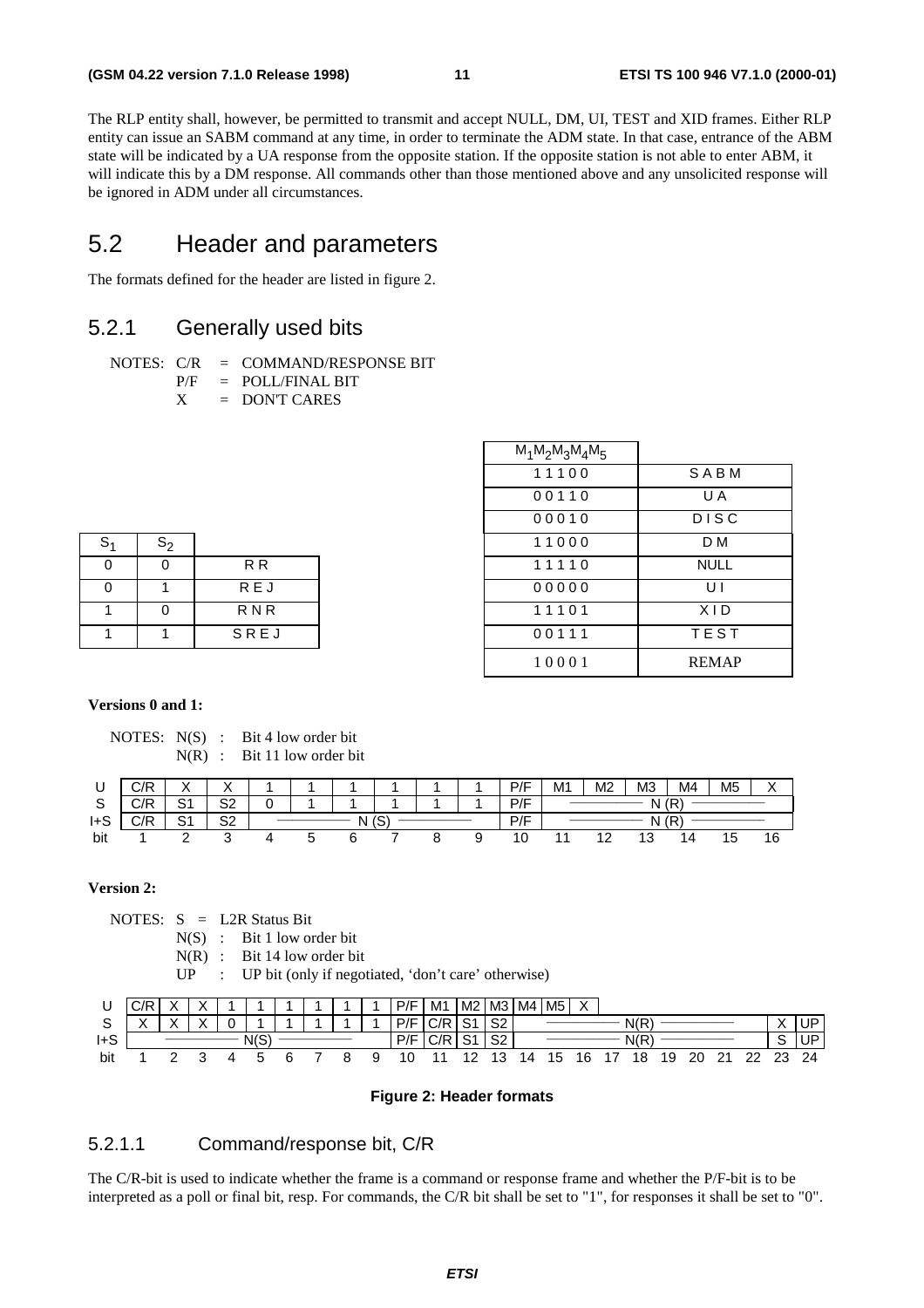The RLP entity shall, however, be permitted to transmit and accept NULL, DM, UI, TEST and XID frames. Either RLP entity can issue an SABM command at any time, in order to terminate the ADM state. In that case, entrance of the ABM state will be indicated by a UA response from the opposite station. If the opposite station is not able to enter ABM, it will indicate this by a DM response. All commands other than those mentioned above and any unsolicited response will be ignored in ADM under all circumstances.

## 5.2 Header and parameters

The formats defined for the header are listed in figure 2.

### 5.2.1 Generally used bits

NOTES: C/R = COMMAND/RESPONSE BIT
P/F = POLL/FINAL BIT
X = DON'T CARES

| $S_1$ | $S_2$ | |
|---|---|---|
| 0 | 0 | R R |
| 0 | 1 | R E J |
| 1 | 0 | R N R |
| 1 | 1 | S R E J |

| $M_1M_2M_3M_4M_5$ | |
|---|---|
| 1 1 1 0 0 | S A B M |
| 0 0 1 1 0 | U A |
| 0 0 0 1 0 | D I S C |
| 1 1 0 0 0 | D M |
| 1 1 1 1 0 | NULL |
| 0 0 0 0 0 | U I |
| 1 1 1 0 1 | X I D |
| 0 0 1 1 1 | T E S T |
| 1 0 0 0 1 | REMAP |

**Versions 0 and 1:**

NOTES: N(S) : Bit 4 low order bit
N(R) : Bit 11 low order bit

| | | | | | | | | | | | | | | | | |
|---|---|---|---|---|---|---|---|---|---|---|---|---|---|---|---|---|
| U | C/R | X | X | 1 | 1 | 1 | 1 | 1 | 1 | P/F | M1 | M2 | M3 | M4 | M5 | X |
| S | C/R | S1 | S2 | 0 | 1 | 1 | 1 | 1 | 1 | P/F | N (R) | | | | | |
| I+S | C/R | S1 | S2 | N (S) | | | | | | P/F | N (R) | | | | | |
| bit | 1 | 2 | 3 | 4 | 5 | 6 | 7 | 8 | 9 | 10 | 11 | 12 | 13 | 14 | 15 | 16 |

**Version 2:**

NOTES: S = L2R Status Bit
N(S) : Bit 1 low order bit
N(R) : Bit 14 low order bit
UP : UP bit (only if negotiated, 'don't care' otherwise)

| | | | | | | | | | | | | | | | | | | | | | | | | |
|---|---|---|---|---|---|---|---|---|---|---|---|---|---|---|---|---|---|---|---|---|---|---|---|---|
| U | C/R | X | X | 1 | 1 | 1 | 1 | 1 | 1 | P/F | M1 | M2 | M3 | M4 | M5 | X | | | | | | | | |
| S | X | X | X | 0 | 1 | 1 | 1 | 1 | 1 | P/F | C/R | S1 | S2 | N(R) | | | | | | | | | X | UP |
| I+S | N(S) | | | | | | | | | P/F | C/R | S1 | S2 | N(R) | | | | | | | | | S | UP |
| bit | 1 | 2 | 3 | 4 | 5 | 6 | 7 | 8 | 9 | 10 | 11 | 12 | 13 | 14 | 15 | 16 | 17 | 18 | 19 | 20 | 21 | 22 | 23 | 24 |

**Figure 2: Header formats**

#### 5.2.1.1 Command/response bit, C/R

The C/R-bit is used to indicate whether the frame is a command or response frame and whether the P/F-bit is to be interpreted as a poll or final bit, resp. For commands, the C/R bit shall be set to "1", for responses it shall be set to "0".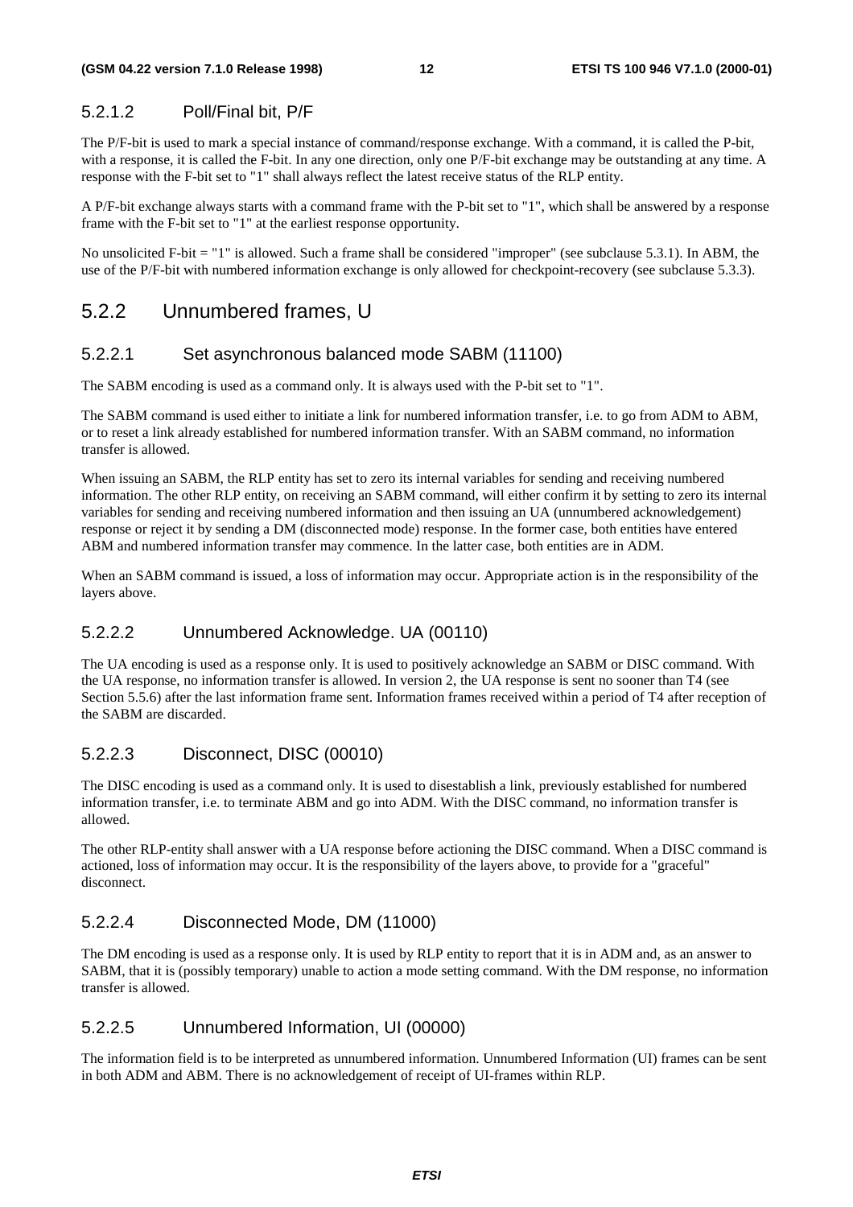#### 5.2.1.2 Poll/Final bit, P/F

The P/F-bit is used to mark a special instance of command/response exchange. With a command, it is called the P-bit, with a response, it is called the F-bit. In any one direction, only one P/F-bit exchange may be outstanding at any time. A response with the F-bit set to "1" shall always reflect the latest receive status of the RLP entity.

A P/F-bit exchange always starts with a command frame with the P-bit set to "1", which shall be answered by a response frame with the F-bit set to "1" at the earliest response opportunity.

No unsolicited F-bit = "1" is allowed. Such a frame shall be considered "improper" (see subclause 5.3.1). In ABM, the use of the P/F-bit with numbered information exchange is only allowed for checkpoint-recovery (see subclause 5.3.3).

### 5.2.2 Unnumbered frames, U

#### 5.2.2.1 Set asynchronous balanced mode SABM (11100)

The SABM encoding is used as a command only. It is always used with the P-bit set to "1".

The SABM command is used either to initiate a link for numbered information transfer, i.e. to go from ADM to ABM, or to reset a link already established for numbered information transfer. With an SABM command, no information transfer is allowed.

When issuing an SABM, the RLP entity has set to zero its internal variables for sending and receiving numbered information. The other RLP entity, on receiving an SABM command, will either confirm it by setting to zero its internal variables for sending and receiving numbered information and then issuing an UA (unnumbered acknowledgement) response or reject it by sending a DM (disconnected mode) response. In the former case, both entities have entered ABM and numbered information transfer may commence. In the latter case, both entities are in ADM.

When an SABM command is issued, a loss of information may occur. Appropriate action is in the responsibility of the layers above.

#### 5.2.2.2 Unnumbered Acknowledge. UA (00110)

The UA encoding is used as a response only. It is used to positively acknowledge an SABM or DISC command. With the UA response, no information transfer is allowed. In version 2, the UA response is sent no sooner than T4 (see Section 5.5.6) after the last information frame sent. Information frames received within a period of T4 after reception of the SABM are discarded.

#### 5.2.2.3 Disconnect, DISC (00010)

The DISC encoding is used as a command only. It is used to disestablish a link, previously established for numbered information transfer, i.e. to terminate ABM and go into ADM. With the DISC command, no information transfer is allowed.

The other RLP-entity shall answer with a UA response before actioning the DISC command. When a DISC command is actioned, loss of information may occur. It is the responsibility of the layers above, to provide for a "graceful" disconnect.

#### 5.2.2.4 Disconnected Mode, DM (11000)

The DM encoding is used as a response only. It is used by RLP entity to report that it is in ADM and, as an answer to SABM, that it is (possibly temporary) unable to action a mode setting command. With the DM response, no information transfer is allowed.

#### 5.2.2.5 Unnumbered Information, UI (00000)

The information field is to be interpreted as unnumbered information. Unnumbered Information (UI) frames can be sent in both ADM and ABM. There is no acknowledgement of receipt of UI-frames within RLP.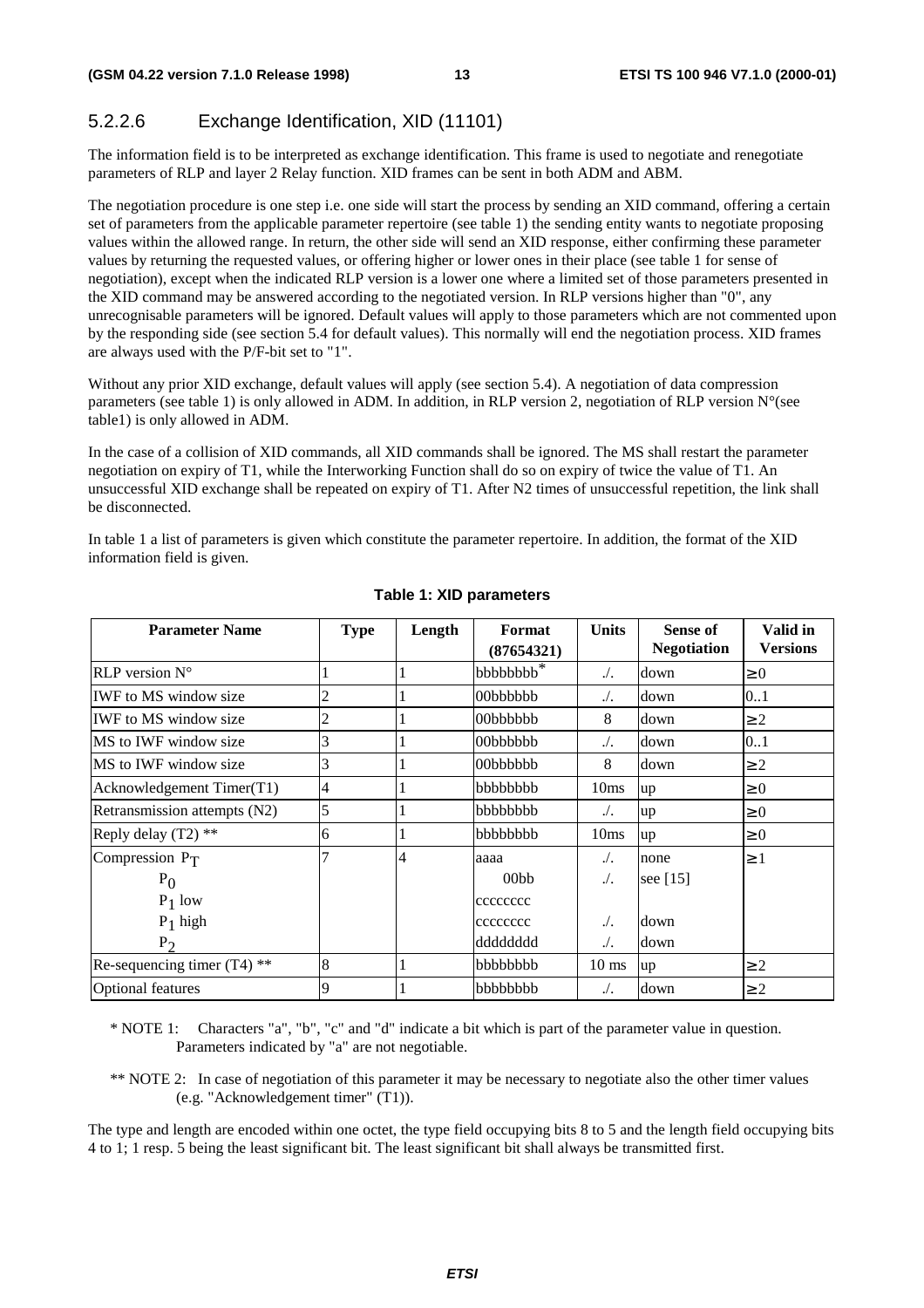### 5.2.2.6 Exchange Identification, XID (11101)

The information field is to be interpreted as exchange identification. This frame is used to negotiate and renegotiate parameters of RLP and layer 2 Relay function. XID frames can be sent in both ADM and ABM.

The negotiation procedure is one step i.e. one side will start the process by sending an XID command, offering a certain set of parameters from the applicable parameter repertoire (see table 1) the sending entity wants to negotiate proposing values within the allowed range. In return, the other side will send an XID response, either confirming these parameter values by returning the requested values, or offering higher or lower ones in their place (see table 1 for sense of negotiation), except when the indicated RLP version is a lower one where a limited set of those parameters presented in the XID command may be answered according to the negotiated version. In RLP versions higher than "0", any unrecognisable parameters will be ignored. Default values will apply to those parameters which are not commented upon by the responding side (see section 5.4 for default values). This normally will end the negotiation process. XID frames are always used with the P/F-bit set to "1".

Without any prior XID exchange, default values will apply (see section 5.4). A negotiation of data compression parameters (see table 1) is only allowed in ADM. In addition, in RLP version 2, negotiation of RLP version N°(see table1) is only allowed in ADM.

In the case of a collision of XID commands, all XID commands shall be ignored. The MS shall restart the parameter negotiation on expiry of T1, while the Interworking Function shall do so on expiry of twice the value of T1. An unsuccessful XID exchange shall be repeated on expiry of T1. After N2 times of unsuccessful repetition, the link shall be disconnected.

In table 1 a list of parameters is given which constitute the parameter repertoire. In addition, the format of the XID information field is given.

**Table 1: XID parameters**

| Parameter Name | Type | Length | Format (87654321) | Units | Sense of Negotiation | Valid in Versions |
|---|---|---|---|---|---|---|
| RLP version N° | 1 | 1 | bbbbbbbb* | ./. | down | ≥ 0 |
| IWF to MS window size | 2 | 1 | 00bbbbbb | ./. | down | 0..1 |
| IWF to MS window size | 2 | 1 | 00bbbbbb | 8 | down | ≥ 2 |
| MS to IWF window size | 3 | 1 | 00bbbbbb | ./. | down | 0..1 |
| MS to IWF window size | 3 | 1 | 00bbbbbb | 8 | down | ≥ 2 |
| Acknowledgement Timer(T1) | 4 | 1 | bbbbbbbb | 10ms | up | ≥ 0 |
| Retransmission attempts (N2) | 5 | 1 | bbbbbbbb | ./. | up | ≥ 0 |
| Reply delay (T2) ** | 6 | 1 | bbbbbbbb | 10ms | up | ≥ 0 |
| Compression $P_T$ | 7 | 4 | aaaa | ./. | none | ≥ 1 |
| $P_0$ | | | 00bb | ./. | see [15] | |
| $P_1$ low | | | cccccccc | | | |
| $P_1$ high | | | cccccccc | ./. | down | |
| $P_2$ | | | dddddddd | ./. | down | |
| Re-sequencing timer (T4) ** | 8 | 1 | bbbbbbbb | 10 ms | up | ≥ 2 |
| Optional features | 9 | 1 | bbbbbbbb | ./. | down | ≥ 2 |

\* NOTE 1: Characters "a", "b", "c" and "d" indicate a bit which is part of the parameter value in question. Parameters indicated by "a" are not negotiable.

** NOTE 2: In case of negotiation of this parameter it may be necessary to negotiate also the other timer values (e.g. "Acknowledgement timer" (T1)).

The type and length are encoded within one octet, the type field occupying bits 8 to 5 and the length field occupying bits 4 to 1; 1 resp. 5 being the least significant bit. The least significant bit shall always be transmitted first.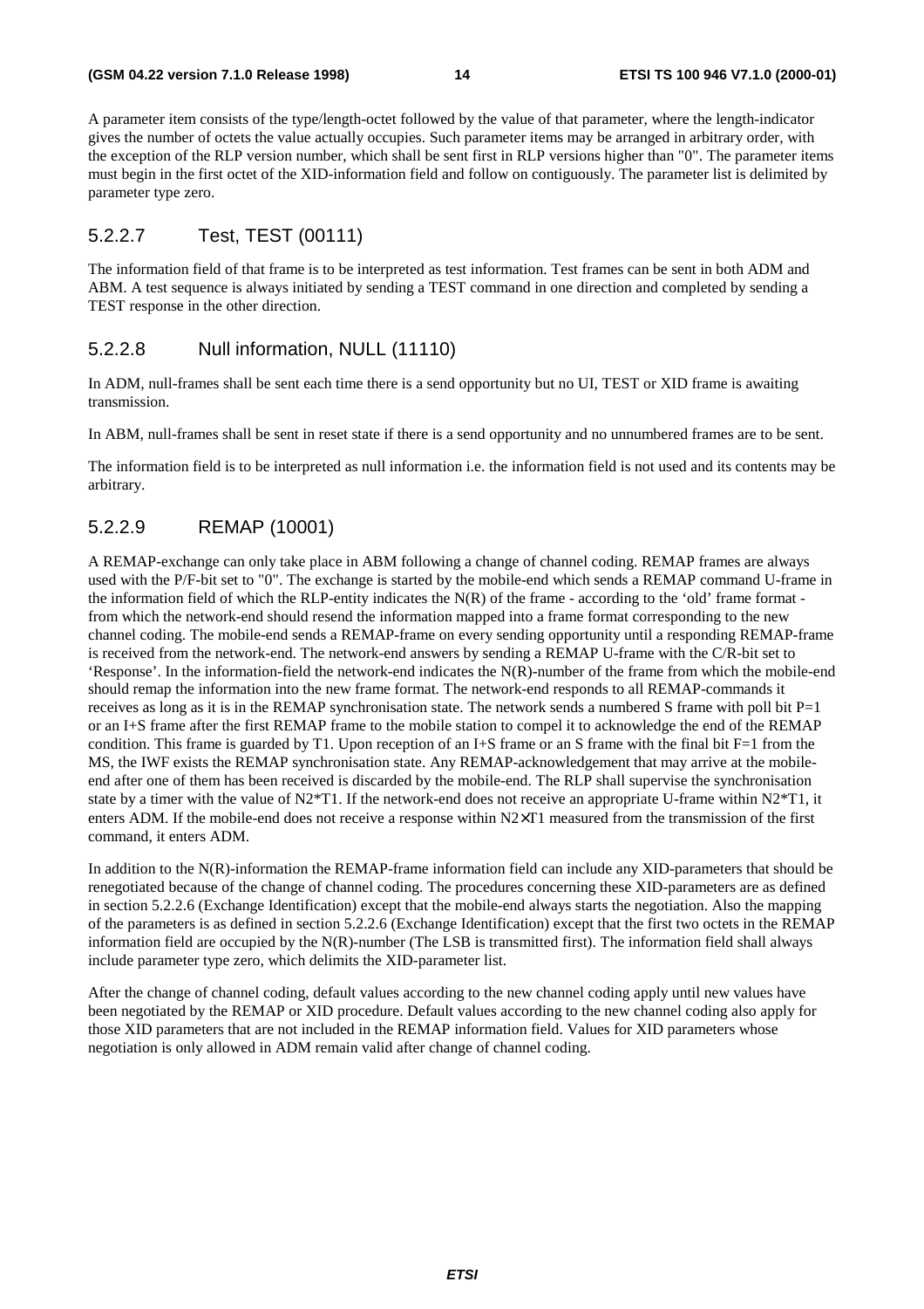A parameter item consists of the type/length-octet followed by the value of that parameter, where the length-indicator gives the number of octets the value actually occupies. Such parameter items may be arranged in arbitrary order, with the exception of the RLP version number, which shall be sent first in RLP versions higher than "0". The parameter items must begin in the first octet of the XID-information field and follow on contiguously. The parameter list is delimited by parameter type zero.

### 5.2.2.7 Test, TEST (00111)

The information field of that frame is to be interpreted as test information. Test frames can be sent in both ADM and ABM. A test sequence is always initiated by sending a TEST command in one direction and completed by sending a TEST response in the other direction.

### 5.2.2.8 Null information, NULL (11110)

In ADM, null-frames shall be sent each time there is a send opportunity but no UI, TEST or XID frame is awaiting transmission.

In ABM, null-frames shall be sent in reset state if there is a send opportunity and no unnumbered frames are to be sent.

The information field is to be interpreted as null information i.e. the information field is not used and its contents may be arbitrary.

### 5.2.2.9 REMAP (10001)

A REMAP-exchange can only take place in ABM following a change of channel coding. REMAP frames are always used with the P/F-bit set to "0". The exchange is started by the mobile-end which sends a REMAP command U-frame in the information field of which the RLP-entity indicates the N(R) of the frame - according to the 'old' frame format - from which the network-end should resend the information mapped into a frame format corresponding to the new channel coding. The mobile-end sends a REMAP-frame on every sending opportunity until a responding REMAP-frame is received from the network-end. The network-end answers by sending a REMAP U-frame with the C/R-bit set to 'Response'. In the information-field the network-end indicates the N(R)-number of the frame from which the mobile-end should remap the information into the new frame format. The network-end responds to all REMAP-commands it receives as long as it is in the REMAP synchronisation state. The network sends a numbered S frame with poll bit P=1 or an I+S frame after the first REMAP frame to the mobile station to compel it to acknowledge the end of the REMAP condition. This frame is guarded by T1. Upon reception of an I+S frame or an S frame with the final bit F=1 from the MS, the IWF exists the REMAP synchronisation state. Any REMAP-acknowledgement that may arrive at the mobile-end after one of them has been received is discarded by the mobile-end. The RLP shall supervise the synchronisation state by a timer with the value of N2*T1. If the network-end does not receive an appropriate U-frame within N2*T1, it enters ADM. If the mobile-end does not receive a response within N2×T1 measured from the transmission of the first command, it enters ADM.

In addition to the N(R)-information the REMAP-frame information field can include any XID-parameters that should be renegotiated because of the change of channel coding. The procedures concerning these XID-parameters are as defined in section 5.2.2.6 (Exchange Identification) except that the mobile-end always starts the negotiation. Also the mapping of the parameters is as defined in section 5.2.2.6 (Exchange Identification) except that the first two octets in the REMAP information field are occupied by the N(R)-number (The LSB is transmitted first). The information field shall always include parameter type zero, which delimits the XID-parameter list.

After the change of channel coding, default values according to the new channel coding apply until new values have been negotiated by the REMAP or XID procedure. Default values according to the new channel coding also apply for those XID parameters that are not included in the REMAP information field. Values for XID parameters whose negotiation is only allowed in ADM remain valid after change of channel coding.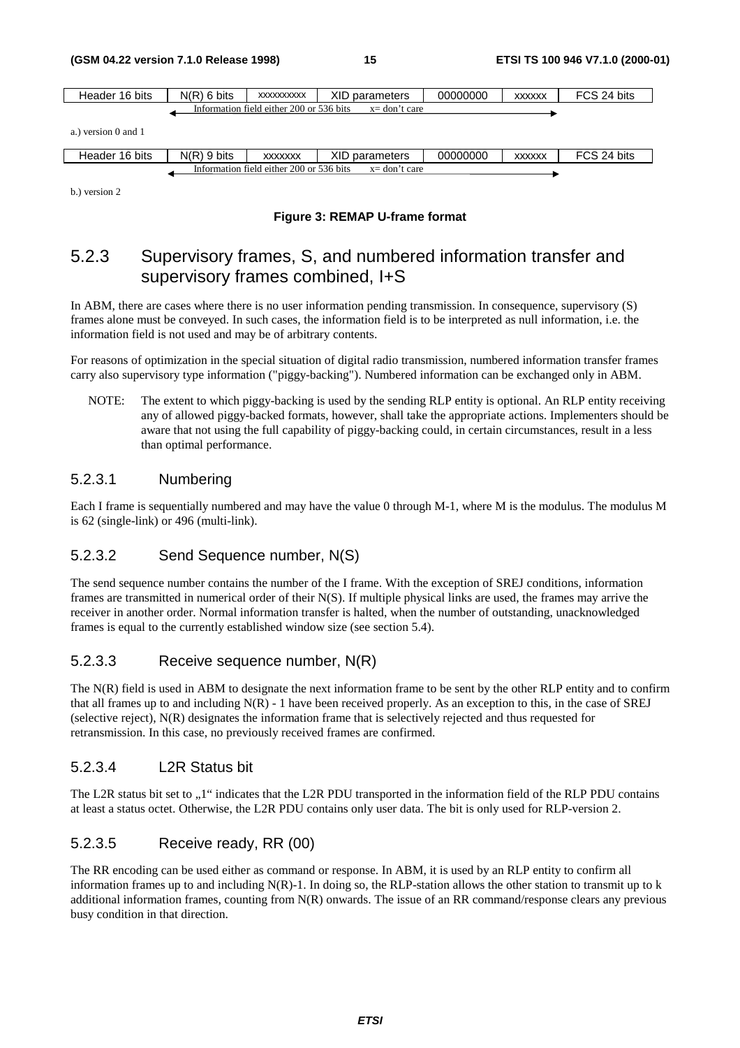| Header 16 bits | N(R) 6 bits | xxxxxxxxxx | XID parameters | 00000000 | xxxxxx | FCS 24 bits |
|---|---|---|---|---|---|---|
| | Information field either 200 or 536 bits | | x= don't care | | | |

a.) version 0 and 1

| Header 16 bits | N(R) 9 bits | xxxxxxx | XID parameters | 00000000 | xxxxxx | FCS 24 bits |
|---|---|---|---|---|---|---|
| | Information field either 200 or 536 bits | | x= don't care | | | |

b.) version 2

**Figure 3: REMAP U-frame format**

### 5.2.3 Supervisory frames, S, and numbered information transfer and supervisory frames combined, I+S

In ABM, there are cases where there is no user information pending transmission. In consequence, supervisory (S) frames alone must be conveyed. In such cases, the information field is to be interpreted as null information, i.e. the information field is not used and may be of arbitrary contents.

For reasons of optimization in the special situation of digital radio transmission, numbered information transfer frames carry also supervisory type information ("piggy-backing"). Numbered information can be exchanged only in ABM.

NOTE: The extent to which piggy-backing is used by the sending RLP entity is optional. An RLP entity receiving any of allowed piggy-backed formats, however, shall take the appropriate actions. Implementers should be aware that not using the full capability of piggy-backing could, in certain circumstances, result in a less than optimal performance.

#### 5.2.3.1 Numbering

Each I frame is sequentially numbered and may have the value 0 through M-1, where M is the modulus. The modulus M is 62 (single-link) or 496 (multi-link).

#### 5.2.3.2 Send Sequence number, N(S)

The send sequence number contains the number of the I frame. With the exception of SREJ conditions, information frames are transmitted in numerical order of their N(S). If multiple physical links are used, the frames may arrive the receiver in another order. Normal information transfer is halted, when the number of outstanding, unacknowledged frames is equal to the currently established window size (see section 5.4).

#### 5.2.3.3 Receive sequence number, N(R)

The N(R) field is used in ABM to designate the next information frame to be sent by the other RLP entity and to confirm that all frames up to and including N(R) - 1 have been received properly. As an exception to this, in the case of SREJ (selective reject), N(R) designates the information frame that is selectively rejected and thus requested for retransmission. In this case, no previously received frames are confirmed.

#### 5.2.3.4 L2R Status bit

The L2R status bit set to „1" indicates that the L2R PDU transported in the information field of the RLP PDU contains at least a status octet. Otherwise, the L2R PDU contains only user data. The bit is only used for RLP-version 2.

#### 5.2.3.5 Receive ready, RR (00)

The RR encoding can be used either as command or response. In ABM, it is used by an RLP entity to confirm all information frames up to and including N(R)-1. In doing so, the RLP-station allows the other station to transmit up to k additional information frames, counting from N(R) onwards. The issue of an RR command/response clears any previous busy condition in that direction.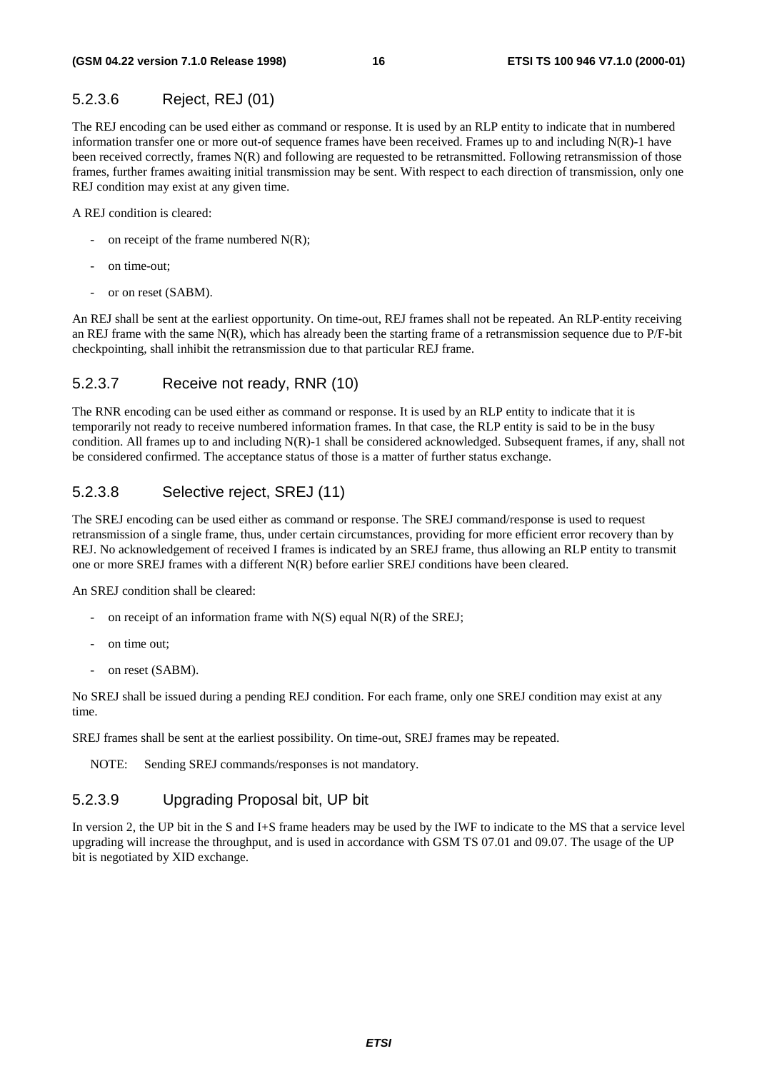#### 5.2.3.6 Reject, REJ (01)

The REJ encoding can be used either as command or response. It is used by an RLP entity to indicate that in numbered information transfer one or more out-of sequence frames have been received. Frames up to and including N(R)-1 have been received correctly, frames N(R) and following are requested to be retransmitted. Following retransmission of those frames, further frames awaiting initial transmission may be sent. With respect to each direction of transmission, only one REJ condition may exist at any given time.

A REJ condition is cleared:

- on receipt of the frame numbered N(R);
- on time-out;
- or on reset (SABM).

An REJ shall be sent at the earliest opportunity. On time-out, REJ frames shall not be repeated. An RLP-entity receiving an REJ frame with the same N(R), which has already been the starting frame of a retransmission sequence due to P/F-bit checkpointing, shall inhibit the retransmission due to that particular REJ frame.

#### 5.2.3.7 Receive not ready, RNR (10)

The RNR encoding can be used either as command or response. It is used by an RLP entity to indicate that it is temporarily not ready to receive numbered information frames. In that case, the RLP entity is said to be in the busy condition. All frames up to and including N(R)-1 shall be considered acknowledged. Subsequent frames, if any, shall not be considered confirmed. The acceptance status of those is a matter of further status exchange.

#### 5.2.3.8 Selective reject, SREJ (11)

The SREJ encoding can be used either as command or response. The SREJ command/response is used to request retransmission of a single frame, thus, under certain circumstances, providing for more efficient error recovery than by REJ. No acknowledgement of received I frames is indicated by an SREJ frame, thus allowing an RLP entity to transmit one or more SREJ frames with a different N(R) before earlier SREJ conditions have been cleared.

An SREJ condition shall be cleared:

- on receipt of an information frame with N(S) equal N(R) of the SREJ;
- on time out;
- on reset (SABM).

No SREJ shall be issued during a pending REJ condition. For each frame, only one SREJ condition may exist at any time.

SREJ frames shall be sent at the earliest possibility. On time-out, SREJ frames may be repeated.

NOTE: Sending SREJ commands/responses is not mandatory.

#### 5.2.3.9 Upgrading Proposal bit, UP bit

In version 2, the UP bit in the S and I+S frame headers may be used by the IWF to indicate to the MS that a service level upgrading will increase the throughput, and is used in accordance with GSM TS 07.01 and 09.07. The usage of the UP bit is negotiated by XID exchange.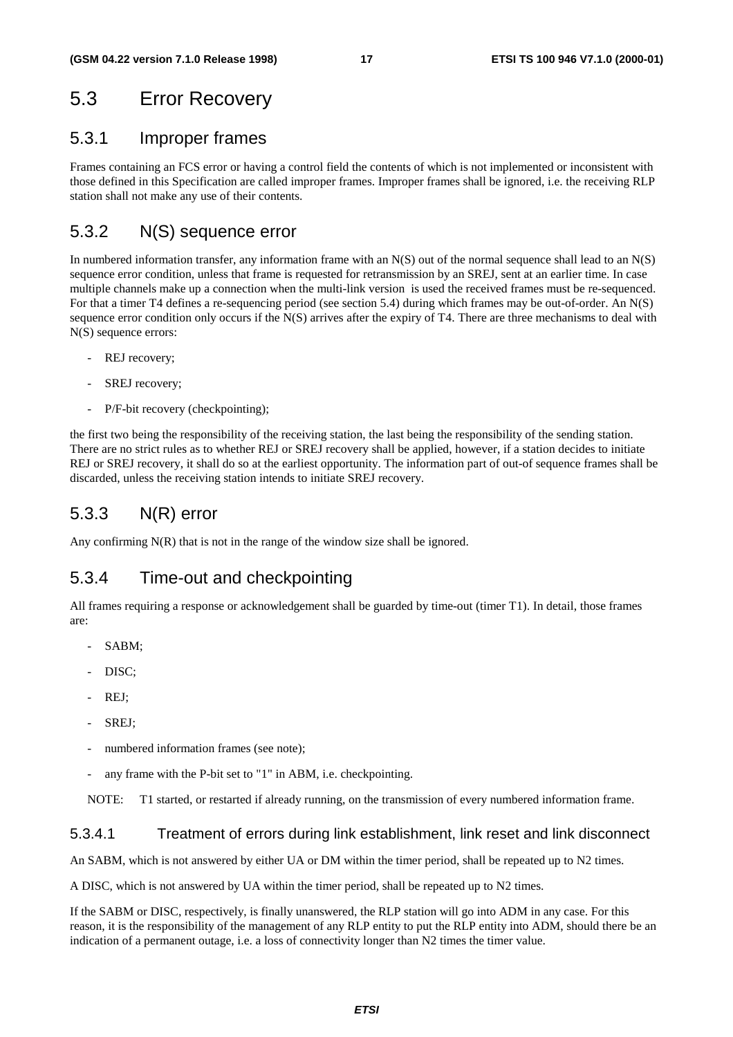## 5.3 Error Recovery

### 5.3.1 Improper frames

Frames containing an FCS error or having a control field the contents of which is not implemented or inconsistent with those defined in this Specification are called improper frames. Improper frames shall be ignored, i.e. the receiving RLP station shall not make any use of their contents.

### 5.3.2 N(S) sequence error

In numbered information transfer, any information frame with an N(S) out of the normal sequence shall lead to an N(S) sequence error condition, unless that frame is requested for retransmission by an SREJ, sent at an earlier time. In case multiple channels make up a connection when the multi-link version is used the received frames must be re-sequenced. For that a timer T4 defines a re-sequencing period (see section 5.4) during which frames may be out-of-order. An N(S) sequence error condition only occurs if the N(S) arrives after the expiry of T4. There are three mechanisms to deal with N(S) sequence errors:

- REJ recovery;
- SREJ recovery;
- P/F-bit recovery (checkpointing);

the first two being the responsibility of the receiving station, the last being the responsibility of the sending station. There are no strict rules as to whether REJ or SREJ recovery shall be applied, however, if a station decides to initiate REJ or SREJ recovery, it shall do so at the earliest opportunity. The information part of out-of sequence frames shall be discarded, unless the receiving station intends to initiate SREJ recovery.

### 5.3.3 N(R) error

Any confirming N(R) that is not in the range of the window size shall be ignored.

### 5.3.4 Time-out and checkpointing

All frames requiring a response or acknowledgement shall be guarded by time-out (timer T1). In detail, those frames are:

- SABM;
- DISC;
- REJ;
- SREJ;
- numbered information frames (see note);
- any frame with the P-bit set to "1" in ABM, i.e. checkpointing.

NOTE: T1 started, or restarted if already running, on the transmission of every numbered information frame.

#### 5.3.4.1 Treatment of errors during link establishment, link reset and link disconnect

An SABM, which is not answered by either UA or DM within the timer period, shall be repeated up to N2 times.

A DISC, which is not answered by UA within the timer period, shall be repeated up to N2 times.

If the SABM or DISC, respectively, is finally unanswered, the RLP station will go into ADM in any case. For this reason, it is the responsibility of the management of any RLP entity to put the RLP entity into ADM, should there be an indication of a permanent outage, i.e. a loss of connectivity longer than N2 times the timer value.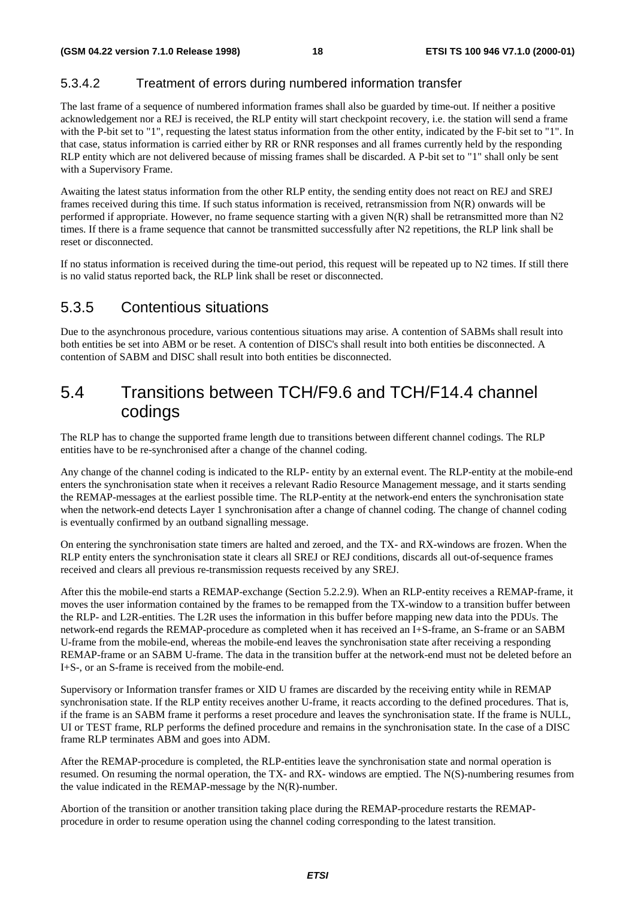#### 5.3.4.2 Treatment of errors during numbered information transfer

The last frame of a sequence of numbered information frames shall also be guarded by time-out. If neither a positive acknowledgement nor a REJ is received, the RLP entity will start checkpoint recovery, i.e. the station will send a frame with the P-bit set to "1", requesting the latest status information from the other entity, indicated by the F-bit set to "1". In that case, status information is carried either by RR or RNR responses and all frames currently held by the responding RLP entity which are not delivered because of missing frames shall be discarded. A P-bit set to "1" shall only be sent with a Supervisory Frame.

Awaiting the latest status information from the other RLP entity, the sending entity does not react on REJ and SREJ frames received during this time. If such status information is received, retransmission from N(R) onwards will be performed if appropriate. However, no frame sequence starting with a given N(R) shall be retransmitted more than N2 times. If there is a frame sequence that cannot be transmitted successfully after N2 repetitions, the RLP link shall be reset or disconnected.

If no status information is received during the time-out period, this request will be repeated up to N2 times. If still there is no valid status reported back, the RLP link shall be reset or disconnected.

### 5.3.5 Contentious situations

Due to the asynchronous procedure, various contentious situations may arise. A contention of SABMs shall result into both entities be set into ABM or be reset. A contention of DISC's shall result into both entities be disconnected. A contention of SABM and DISC shall result into both entities be disconnected.

## 5.4 Transitions between TCH/F9.6 and TCH/F14.4 channel codings

The RLP has to change the supported frame length due to transitions between different channel codings. The RLP entities have to be re-synchronised after a change of the channel coding.

Any change of the channel coding is indicated to the RLP- entity by an external event. The RLP-entity at the mobile-end enters the synchronisation state when it receives a relevant Radio Resource Management message, and it starts sending the REMAP-messages at the earliest possible time. The RLP-entity at the network-end enters the synchronisation state when the network-end detects Layer 1 synchronisation after a change of channel coding. The change of channel coding is eventually confirmed by an outband signalling message.

On entering the synchronisation state timers are halted and zeroed, and the TX- and RX-windows are frozen. When the RLP entity enters the synchronisation state it clears all SREJ or REJ conditions, discards all out-of-sequence frames received and clears all previous re-transmission requests received by any SREJ.

After this the mobile-end starts a REMAP-exchange (Section 5.2.2.9). When an RLP-entity receives a REMAP-frame, it moves the user information contained by the frames to be remapped from the TX-window to a transition buffer between the RLP- and L2R-entities. The L2R uses the information in this buffer before mapping new data into the PDUs. The network-end regards the REMAP-procedure as completed when it has received an I+S-frame, an S-frame or an SABM U-frame from the mobile-end, whereas the mobile-end leaves the synchronisation state after receiving a responding REMAP-frame or an SABM U-frame. The data in the transition buffer at the network-end must not be deleted before an I+S-, or an S-frame is received from the mobile-end.

Supervisory or Information transfer frames or XID U frames are discarded by the receiving entity while in REMAP synchronisation state. If the RLP entity receives another U-frame, it reacts according to the defined procedures. That is, if the frame is an SABM frame it performs a reset procedure and leaves the synchronisation state. If the frame is NULL, UI or TEST frame, RLP performs the defined procedure and remains in the synchronisation state. In the case of a DISC frame RLP terminates ABM and goes into ADM.

After the REMAP-procedure is completed, the RLP-entities leave the synchronisation state and normal operation is resumed. On resuming the normal operation, the TX- and RX- windows are emptied. The N(S)-numbering resumes from the value indicated in the REMAP-message by the N(R)-number.

Abortion of the transition or another transition taking place during the REMAP-procedure restarts the REMAP-procedure in order to resume operation using the channel coding corresponding to the latest transition.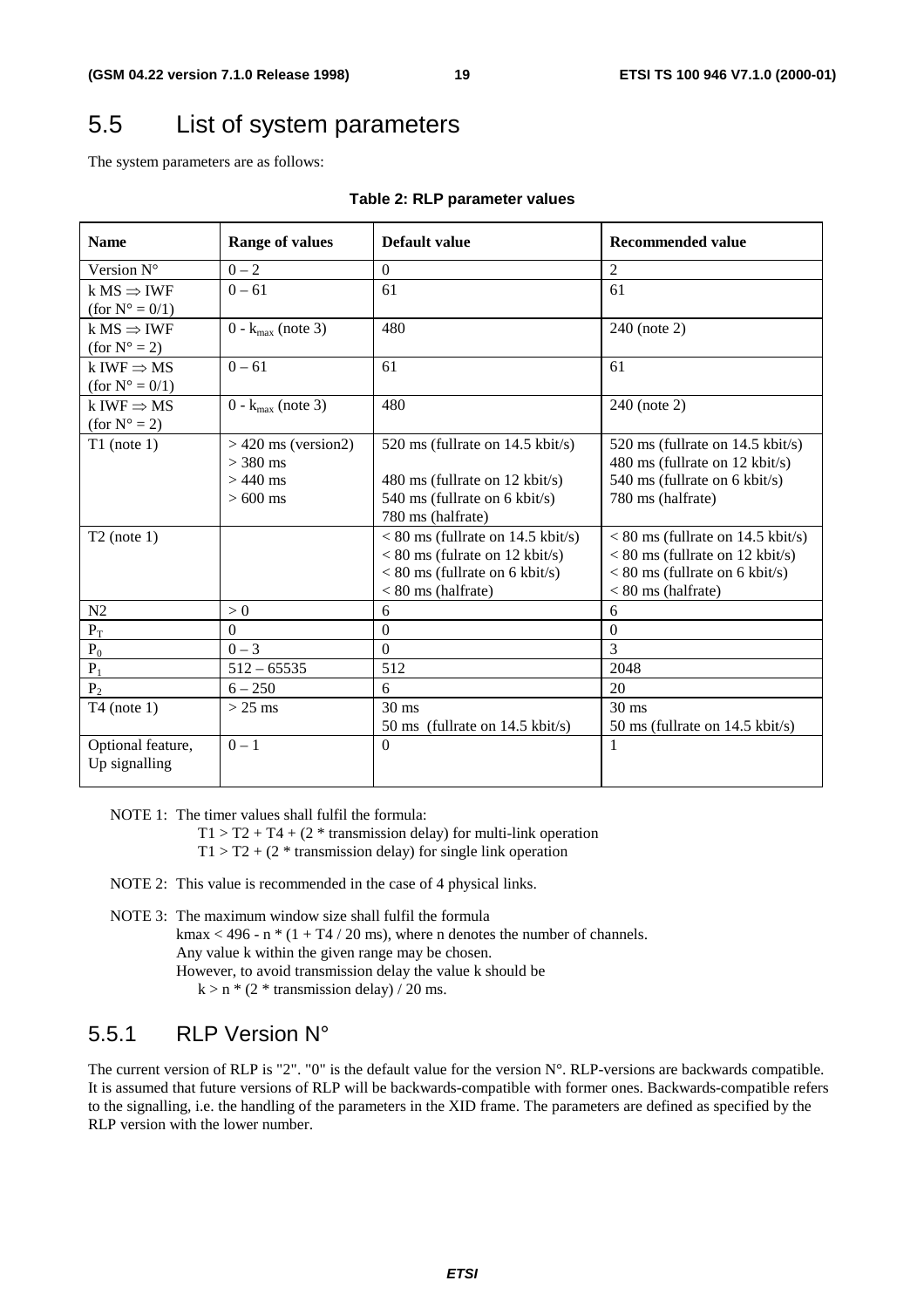## 5.5 List of system parameters

The system parameters are as follows:

**Table 2: RLP parameter values**

| Name | Range of values | Default value | Recommended value |
|---|---|---|---|
| Version N° | 0 – 2 | 0 | 2 |
| k MS ⇒ IWF (for N° = 0/1) | 0 – 61 | 61 | 61 |
| k MS ⇒ IWF (for N° = 2) | 0 - $k_{max}$ (note 3) | 480 | 240 (note 2) |
| k IWF ⇒ MS (for N° = 0/1) | 0 – 61 | 61 | 61 |
| k IWF ⇒ MS (for N° = 2) | 0 - $k_{max}$ (note 3) | 480 | 240 (note 2) |
| T1 (note 1) | > 420 ms (version2)<br>> 380 ms<br>> 440 ms<br>> 600 ms | 520 ms (fullrate on 14.5 kbit/s)<br><br>480 ms (fullrate on 12 kbit/s)<br>540 ms (fullrate on 6 kbit/s)<br>780 ms (halfrate) | 520 ms (fullrate on 14.5 kbit/s)<br>480 ms (fullrate on 12 kbit/s)<br>540 ms (fullrate on 6 kbit/s)<br>780 ms (halfrate) |
| T2 (note 1) | | < 80 ms (fullrate on 14.5 kbit/s)<br>< 80 ms (fullrate on 12 kbit/s)<br>< 80 ms (fullrate on 6 kbit/s)<br>< 80 ms (halfrate) | < 80 ms (fullrate on 14.5 kbit/s)<br>< 80 ms (fullrate on 12 kbit/s)<br>< 80 ms (fullrate on 6 kbit/s)<br>< 80 ms (halfrate) |
| N2 | > 0 | 6 | 6 |
| $P_T$ | 0 | 0 | 0 |
| $P_0$ | 0 – 3 | 0 | 3 |
| $P_1$ | 512 – 65535 | 512 | 2048 |
| $P_2$ | 6 – 250 | 6 | 20 |
| T4 (note 1) | > 25 ms | 30 ms<br>50 ms (fullrate on 14.5 kbit/s) | 30 ms<br>50 ms (fullrate on 14.5 kbit/s) |
| Optional feature, Up signalling | 0 – 1 | 0 | 1 |

NOTE 1: The timer values shall fulfil the formula:
T1 > T2 + T4 + (2 * transmission delay) for multi-link operation
T1 > T2 + (2 * transmission delay) for single link operation

NOTE 2: This value is recommended in the case of 4 physical links.

NOTE 3: The maximum window size shall fulfil the formula
kmax < 496 - n * (1 + T4 / 20 ms), where n denotes the number of channels.
Any value k within the given range may be chosen.
However, to avoid transmission delay the value k should be
k > n * (2 * transmission delay) / 20 ms.

### 5.5.1 RLP Version N°

The current version of RLP is "2". "0" is the default value for the version N°. RLP-versions are backwards compatible. It is assumed that future versions of RLP will be backwards-compatible with former ones. Backwards-compatible refers to the signalling, i.e. the handling of the parameters in the XID frame. The parameters are defined as specified by the RLP version with the lower number.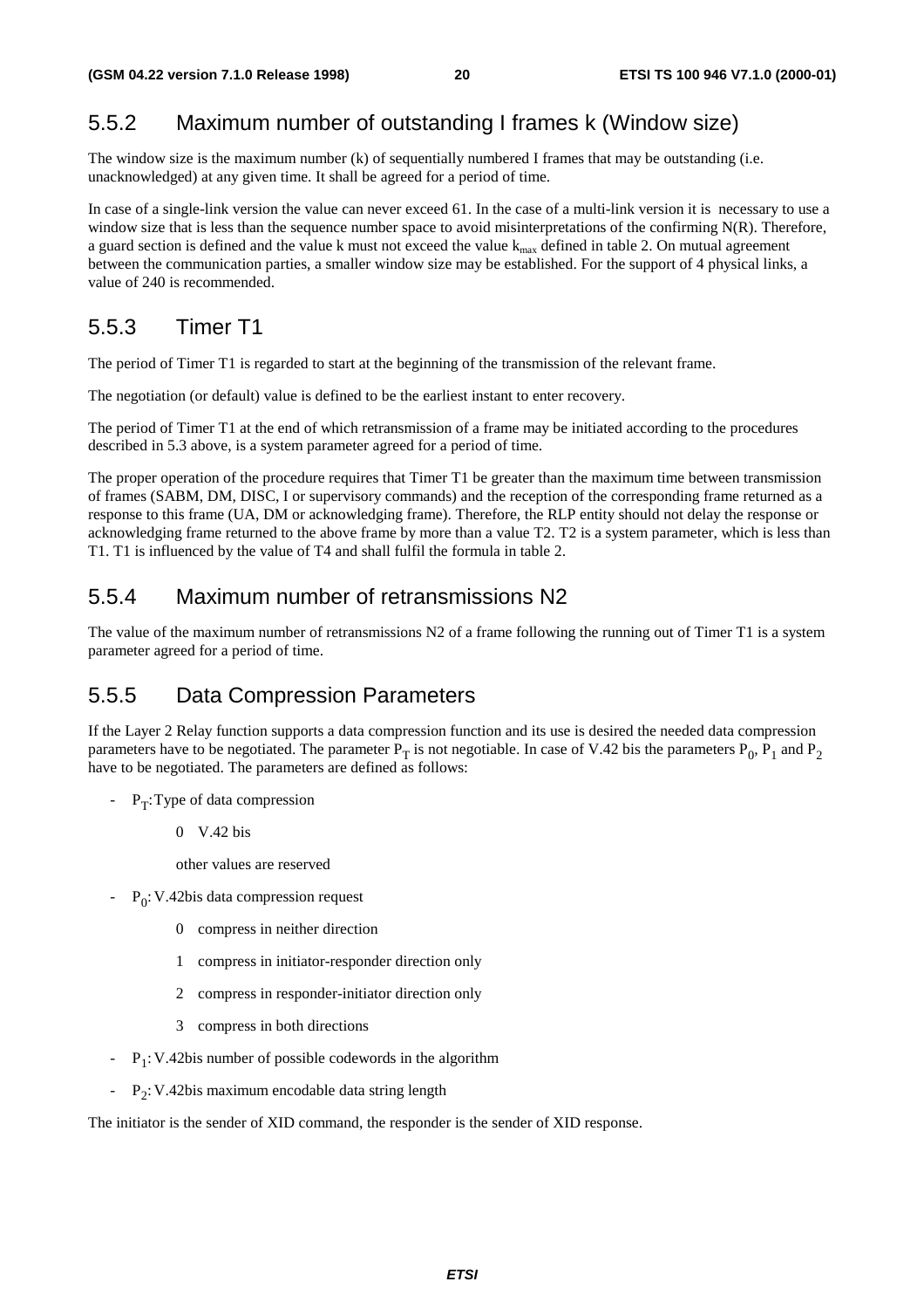## 5.5.2 Maximum number of outstanding I frames k (Window size)

The window size is the maximum number (k) of sequentially numbered I frames that may be outstanding (i.e. unacknowledged) at any given time. It shall be agreed for a period of time.

In case of a single-link version the value can never exceed 61. In the case of a multi-link version it is necessary to use a window size that is less than the sequence number space to avoid misinterpretations of the confirming N(R). Therefore, a guard section is defined and the value k must not exceed the value $k_{max}$ defined in table 2. On mutual agreement between the communication parties, a smaller window size may be established. For the support of 4 physical links, a value of 240 is recommended.

## 5.5.3 Timer T1

The period of Timer T1 is regarded to start at the beginning of the transmission of the relevant frame.

The negotiation (or default) value is defined to be the earliest instant to enter recovery.

The period of Timer T1 at the end of which retransmission of a frame may be initiated according to the procedures described in 5.3 above, is a system parameter agreed for a period of time.

The proper operation of the procedure requires that Timer T1 be greater than the maximum time between transmission of frames (SABM, DM, DISC, I or supervisory commands) and the reception of the corresponding frame returned as a response to this frame (UA, DM or acknowledging frame). Therefore, the RLP entity should not delay the response or acknowledging frame returned to the above frame by more than a value T2. T2 is a system parameter, which is less than T1. T1 is influenced by the value of T4 and shall fulfil the formula in table 2.

## 5.5.4 Maximum number of retransmissions N2

The value of the maximum number of retransmissions N2 of a frame following the running out of Timer T1 is a system parameter agreed for a period of time.

## 5.5.5 Data Compression Parameters

If the Layer 2 Relay function supports a data compression function and its use is desired the needed data compression parameters have to be negotiated. The parameter $P_T$ is not negotiable. In case of V.42 bis the parameters $P_0$, $P_1$ and $P_2$ have to be negotiated. The parameters are defined as follows:

- $P_T$: Type of data compression

  0 V.42 bis

  other values are reserved

- $P_0$: V.42bis data compression request

  0 compress in neither direction

  1 compress in initiator-responder direction only

  2 compress in responder-initiator direction only

  3 compress in both directions

- $P_1$: V.42bis number of possible codewords in the algorithm

- $P_2$: V.42bis maximum encodable data string length

The initiator is the sender of XID command, the responder is the sender of XID response.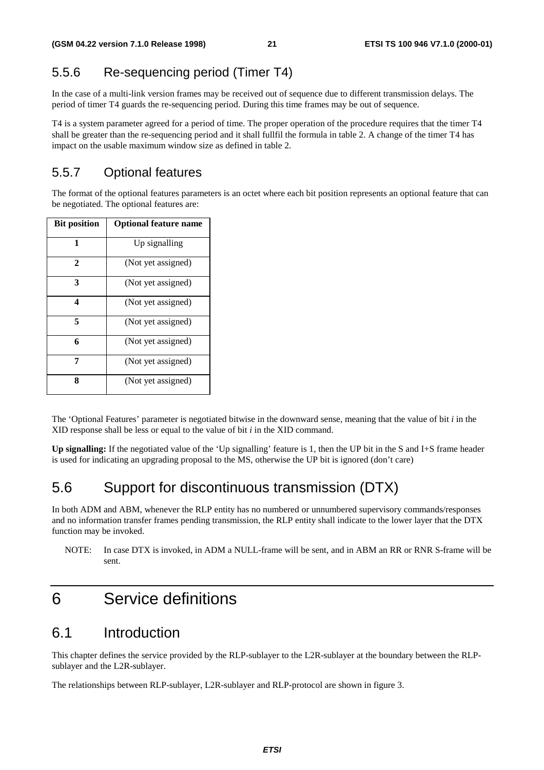### 5.5.6 Re-sequencing period (Timer T4)

In the case of a multi-link version frames may be received out of sequence due to different transmission delays. The period of timer T4 guards the re-sequencing period. During this time frames may be out of sequence.

T4 is a system parameter agreed for a period of time. The proper operation of the procedure requires that the timer T4 shall be greater than the re-sequencing period and it shall fullfil the formula in table 2. A change of the timer T4 has impact on the usable maximum window size as defined in table 2.

### 5.5.7 Optional features

The format of the optional features parameters is an octet where each bit position represents an optional feature that can be negotiated. The optional features are:

| Bit position | Optional feature name |
|---|---|
| 1 | Up signalling |
| 2 | (Not yet assigned) |
| 3 | (Not yet assigned) |
| 4 | (Not yet assigned) |
| 5 | (Not yet assigned) |
| 6 | (Not yet assigned) |
| 7 | (Not yet assigned) |
| 8 | (Not yet assigned) |

The 'Optional Features' parameter is negotiated bitwise in the downward sense, meaning that the value of bit *i* in the XID response shall be less or equal to the value of bit *i* in the XID command.

**Up signalling:** If the negotiated value of the 'Up signalling' feature is 1, then the UP bit in the S and I+S frame header is used for indicating an upgrading proposal to the MS, otherwise the UP bit is ignored (don't care)

## 5.6 Support for discontinuous transmission (DTX)

In both ADM and ABM, whenever the RLP entity has no numbered or unnumbered supervisory commands/responses and no information transfer frames pending transmission, the RLP entity shall indicate to the lower layer that the DTX function may be invoked.

NOTE: In case DTX is invoked, in ADM a NULL-frame will be sent, and in ABM an RR or RNR S-frame will be sent.

# 6 Service definitions

## 6.1 Introduction

This chapter defines the service provided by the RLP-sublayer to the L2R-sublayer at the boundary between the RLP-sublayer and the L2R-sublayer.

The relationships between RLP-sublayer, L2R-sublayer and RLP-protocol are shown in figure 3.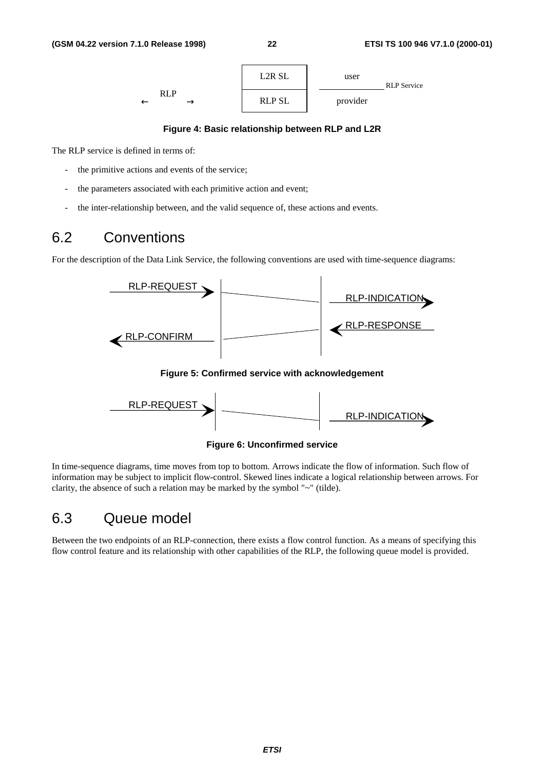| | | | |
|---|---|---|---|
| | L2R SL | user | RLP Service |
| ← RLP → | RLP SL | provider | |

**Figure 4: Basic relationship between RLP and L2R**

The RLP service is defined in terms of:

- the primitive actions and events of the service;
- the parameters associated with each primitive action and event;
- the inter-relationship between, and the valid sequence of, these actions and events.

## 6.2 Conventions

For the description of the Data Link Service, the following conventions are used with time-sequence diagrams:

RLP-REQUEST → RLP-INDICATION

RLP-CONFIRM ← RLP-RESPONSE

**Figure 5: Confirmed service with acknowledgement**

RLP-REQUEST → RLP-INDICATION

**Figure 6: Unconfirmed service**

In time-sequence diagrams, time moves from top to bottom. Arrows indicate the flow of information. Such flow of information may be subject to implicit flow-control. Skewed lines indicate a logical relationship between arrows. For clarity, the absence of such a relation may be marked by the symbol "~" (tilde).

## 6.3 Queue model

Between the two endpoints of an RLP-connection, there exists a flow control function. As a means of specifying this flow control feature and its relationship with other capabilities of the RLP, the following queue model is provided.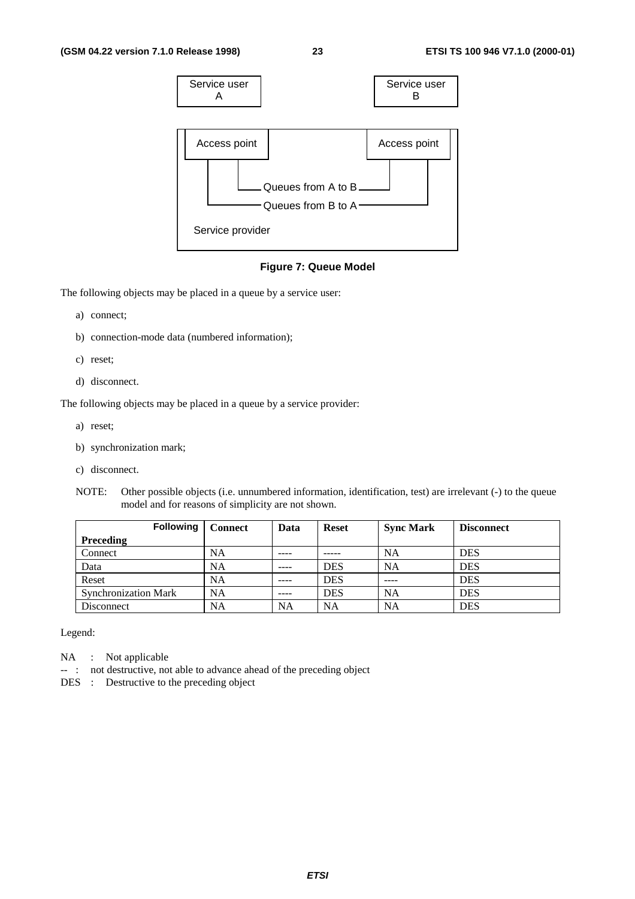Service user A

Service user B

Access point

Access point

Queues from A to B

Queues from B to A

Service provider

**Figure 7: Queue Model**

The following objects may be placed in a queue by a service user:

a) connect;

b) connection-mode data (numbered information);

c) reset;

d) disconnect.

The following objects may be placed in a queue by a service provider:

a) reset;

b) synchronization mark;

c) disconnect.

NOTE: Other possible objects (i.e. unnumbered information, identification, test) are irrelevant (-) to the queue model and for reasons of simplicity are not shown.

| Following / Preceding | Connect | Data | Reset | Sync Mark | Disconnect |
|---|---|---|---|---|---|
| Connect | NA | ---- | ----- | NA | DES |
| Data | NA | ---- | DES | NA | DES |
| Reset | NA | ---- | DES | ---- | DES |
| Synchronization Mark | NA | ---- | DES | NA | DES |
| Disconnect | NA | NA | NA | NA | DES |

Legend:

NA : Not applicable

-- : not destructive, not able to advance ahead of the preceding object

DES : Destructive to the preceding object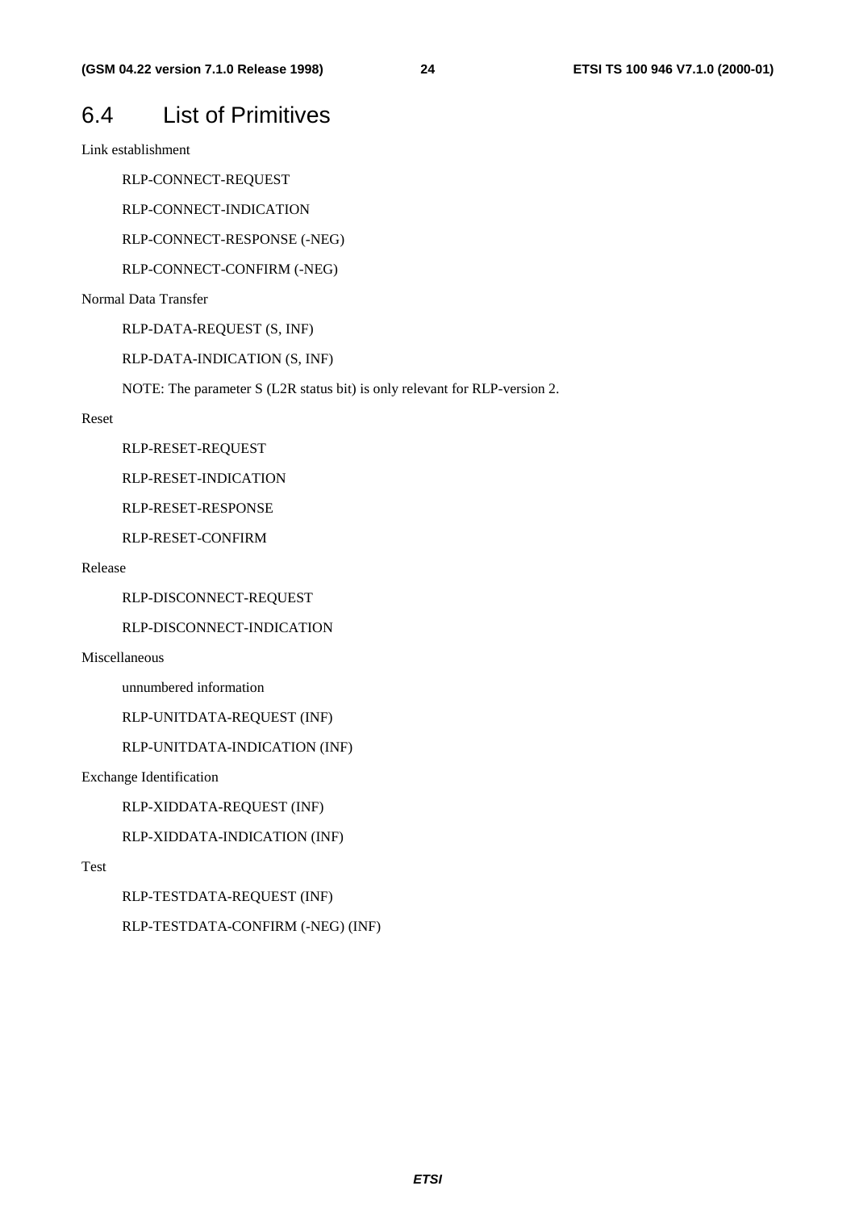## 6.4 List of Primitives

Link establishment

RLP-CONNECT-REQUEST

RLP-CONNECT-INDICATION

RLP-CONNECT-RESPONSE (-NEG)

RLP-CONNECT-CONFIRM (-NEG)

Normal Data Transfer

RLP-DATA-REQUEST (S, INF)

RLP-DATA-INDICATION (S, INF)

NOTE: The parameter S (L2R status bit) is only relevant for RLP-version 2.

Reset

RLP-RESET-REQUEST

RLP-RESET-INDICATION

RLP-RESET-RESPONSE

RLP-RESET-CONFIRM

Release

RLP-DISCONNECT-REQUEST

RLP-DISCONNECT-INDICATION

Miscellaneous

unnumbered information

RLP-UNITDATA-REQUEST (INF)

RLP-UNITDATA-INDICATION (INF)

Exchange Identification

RLP-XIDDATA-REQUEST (INF)

RLP-XIDDATA-INDICATION (INF)

Test

RLP-TESTDATA-REQUEST (INF)

RLP-TESTDATA-CONFIRM (-NEG) (INF)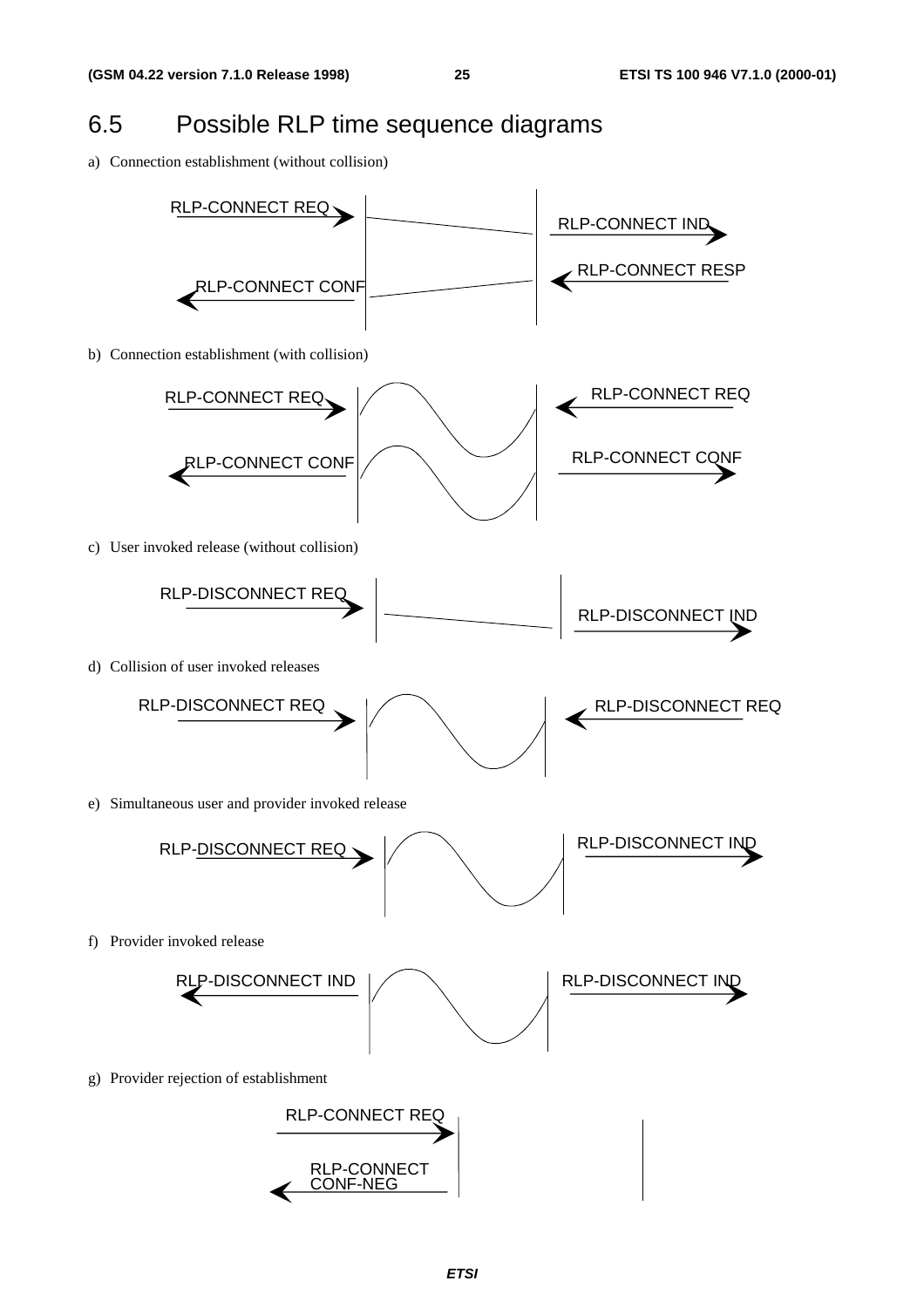## 6.5 Possible RLP time sequence diagrams

a) Connection establishment (without collision)

RLP-CONNECT REQ → | | RLP-CONNECT IND →

← RLP-CONNECT CONF | | ← RLP-CONNECT RESP

b) Connection establishment (with collision)

RLP-CONNECT REQ → | | ← RLP-CONNECT REQ

← RLP-CONNECT CONF | | RLP-CONNECT CONF →

c) User invoked release (without collision)

RLP-DISCONNECT REQ → | | RLP-DISCONNECT IND →

d) Collision of user invoked releases

RLP-DISCONNECT REQ → | | ← RLP-DISCONNECT REQ

e) Simultaneous user and provider invoked release

RLP-DISCONNECT REQ → | | RLP-DISCONNECT IND →

f) Provider invoked release

← RLP-DISCONNECT IND | | RLP-DISCONNECT IND →

g) Provider rejection of establishment

RLP-CONNECT REQ → |

← RLP-CONNECT CONF-NEG |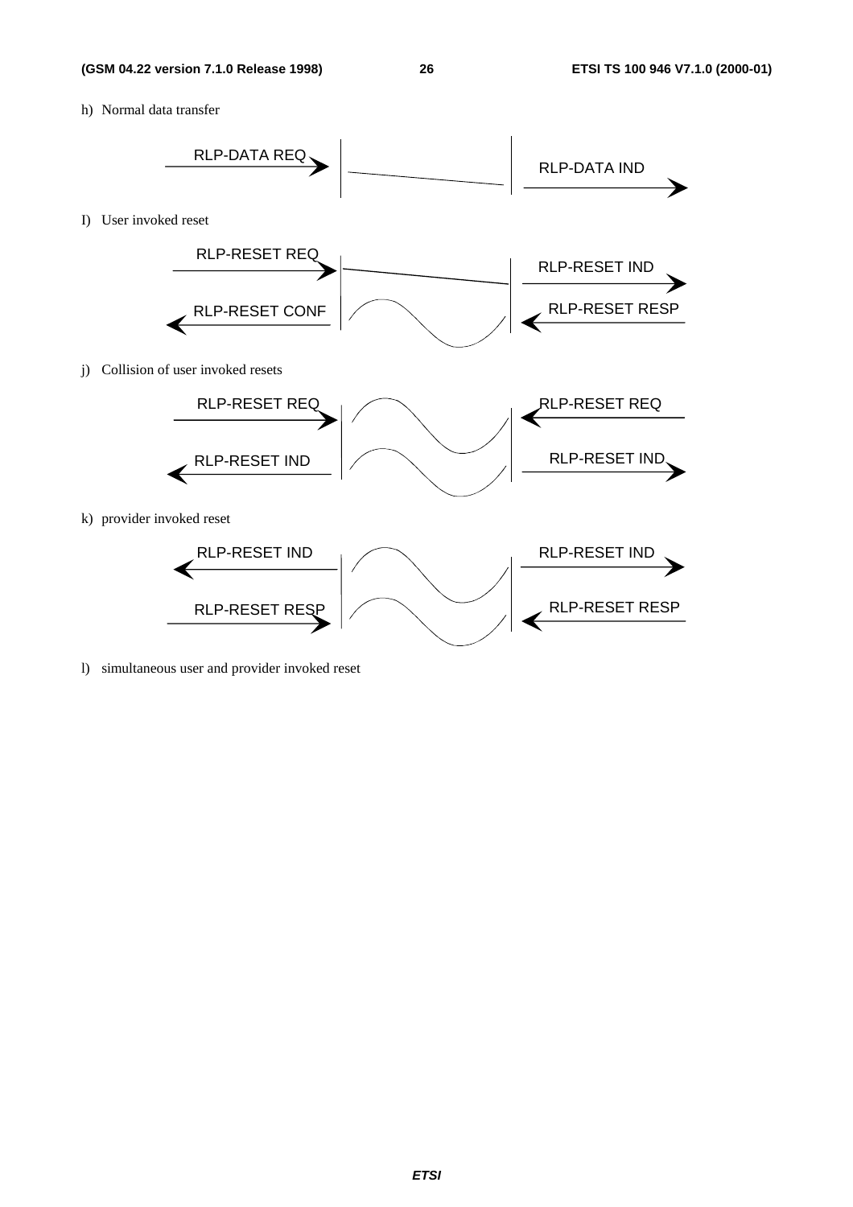h) Normal data transfer

RLP-DATA REQ → | | RLP-DATA IND →

I) User invoked reset

RLP-RESET REQ → | | RLP-RESET IND →

← RLP-RESET CONF | | ← RLP-RESET RESP

j) Collision of user invoked resets

RLP-RESET REQ → | | ← RLP-RESET REQ

← RLP-RESET IND | | RLP-RESET IND →

k) provider invoked reset

← RLP-RESET IND | | RLP-RESET IND →

RLP-RESET RESP → | | ← RLP-RESET RESP

l) simultaneous user and provider invoked reset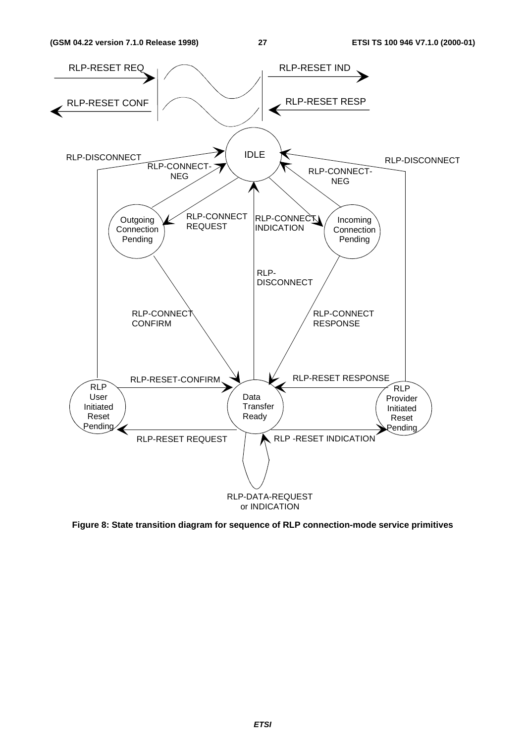RLP-RESET REQ

RLP-RESET CONF

RLP-RESET IND

RLP-RESET RESP

IDLE

RLP-DISCONNECT

RLP-CONNECT-NEG

RLP-CONNECT-NEG

RLP-DISCONNECT

Outgoing Connection Pending

RLP-CONNECT REQUEST

RLP-CONNECT INDICATION

Incoming Connection Pending

RLP-DISCONNECT

RLP-CONNECT CONFIRM

RLP-CONNECT RESPONSE

RLP-RESET-CONFIRM

RLP-RESET RESPONSE

RLP User Initiated Reset Pending

Data Transfer Ready

RLP Provider Initiated Reset Pending

RLP-RESET REQUEST

RLP -RESET INDICATION

RLP-DATA-REQUEST or INDICATION

**Figure 8: State transition diagram for sequence of RLP connection-mode service primitives**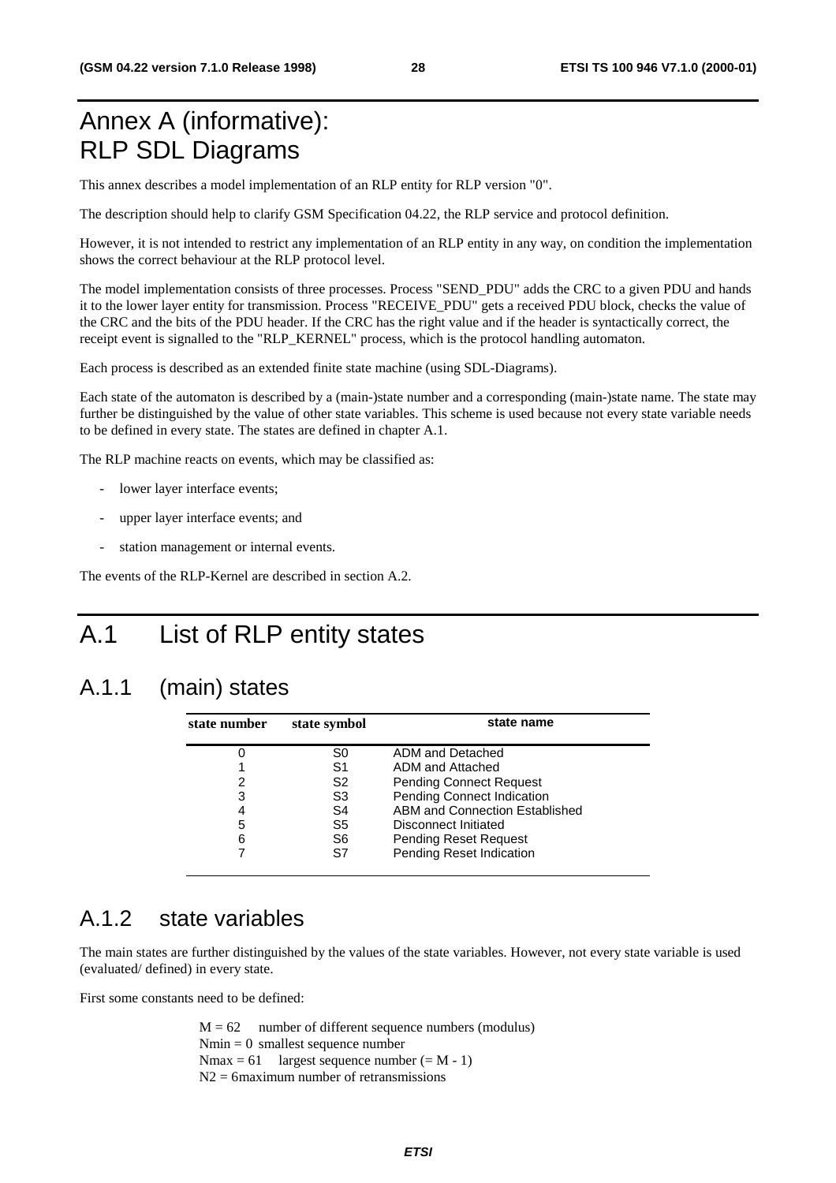# Annex A (informative): RLP SDL Diagrams

This annex describes a model implementation of an RLP entity for RLP version "0".

The description should help to clarify GSM Specification 04.22, the RLP service and protocol definition.

However, it is not intended to restrict any implementation of an RLP entity in any way, on condition the implementation shows the correct behaviour at the RLP protocol level.

The model implementation consists of three processes. Process "SEND_PDU" adds the CRC to a given PDU and hands it to the lower layer entity for transmission. Process "RECEIVE_PDU" gets a received PDU block, checks the value of the CRC and the bits of the PDU header. If the CRC has the right value and if the header is syntactically correct, the receipt event is signalled to the "RLP_KERNEL" process, which is the protocol handling automaton.

Each process is described as an extended finite state machine (using SDL-Diagrams).

Each state of the automaton is described by a (main-)state number and a corresponding (main-)state name. The state may further be distinguished by the value of other state variables. This scheme is used because not every state variable needs to be defined in every state. The states are defined in chapter A.1.

The RLP machine reacts on events, which may be classified as:

- lower layer interface events;
- upper layer interface events; and
- station management or internal events.

The events of the RLP-Kernel are described in section A.2.

# A.1 List of RLP entity states

## A.1.1 (main) states

| state number | state symbol | state name |
|---|---|---|
| 0 | S0 | ADM and Detached |
| 1 | S1 | ADM and Attached |
| 2 | S2 | Pending Connect Request |
| 3 | S3 | Pending Connect Indication |
| 4 | S4 | ABM and Connection Established |
| 5 | S5 | Disconnect Initiated |
| 6 | S6 | Pending Reset Request |
| 7 | S7 | Pending Reset Indication |

## A.1.2 state variables

The main states are further distinguished by the values of the state variables. However, not every state variable is used (evaluated/ defined) in every state.

First some constants need to be defined:

M = 62 number of different sequence numbers (modulus)
Nmin = 0 smallest sequence number
Nmax = 61 largest sequence number (= M - 1)
N2 = 6maximum number of retransmissions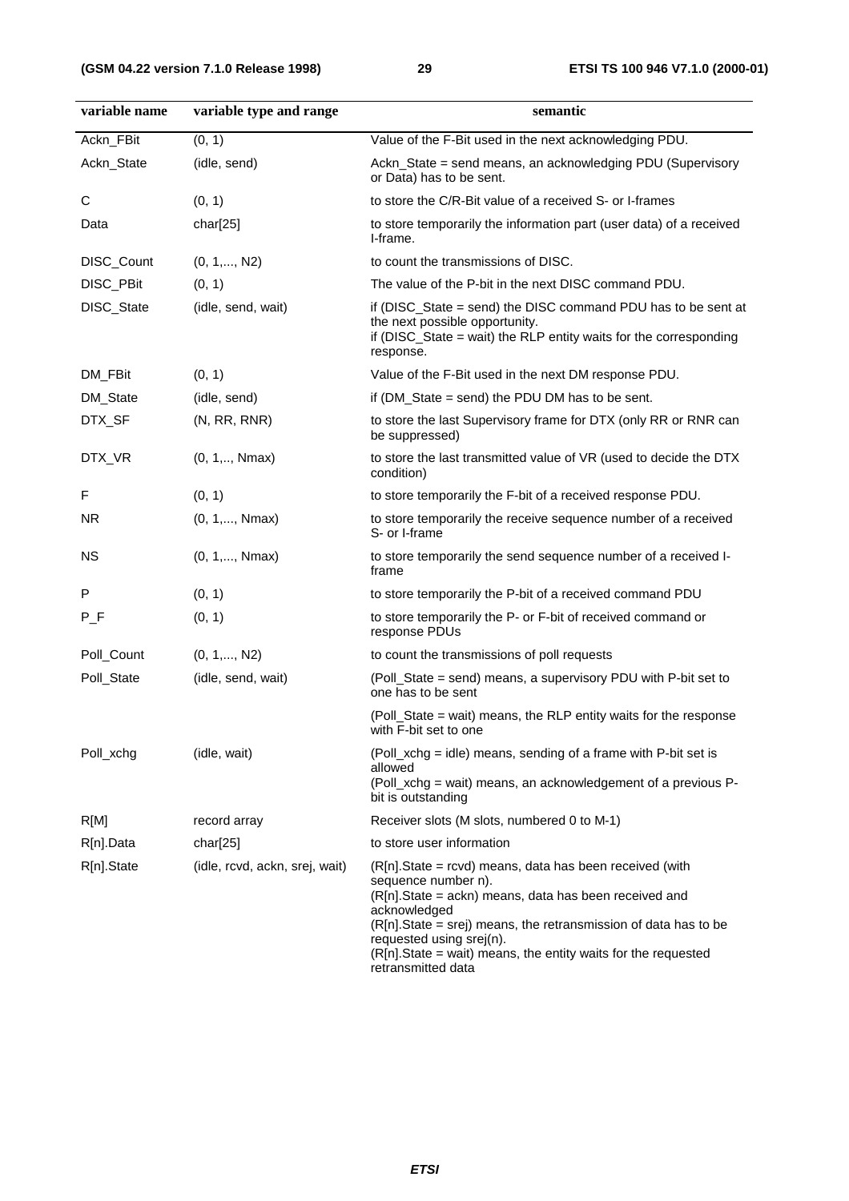| variable name | variable type and range | semantic |
|---|---|---|
| Ackn_FBit | (0, 1) | Value of the F-Bit used in the next acknowledging PDU. |
| Ackn_State | (idle, send) | Ackn_State = send means, an acknowledging PDU (Supervisory or Data) has to be sent. |
| C | (0, 1) | to store the C/R-Bit value of a received S- or I-frames |
| Data | char[25] | to store temporarily the information part (user data) of a received I-frame. |
| DISC_Count | (0, 1,..., N2) | to count the transmissions of DISC. |
| DISC_PBit | (0, 1) | The value of the P-bit in the next DISC command PDU. |
| DISC_State | (idle, send, wait) | if (DISC_State = send) the DISC command PDU has to be sent at the next possible opportunity.<br>if (DISC_State = wait) the RLP entity waits for the corresponding response. |
| DM_FBit | (0, 1) | Value of the F-Bit used in the next DM response PDU. |
| DM_State | (idle, send) | if (DM_State = send) the PDU DM has to be sent. |
| DTX_SF | (N, RR, RNR) | to store the last Supervisory frame for DTX (only RR or RNR can be suppressed) |
| DTX_VR | (0, 1,.., Nmax) | to store the last transmitted value of VR (used to decide the DTX condition) |
| F | (0, 1) | to store temporarily the F-bit of a received response PDU. |
| NR | (0, 1,..., Nmax) | to store temporarily the receive sequence number of a received S- or I-frame |
| NS | (0, 1,..., Nmax) | to store temporarily the send sequence number of a received I-frame |
| P | (0, 1) | to store temporarily the P-bit of a received command PDU |
| P_F | (0, 1) | to store temporarily the P- or F-bit of received command or response PDUs |
| Poll_Count | (0, 1,..., N2) | to count the transmissions of poll requests |
| Poll_State | (idle, send, wait) | (Poll_State = send) means, a supervisory PDU with P-bit set to one has to be sent |
| | | (Poll_State = wait) means, the RLP entity waits for the response with F-bit set to one |
| Poll_xchg | (idle, wait) | (Poll_xchg = idle) means, sending of a frame with P-bit set is allowed<br>(Poll_xchg = wait) means, an acknowledgement of a previous P-bit is outstanding |
| R[M] | record array | Receiver slots (M slots, numbered 0 to M-1) |
| R[n].Data | char[25] | to store user information |
| R[n].State | (idle, rcvd, ackn, srej, wait) | (R[n].State = rcvd) means, data has been received (with sequence number n).<br>(R[n].State = ackn) means, data has been received and acknowledged<br>(R[n].State = srej) means, the retransmission of data has to be requested using srej(n).<br>(R[n].State = wait) means, the entity waits for the requested retransmitted data |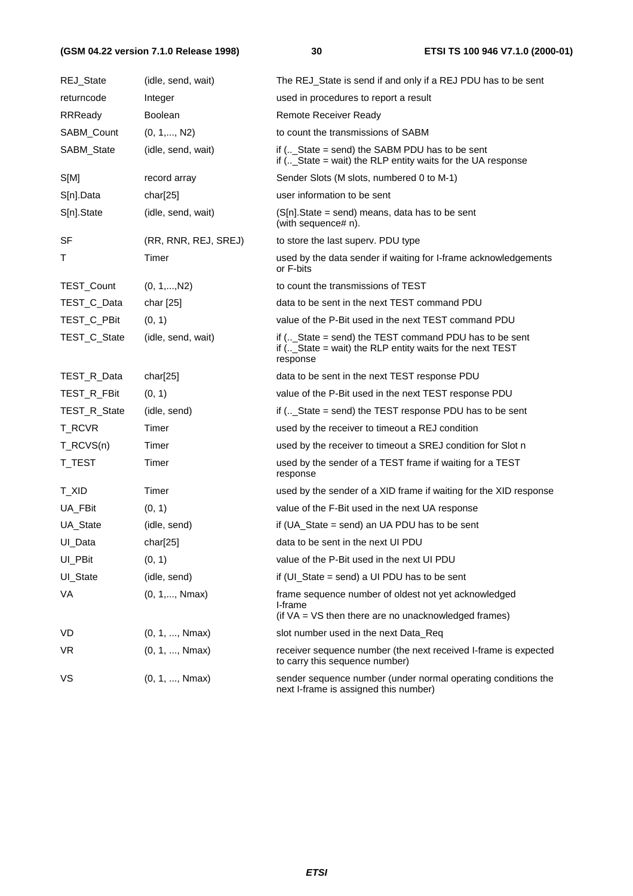| | | |
|---|---|---|
| REJ_State | (idle, send, wait) | The REJ_State is send if and only if a REJ PDU has to be sent |
| returncode | Integer | used in procedures to report a result |
| RRReady | Boolean | Remote Receiver Ready |
| SABM_Count | (0, 1,..., N2) | to count the transmissions of SABM |
| SABM_State | (idle, send, wait) | if (.._State = send) the SABM PDU has to be sent<br>if (.._State = wait) the RLP entity waits for the UA response |
| S[M] | record array | Sender Slots (M slots, numbered 0 to M-1) |
| S[n].Data | char[25] | user information to be sent |
| S[n].State | (idle, send, wait) | (S[n].State = send) means, data has to be sent<br>(with sequence# n). |
| SF | (RR, RNR, REJ, SREJ) | to store the last superv. PDU type |
| T | Timer | used by the data sender if waiting for I-frame acknowledgements or F-bits |
| TEST_Count | (0, 1,...,N2) | to count the transmissions of TEST |
| TEST_C_Data | char [25] | data to be sent in the next TEST command PDU |
| TEST_C_PBit | (0, 1) | value of the P-Bit used in the next TEST command PDU |
| TEST_C_State | (idle, send, wait) | if (.._State = send) the TEST command PDU has to be sent<br>if (.._State = wait) the RLP entity waits for the next TEST response |
| TEST_R_Data | char[25] | data to be sent in the next TEST response PDU |
| TEST_R_FBit | (0, 1) | value of the P-Bit used in the next TEST response PDU |
| TEST_R_State | (idle, send) | if (.._State = send) the TEST response PDU has to be sent |
| T_RCVR | Timer | used by the receiver to timeout a REJ condition |
| T_RCVS(n) | Timer | used by the receiver to timeout a SREJ condition for Slot n |
| T_TEST | Timer | used by the sender of a TEST frame if waiting for a TEST response |
| T_XID | Timer | used by the sender of a XID frame if waiting for the XID response |
| UA_FBit | (0, 1) | value of the F-Bit used in the next UA response |
| UA_State | (idle, send) | if (UA_State = send) an UA PDU has to be sent |
| UI_Data | char[25] | data to be sent in the next UI PDU |
| UI_PBit | (0, 1) | value of the P-Bit used in the next UI PDU |
| UI_State | (idle, send) | if (UI_State = send) a UI PDU has to be sent |
| VA | (0, 1,..., Nmax) | frame sequence number of oldest not yet acknowledged I-frame<br>(if VA = VS then there are no unacknowledged frames) |
| VD | (0, 1, ..., Nmax) | slot number used in the next Data_Req |
| VR | (0, 1, ..., Nmax) | receiver sequence number (the next received I-frame is expected to carry this sequence number) |
| VS | (0, 1, ..., Nmax) | sender sequence number (under normal operating conditions the next I-frame is assigned this number) |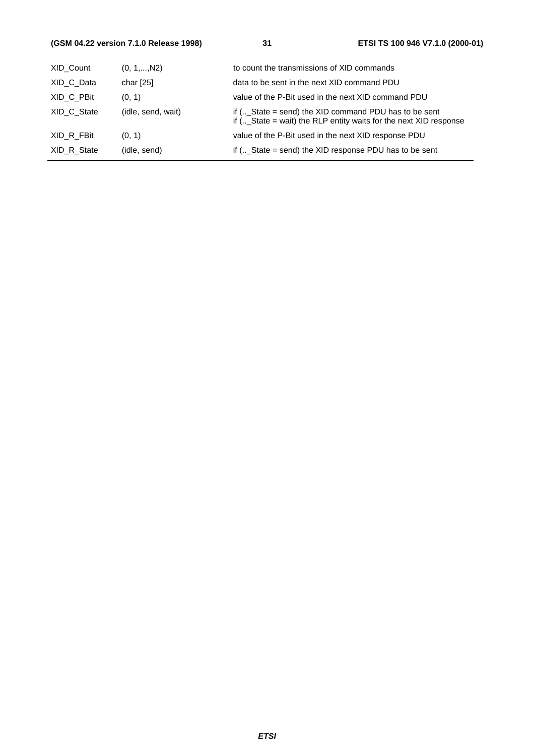| | | |
|---|---|---|
| XID_Count | (0, 1,...,N2) | to count the transmissions of XID commands |
| XID_C_Data | char [25] | data to be sent in the next XID command PDU |
| XID_C_PBit | (0, 1) | value of the P-Bit used in the next XID command PDU |
| XID_C_State | (idle, send, wait) | if (..\_State = send) the XID command PDU has to be sent<br>if (..\_State = wait) the RLP entity waits for the next XID response |
| XID_R_FBit | (0, 1) | value of the P-Bit used in the next XID response PDU |
| XID_R_State | (idle, send) | if (..\_State = send) the XID response PDU has to be sent |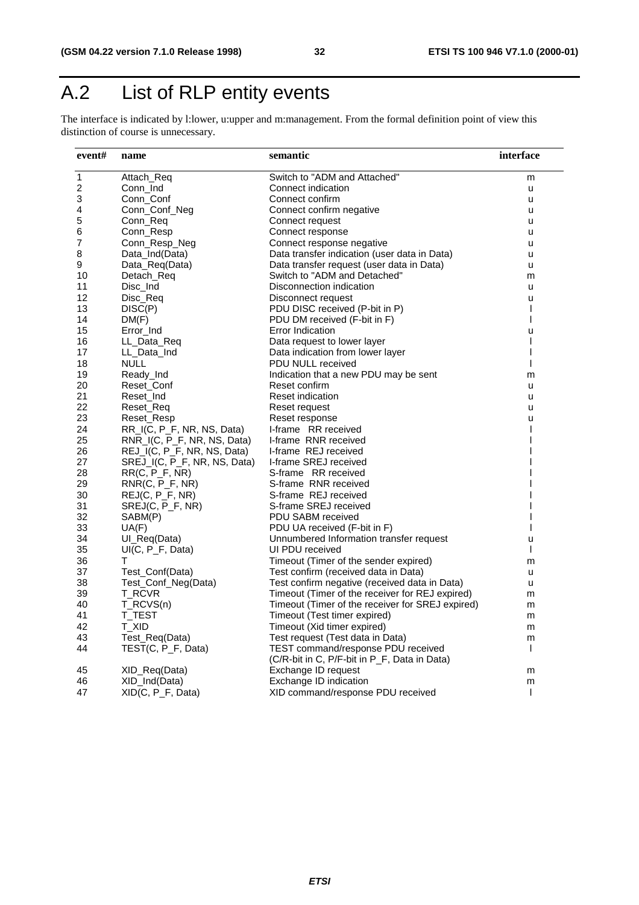# A.2 List of RLP entity events

The interface is indicated by l:lower, u:upper and m:management. From the formal definition point of view this distinction of course is unnecessary.

| event# | name | semantic | interface |
|---|---|---|---|
| 1 | Attach_Req | Switch to "ADM and Attached" | m |
| 2 | Conn_Ind | Connect indication | u |
| 3 | Conn_Conf | Connect confirm | u |
| 4 | Conn_Conf_Neg | Connect confirm negative | u |
| 5 | Conn_Req | Connect request | u |
| 6 | Conn_Resp | Connect response | u |
| 7 | Conn_Resp_Neg | Connect response negative | u |
| 8 | Data_Ind(Data) | Data transfer indication (user data in Data) | u |
| 9 | Data_Req(Data) | Data transfer request (user data in Data) | u |
| 10 | Detach_Req | Switch to "ADM and Detached" | m |
| 11 | Disc_Ind | Disconnection indication | u |
| 12 | Disc_Req | Disconnect request | u |
| 13 | DISC(P) | PDU DISC received (P-bit in P) | l |
| 14 | DM(F) | PDU DM received (F-bit in F) | l |
| 15 | Error_Ind | Error Indication | u |
| 16 | LL_Data_Req | Data request to lower layer | l |
| 17 | LL_Data_Ind | Data indication from lower layer | l |
| 18 | NULL | PDU NULL received | l |
| 19 | Ready_Ind | Indication that a new PDU may be sent | m |
| 20 | Reset_Conf | Reset confirm | u |
| 21 | Reset_Ind | Reset indication | u |
| 22 | Reset_Req | Reset request | u |
| 23 | Reset_Resp | Reset response | u |
| 24 | RR_I(C, P_F, NR, NS, Data) | I-frame RR received | l |
| 25 | RNR_I(C, P_F, NR, NS, Data) | I-frame RNR received | l |
| 26 | REJ_I(C, P_F, NR, NS, Data) | I-frame REJ received | l |
| 27 | SREJ_I(C, P_F, NR, NS, Data) | I-frame SREJ received | l |
| 28 | RR(C, P_F, NR) | S-frame RR received | l |
| 29 | RNR(C, P_F, NR) | S-frame RNR received | l |
| 30 | REJ(C, P_F, NR) | S-frame REJ received | l |
| 31 | SREJ(C, P_F, NR) | S-frame SREJ received | l |
| 32 | SABM(P) | PDU SABM received | l |
| 33 | UA(F) | PDU UA received (F-bit in F) | l |
| 34 | UI_Req(Data) | Unnumbered Information transfer request | u |
| 35 | UI(C, P_F, Data) | UI PDU received | l |
| 36 | T | Timeout (Timer of the sender expired) | m |
| 37 | Test_Conf(Data) | Test confirm (received data in Data) | u |
| 38 | Test_Conf_Neg(Data) | Test confirm negative (received data in Data) | u |
| 39 | T_RCVR | Timeout (Timer of the receiver for REJ expired) | m |
| 40 | T_RCVS(n) | Timeout (Timer of the receiver for SREJ expired) | m |
| 41 | T_TEST | Timeout (Test timer expired) | m |
| 42 | T_XID | Timeout (Xid timer expired) | m |
| 43 | Test_Req(Data) | Test request (Test data in Data) | m |
| 44 | TEST(C, P_F, Data) | TEST command/response PDU received (C/R-bit in C, P/F-bit in P_F, Data in Data) | l |
| 45 | XID_Req(Data) | Exchange ID request | m |
| 46 | XID_Ind(Data) | Exchange ID indication | m |
| 47 | XID(C, P_F, Data) | XID command/response PDU received | l |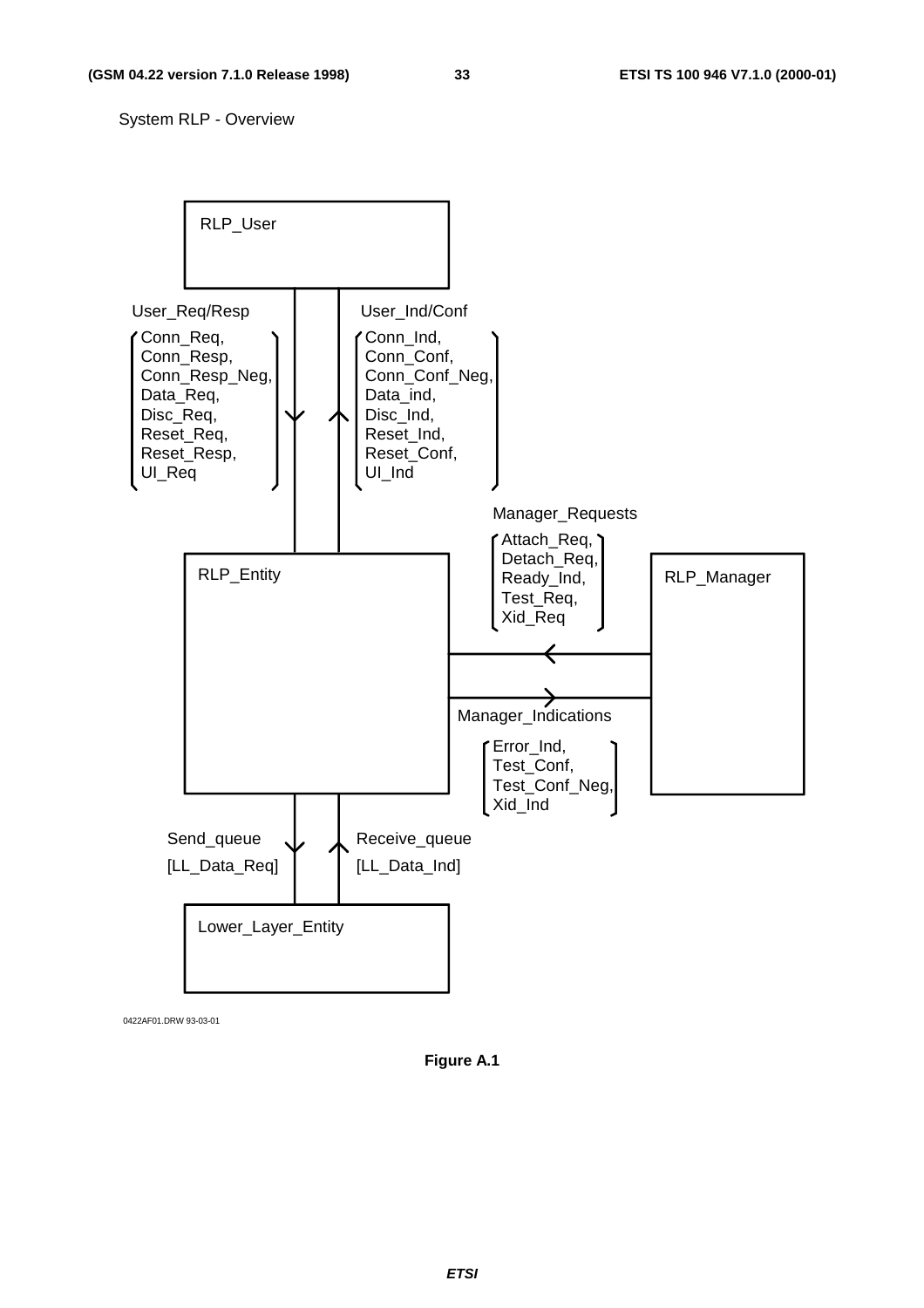System RLP - Overview

RLP_User

User_Req/Resp

Conn_Req,
Conn_Resp,
Conn_Resp_Neg,
Data_Req,
Disc_Req,
Reset_Req,
Reset_Resp,
UI_Req

User_Ind/Conf

Conn_Ind,
Conn_Conf,
Conn_Conf_Neg,
Data_ind,
Disc_Ind,
Reset_Ind,
Reset_Conf,
UI_Ind

Manager_Requests

Attach_Req,
Detach_Req,
Ready_Ind,
Test_Req,
Xid_Req

RLP_Entity

RLP_Manager

Manager_Indications

Error_Ind,
Test_Conf,
Test_Conf_Neg,
Xid_Ind

Send_queue

[LL_Data_Req]

Receive_queue

[LL_Data_Ind]

Lower_Layer_Entity

0422AF01.DRW 93-03-01

**Figure A.1**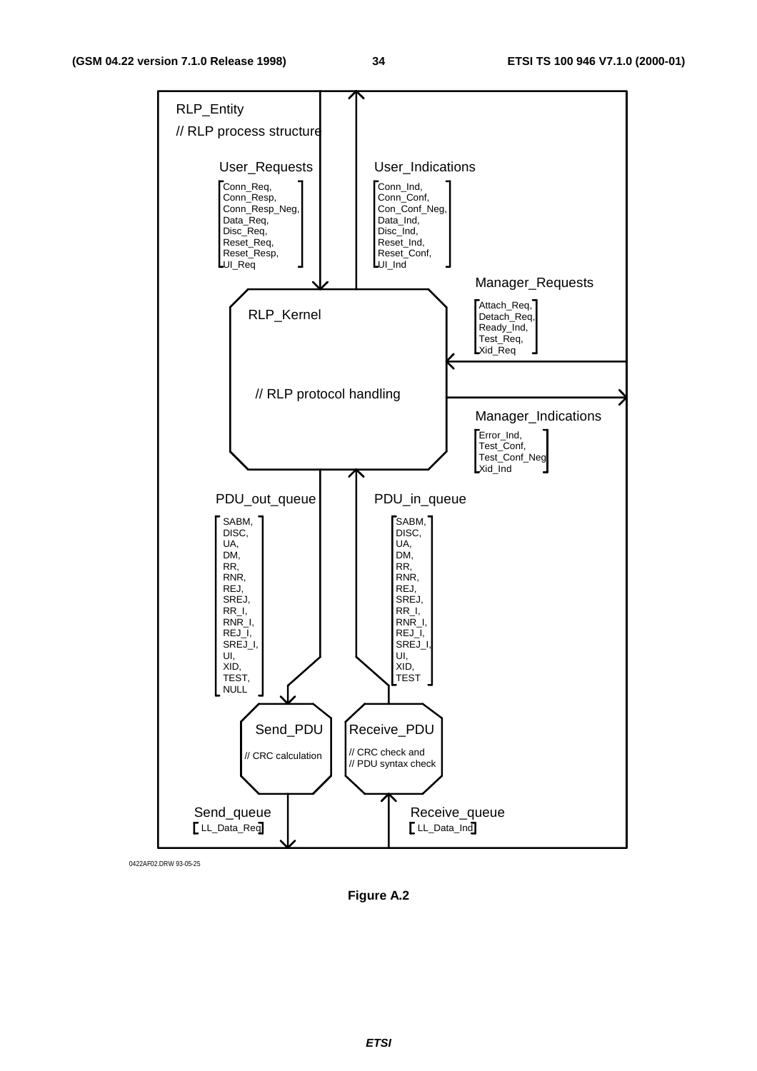RLP_Entity

// RLP process structure

User_Requests

- Conn_Req,
- Conn_Resp,
- Conn_Resp_Neg,
- Data_Req,
- Disc_Req,
- Reset_Req,
- Reset_Resp,
- UI_Req

User_Indications

- Conn_Ind,
- Conn_Conf,
- Con_Conf_Neg,
- Data_Ind,
- Disc_Ind,
- Reset_Ind,
- Reset_Conf,
- UI_Ind

Manager_Requests

- Attach_Req,
- Detach_Req,
- Ready_Ind,
- Test_Req,
- Xid_Req

RLP_Kernel

// RLP protocol handling

Manager_Indications

- Error_Ind,
- Test_Conf,
- Test_Conf_Neg
- Xid_Ind

PDU_out_queue

- SABM,
- DISC,
- UA,
- DM,
- RR,
- RNR,
- REJ,
- SREJ,
- RR_I,
- RNR_I,
- REJ_I,
- SREJ_I,
- UI,
- XID,
- TEST,
- NULL

PDU_in_queue

- SABM,
- DISC,
- UA,
- DM,
- RR,
- RNR,
- REJ,
- SREJ,
- RR_I,
- RNR_I,
- REJ_I,
- SREJ_I,
- UI,
- XID,
- TEST

Send_PDU

// CRC calculation

Receive_PDU

// CRC check and
// PDU syntax check

Send_queue

[ LL_Data_Req ]

Receive_queue

[ LL_Data_Ind ]

0422AF02.DRW 93-05-25

**Figure A.2**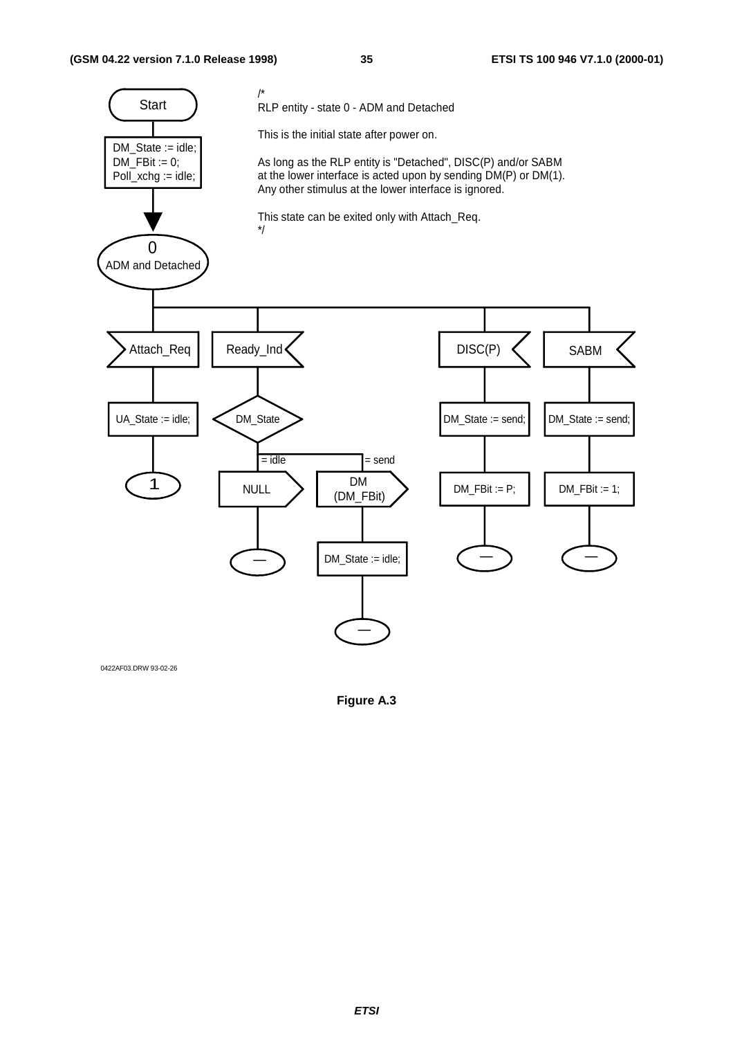```
Start
  |
DM_State := idle;
DM_FBit := 0;
Poll_xchg := idle;
  |
  v
(0 ADM and Detached)
  |
  +-- Attach_Req --> UA_State := idle; --> (1)
  |
  +-- Ready_Ind --> <DM_State>
  |                   = idle --> NULL --> (—)
  |                   = send --> DM (DM_FBit) --> DM_State := idle; --> (—)
  |
  +-- DISC(P) --> DM_State := send; --> DM_FBit := P; --> (—)
  |
  +-- SABM --> DM_State := send; --> DM_FBit := 1; --> (—)
```

/*
RLP entity - state 0 - ADM and Detached

This is the initial state after power on.

As long as the RLP entity is "Detached", DISC(P) and/or SABM at the lower interface is acted upon by sending DM(P) or DM(1).
Any other stimulus at the lower interface is ignored.

This state can be exited only with Attach_Req.
*/

0422AF03.DRW 93-02-26

**Figure A.3**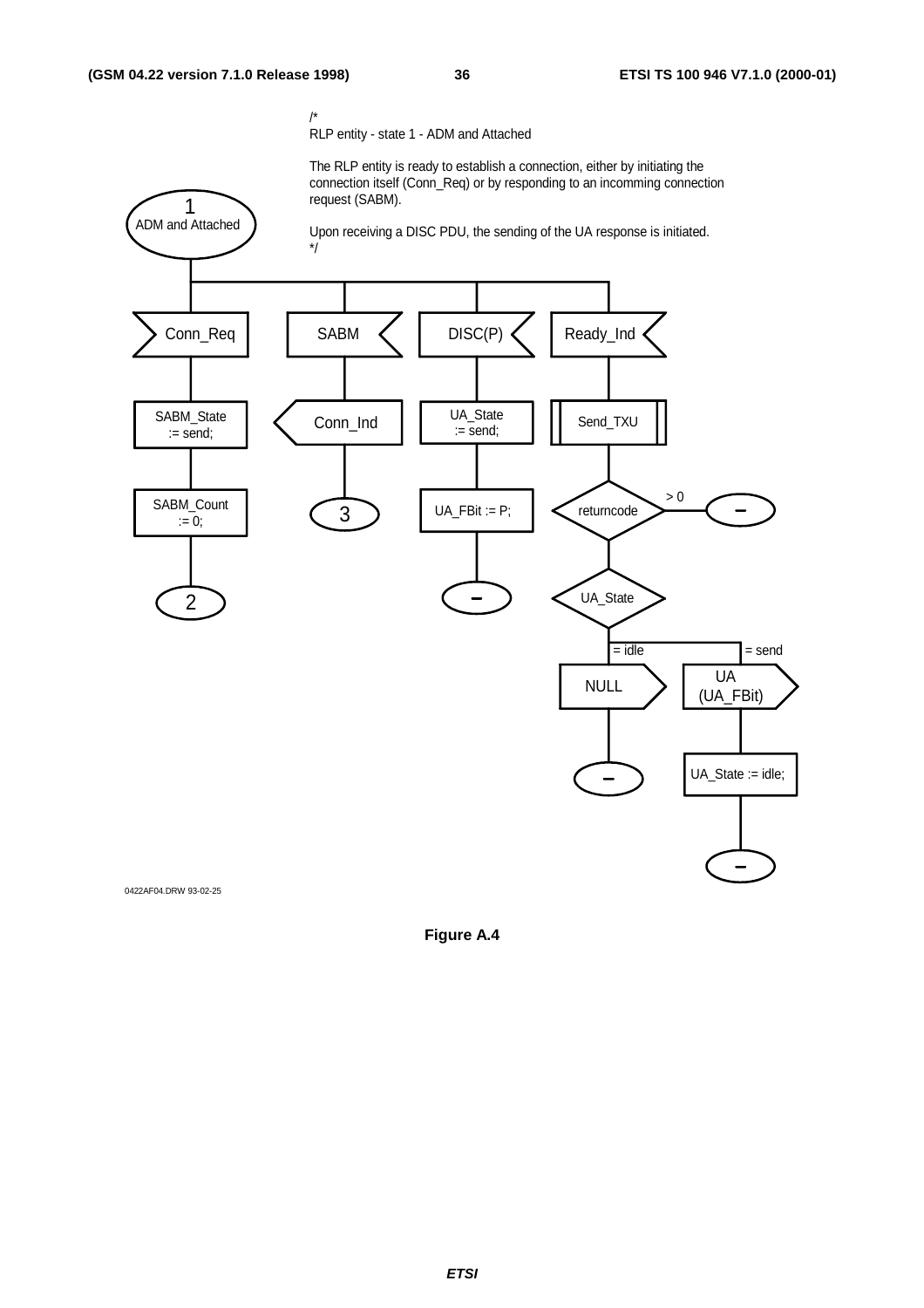/*
RLP entity - state 1 - ADM and Attached

The RLP entity is ready to establish a connection, either by initiating the connection itself (Conn_Req) or by responding to an incomming connection request (SABM).

Upon receiving a DISC PDU, the sending of the UA response is initiated.
*/

1
ADM and Attached

Conn_Req

SABM_State := send;

SABM_Count := 0;

2

SABM

Conn_Ind

3

DISC(P)

UA_State := send;

UA_FBit := P;

–

Ready_Ind

Send_TXU

returncode

> 0

–

UA_State

= idle

NULL

–

= send

UA (UA_FBit)

UA_State := idle;

–

0422AF04.DRW 93-02-25

**Figure A.4**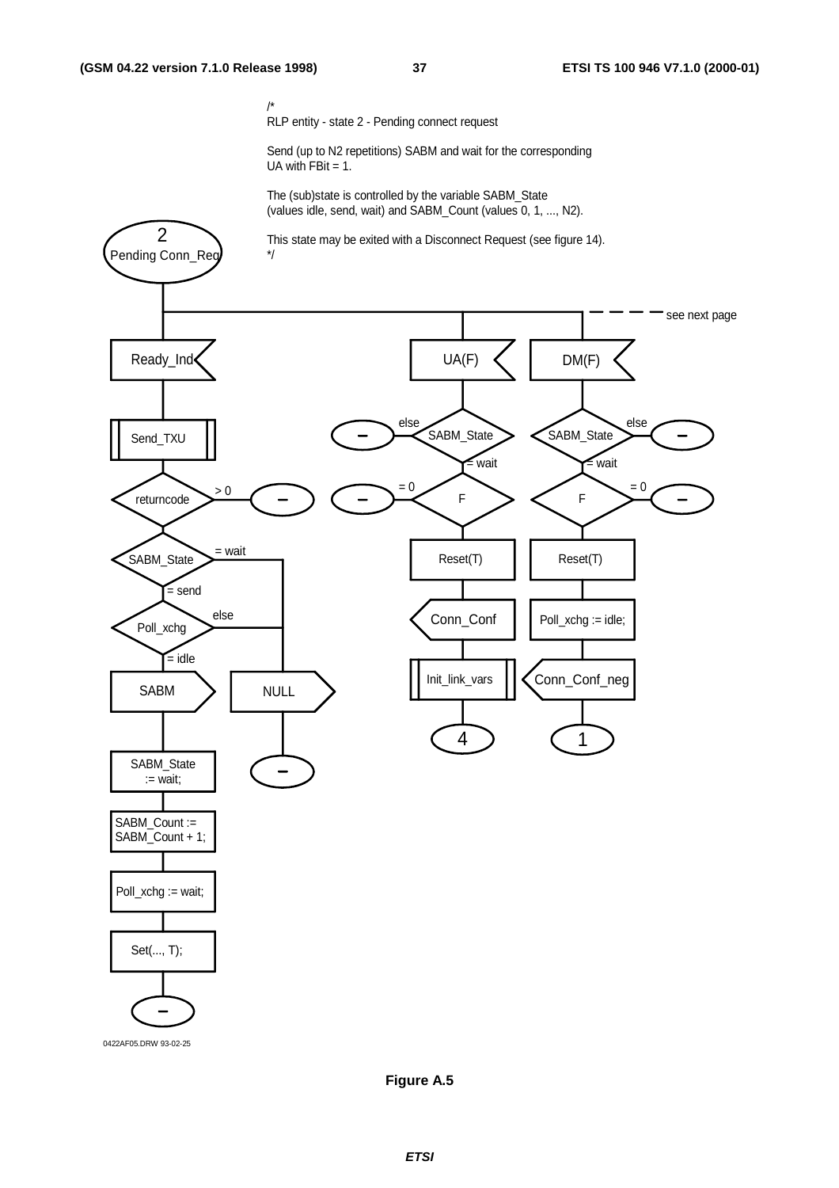/*
RLP entity - state 2 - Pending connect request

Send (up to N2 repetitions) SABM and wait for the corresponding
UA with FBit = 1.

The (sub)state is controlled by the variable SABM_State
(values idle, send, wait) and SABM_Count (values 0, 1, ..., N2).

This state may be exited with a Disconnect Request (see figure 14).
*/

2
Pending Conn_Req

see next page

Ready_Ind

Send_TXU

returncode

> 0

–

SABM_State

= wait

= send

Poll_xchg

else

= idle

SABM

NULL

–

SABM_State
:= wait;

SABM_Count :=
SABM_Count + 1;

Poll_xchg := wait;

Set(..., T);

–

UA(F)

else

–

SABM_State

= wait

= 0

–

F

Reset(T)

Conn_Conf

Init_link_vars

4

DM(F)

SABM_State

else

–

= wait

F

= 0

–

Reset(T)

Poll_xchg := idle;

Conn_Conf_neg

1

0422AF05.DRW 93-02-25

**Figure A.5**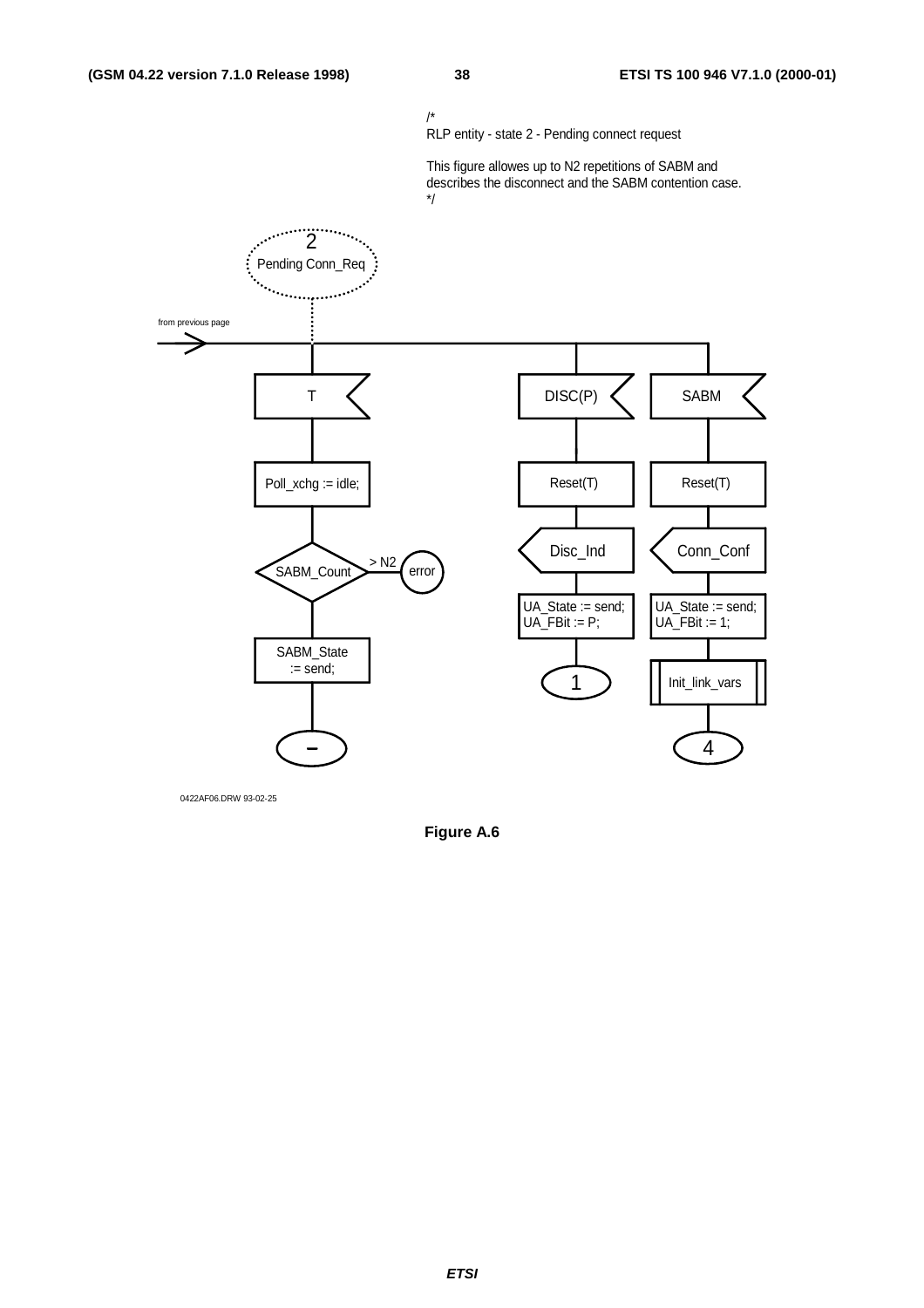/*
RLP entity - state 2 - Pending connect request

This figure allowes up to N2 repetitions of SABM and describes the disconnect and the SABM contention case.
*/

2
Pending Conn_Req

from previous page

T

Poll_xchg := idle;

SABM_Count

> N2

error

SABM_State := send;

–

DISC(P)

Reset(T)

Disc_Ind

UA_State := send;
UA_FBit := P;

1

SABM

Reset(T)

Conn_Conf

UA_State := send;
UA_FBit := 1;

Init_link_vars

4

0422AF06.DRW 93-02-25

**Figure A.6**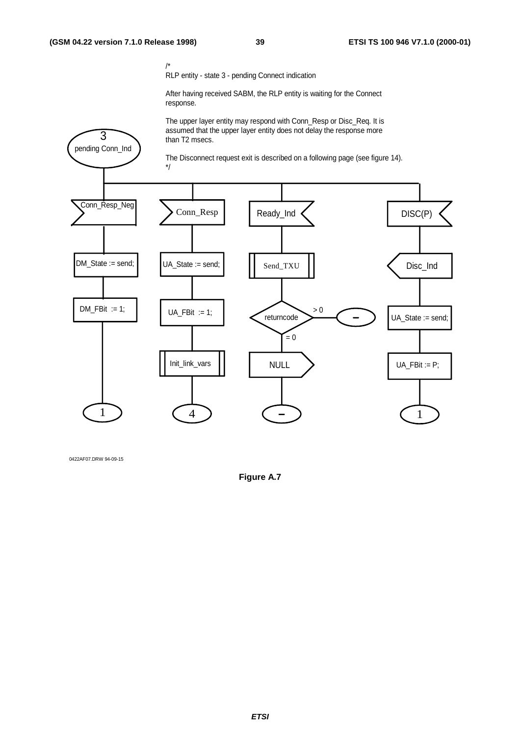/*
RLP entity - state 3 - pending Connect indication

After having received SABM, the RLP entity is waiting for the Connect response.

The upper layer entity may respond with Conn_Resp or Disc_Req. It is assumed that the upper layer entity does not delay the response more than T2 msecs.

The Disconnect request exit is described on a following page (see figure 14).
*/

3
pending Conn_Ind

Conn_Resp_Neg

DM_State := send;

DM_FBit := 1;

1

Conn_Resp

UA_State := send;

UA_FBit := 1;

Init_link_vars

4

Ready_Ind

Send_TXU

returncode

> 0

–

= 0

NULL

–

DISC(P)

Disc_Ind

UA_State := send;

UA_FBit := P;

1

0422AF07.DRW 94-09-15

**Figure A.7**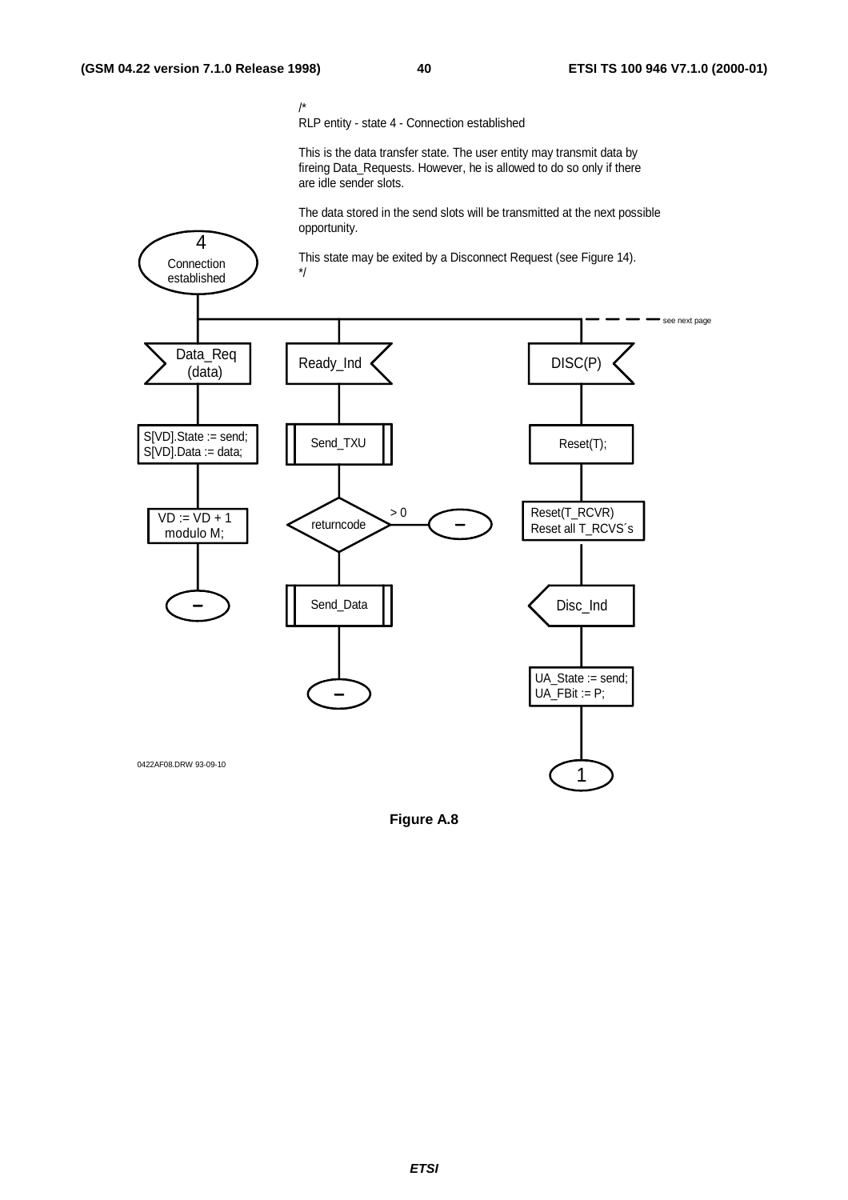/*
RLP entity - state 4 - Connection established

This is the data transfer state. The user entity may transmit data by fireing Data_Requests. However, he is allowed to do so only if there are idle sender slots.

The data stored in the send slots will be transmitted at the next possible opportunity.

This state may be exited by a Disconnect Request (see Figure 14).
*/

4
Connection established

see next page

Data_Req (data)

S[VD].State := send;
S[VD].Data := data;

VD := VD + 1 modulo M;

–

Ready_Ind

Send_TXU

returncode

> 0

–

Send_Data

–

DISC(P)

Reset(T);

Reset(T_RCVR)
Reset all T_RCVS´s

Disc_Ind

UA_State := send;
UA_FBit := P;

1

0422AF08.DRW 93-09-10

**Figure A.8**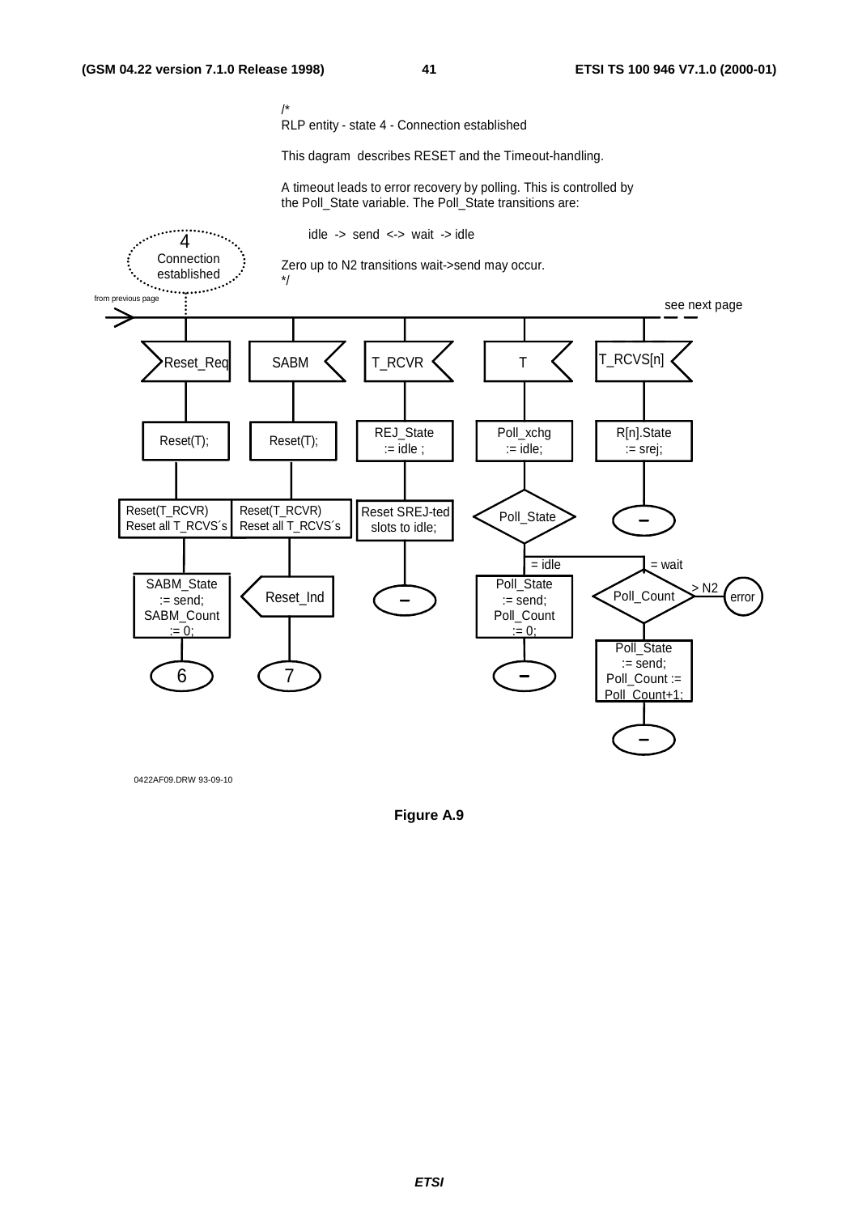/*
RLP entity - state 4 - Connection established

This dagram describes RESET and the Timeout-handling.

A timeout leads to error recovery by polling. This is controlled by the Poll_State variable. The Poll_State transitions are:

idle -> send <-> wait -> idle

Zero up to N2 transitions wait->send may occur.
*/

4
Connection established

from previous page

see next page

Reset_Req | SABM | T_RCVR | T | T_RCVS[n]

Reset(T); | Reset(T); | REJ_State := idle ; | Poll_xchg := idle; | R[n].State := srej;

Reset(T_RCVR) Reset all T_RCVS´s | Reset(T_RCVR) Reset all T_RCVS´s | Reset SREJ-ted slots to idle; | Poll_State | –

SABM_State := send; SABM_Count := 0; | Reset_Ind | – | = idle: Poll_State := send; Poll_Count := 0; | = wait: Poll_Count (> N2: error)

6 | 7 | | – | Poll_State := send; Poll_Count := Poll_Count+1;

–

0422AF09.DRW 93-09-10

**Figure A.9**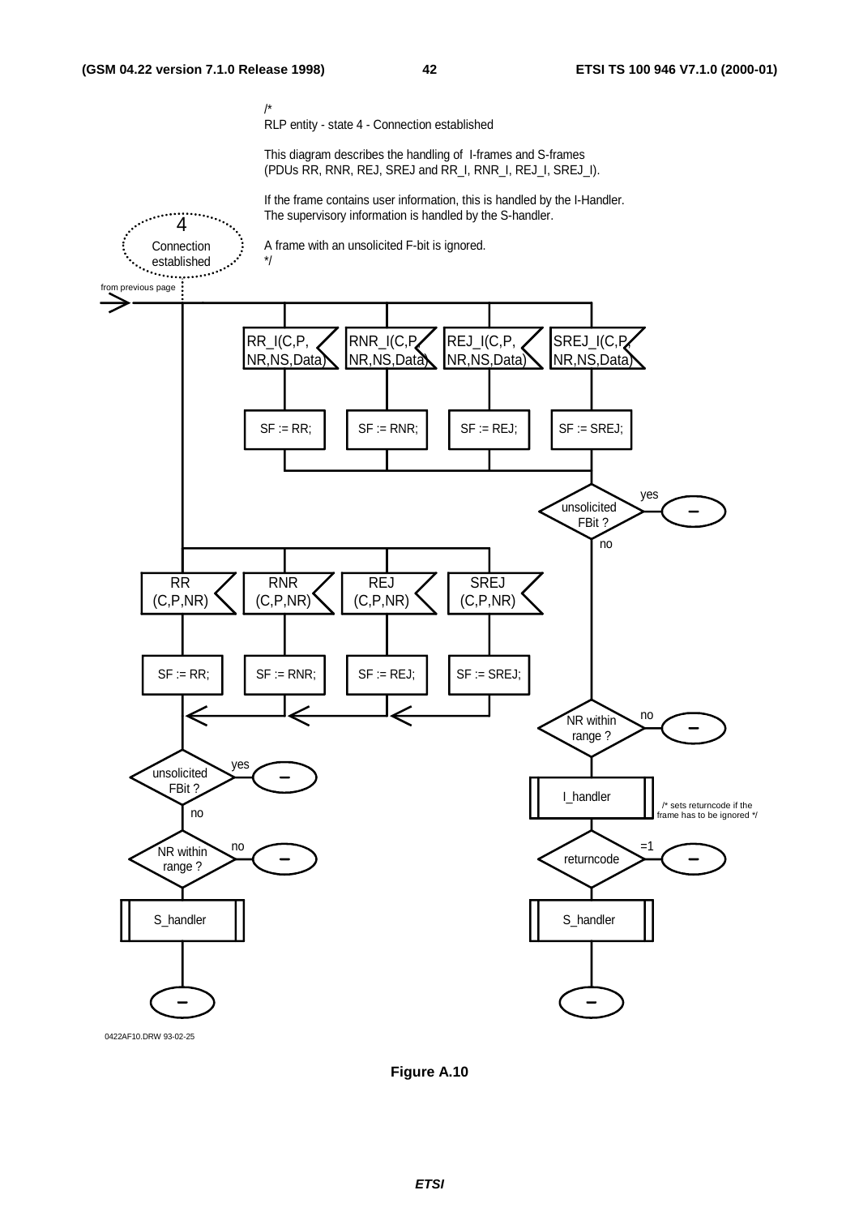/*
RLP entity - state 4 - Connection established

This diagram describes the handling of I-frames and S-frames
(PDUs RR, RNR, REJ, SREJ and RR_I, RNR_I, REJ_I, SREJ_I).

If the frame contains user information, this is handled by the I-Handler.
The supervisory information is handled by the S-handler.

A frame with an unsolicited F-bit is ignored.
*/

4 Connection established

from previous page

RR_I(C,P, NR,NS,Data) | RNR_I(C,P, NR,NS,Data) | REJ_I(C,P, NR,NS,Data) | SREJ_I(C,P, NR,NS,Data)

SF := RR; | SF := RNR; | SF := REJ; | SF := SREJ;

unsolicited FBit ? — yes: – ; no

NR within range ? — no: – 

I_handler /* sets returncode if the frame has to be ignored */

returncode — =1: –

S_handler

–

RR (C,P,NR) | RNR (C,P,NR) | REJ (C,P,NR) | SREJ (C,P,NR)

SF := RR; | SF := RNR; | SF := REJ; | SF := SREJ;

unsolicited FBit ? — yes: – ; no

NR within range ? — no: –

S_handler

–

0422AF10.DRW 93-02-25

**Figure A.10**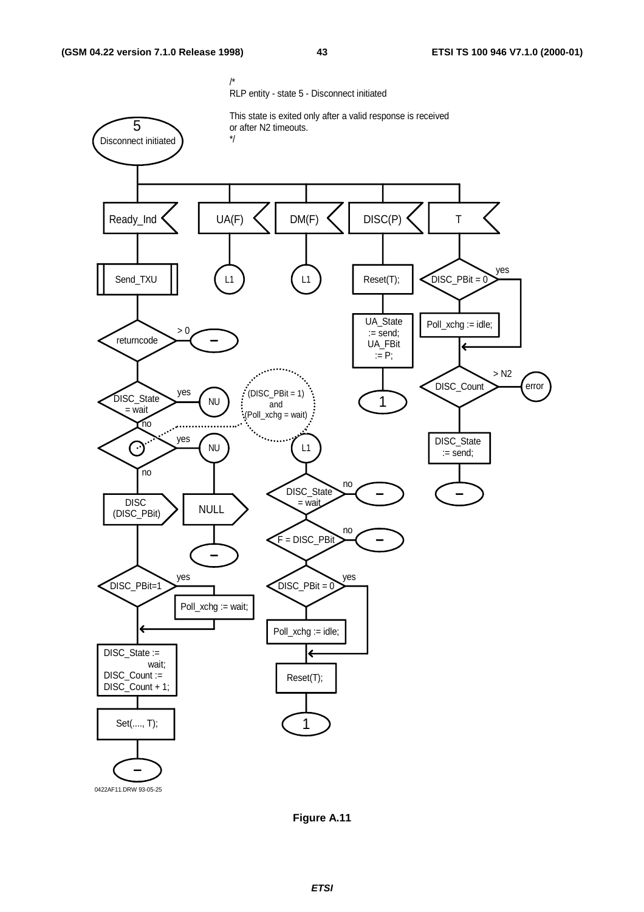/*
RLP entity - state 5 - Disconnect initiated

This state is exited only after a valid response is received
or after N2 timeouts.
*/

5
Disconnect initiated

Ready_Ind

UA(F)

DM(F)

DISC(P)

T

Send_TXU

L1

L1

Reset(T);

DISC_PBit = 0

yes

returncode

> 0

–

UA_State
:= send;
UA_FBit
:= P;

Poll_xchg := idle;

DISC_State
= wait

yes

NU

(DISC_PBit = 1)
and
(Poll_xchg = wait)

1

DISC_Count

> N2

error

no

yes

NU

L1

DISC_State
:= send;

no

DISC
(DISC_PBit)

NULL

DISC_State
= wait

no

–

–

F = DISC_PBit

no

–

–

DISC_PBit=1

yes

Poll_xchg := wait;

DISC_PBit = 0

yes

Poll_xchg := idle;

DISC_State :=
wait;
DISC_Count :=
DISC_Count + 1;

Reset(T);

Set(...., T);

1

–

0422AF11.DRW 93-05-25

**Figure A.11**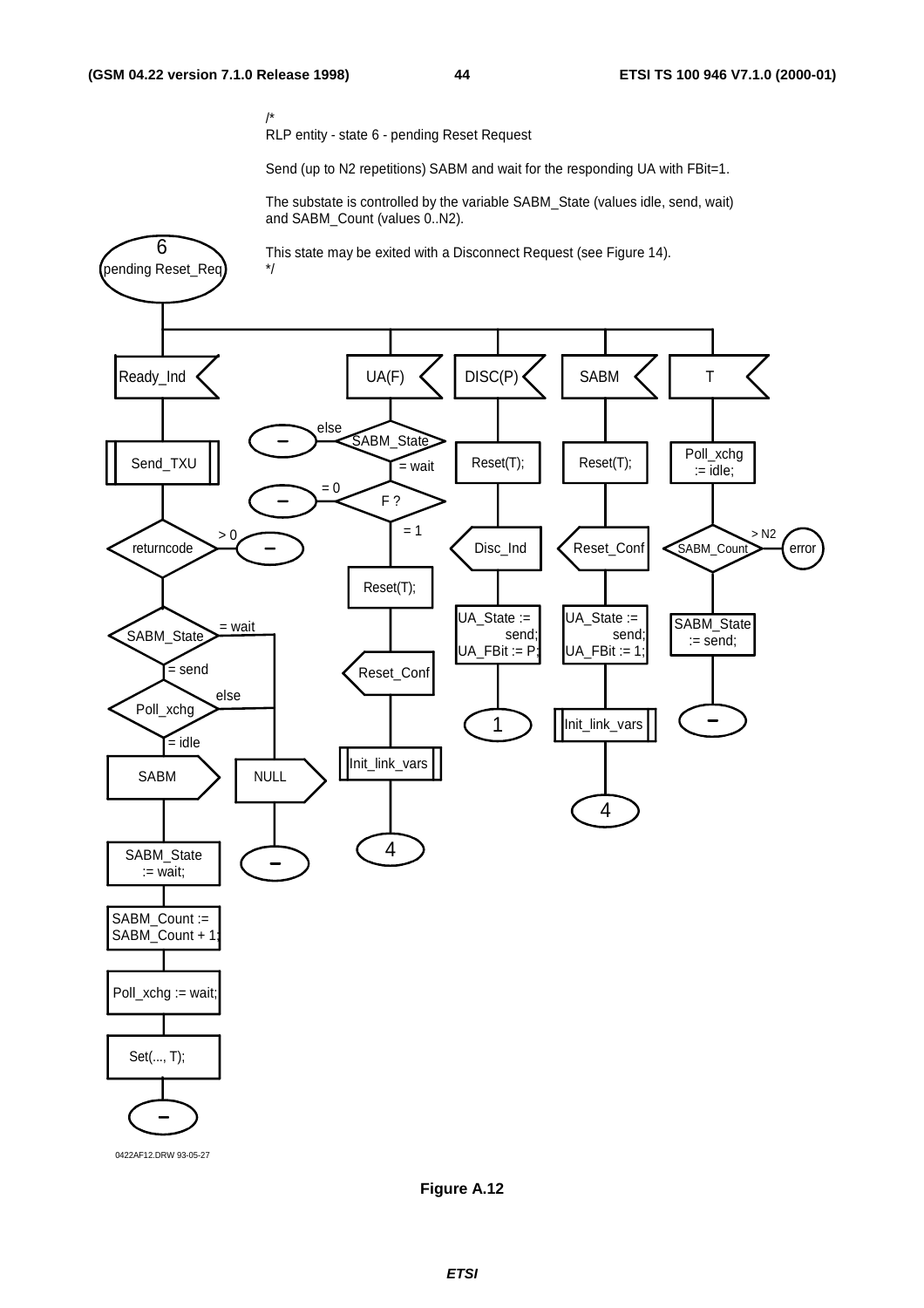/*
RLP entity - state 6 - pending Reset Request

Send (up to N2 repetitions) SABM and wait for the responding UA with FBit=1.

The substate is controlled by the variable SABM_State (values idle, send, wait) and SABM_Count (values 0..N2).

This state may be exited with a Disconnect Request (see Figure 14).
*/

6
pending Reset_Req

Ready_Ind | UA(F) | DISC(P) | SABM | T

Send_TXU

returncode > 0 –

SABM_State = wait

= send

Poll_xchg else

= idle

SABM | NULL

SABM_State := wait;

SABM_Count := SABM_Count + 1;

Poll_xchg := wait;

Set(..., T);

–

else – SABM_State = wait

= 0 – F ? = 1

Reset(T);

Reset_Conf

Init_link_vars

4

Reset(T);

Disc_Ind

UA_State := send;
UA_FBit := P;

1

Reset(T);

Reset_Conf

UA_State := send;
UA_FBit := 1;

Init_link_vars

4

Poll_xchg := idle;

SABM_Count > N2 error

SABM_State := send;

–

0422AF12.DRW 93-05-27

**Figure A.12**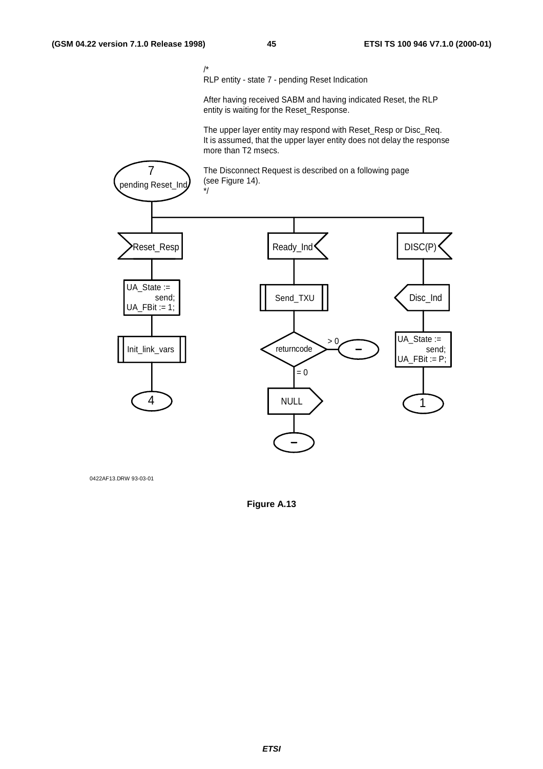/*
RLP entity - state 7 - pending Reset Indication

After having received SABM and having indicated Reset, the RLP entity is waiting for the Reset_Response.

The upper layer entity may respond with Reset_Resp or Disc_Req.
It is assumed, that the upper layer entity does not delay the response more than T2 msecs.

The Disconnect Request is described on a following page (see Figure 14).
*/

7
pending Reset_Ind

Reset_Resp

UA_State := send;
UA_FBit := 1;

Init_link_vars

4

Ready_Ind

Send_TXU

returncode

> 0

–

= 0

NULL

–

DISC(P)

Disc_Ind

UA_State := send;
UA_FBit := P;

1

0422AF13.DRW 93-03-01

**Figure A.13**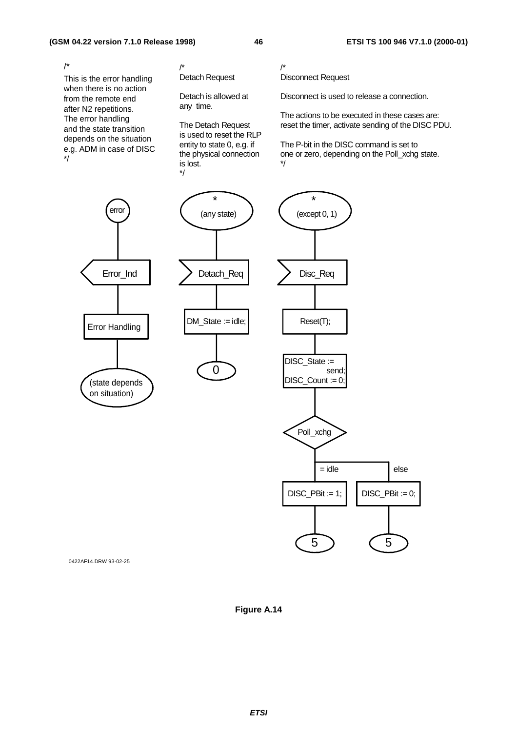/*
This is the error handling when there is no action from the remote end after N2 repetitions.
The error handling and the state transition depends on the situation e.g. ADM in case of DISC
*/

/*
Detach Request

Detach is allowed at any time.

The Detach Request is used to reset the RLP entity to state 0, e.g. if the physical connection is lost.
*/

/*
Disconnect Request

Disconnect is used to release a connection.

The actions to be executed in these cases are: reset the timer, activate sending of the DISC PDU.

The P-bit in the DISC command is set to one or zero, depending on the Poll_xchg state.
*/

error

Error_Ind

Error Handling

(state depends on situation)

*
(any state)

Detach_Req

DM_State := idle;

0

*
(except 0, 1)

Disc_Req

Reset(T);

DISC_State := send;
DISC_Count := 0;

Poll_xchg

= idle

else

DISC_PBit := 1;

DISC_PBit := 0;

5

5

0422AF14.DRW 93-02-25

**Figure A.14**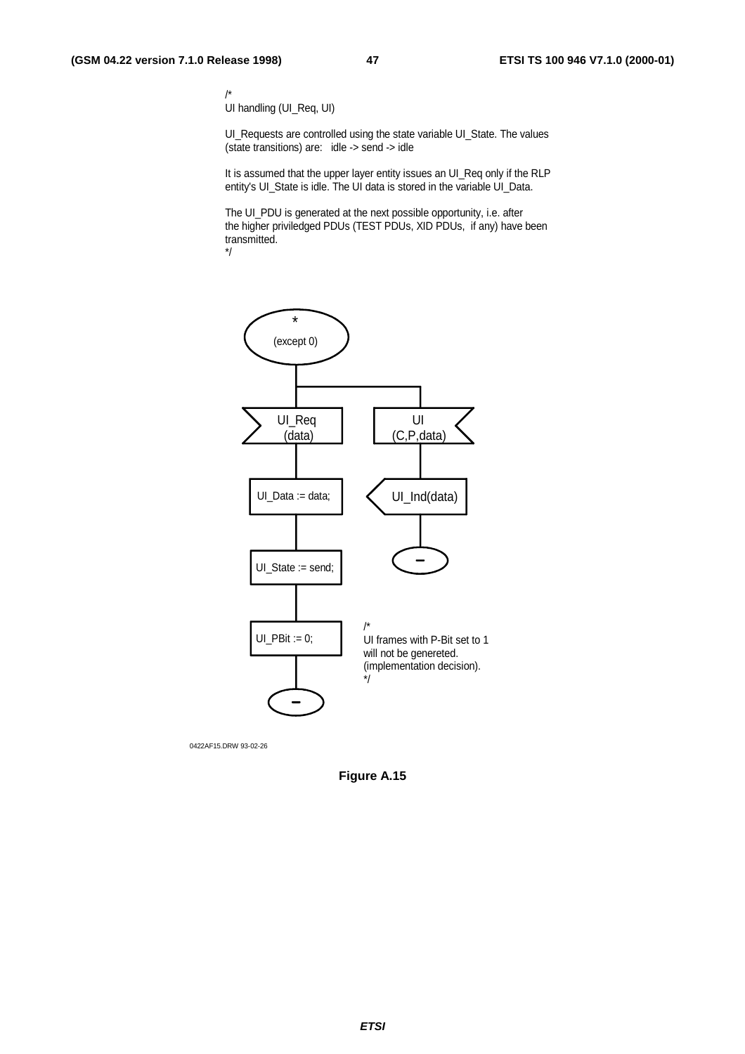/*
UI handling (UI_Req, UI)

UI_Requests are controlled using the state variable UI_State. The values (state transitions) are: idle -> send -> idle

It is assumed that the upper layer entity issues an UI_Req only if the RLP entity's UI_State is idle. The UI data is stored in the variable UI_Data.

The UI_PDU is generated at the next possible opportunity, i.e. after the higher priviledged PDUs (TEST PDUs, XID PDUs, if any) have been transmitted.
*/

*
(except 0)

UI_Req
(data)

UI_Data := data;

UI_State := send;

UI_PBit := 0;

–

UI
(C,P,data)

UI_Ind(data)

–

/*
UI frames with P-Bit set to 1 will not be genereted.
(implementation decision).
*/

0422AF15.DRW 93-02-26

**Figure A.15**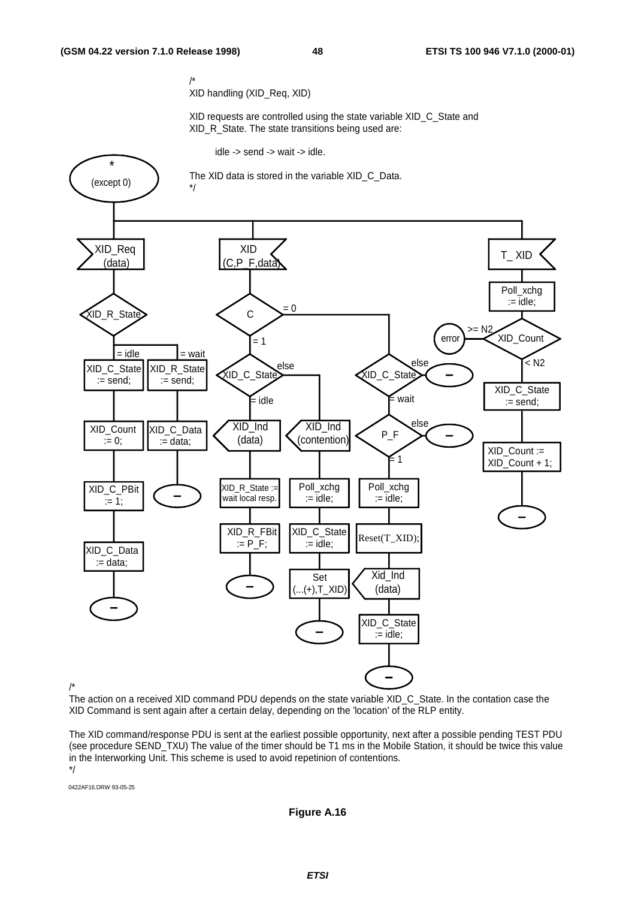/*
XID handling (XID_Req, XID)

XID requests are controlled using the state variable XID_C_State and XID_R_State. The state transitions being used are:

idle -> send -> wait -> idle.

The XID data is stored in the variable XID_C_Data.
*/

```
* (except 0)

XID_Req (data)
  XID_R_State
    = idle:
      XID_C_State := send;
      XID_Count := 0;
      XID_C_PBit := 1;
      XID_C_Data := data;
      –
    = wait:
      XID_R_State := send;
      XID_C_Data := data;
      –

XID (C,P_F,data)
  C
    = 1:
      XID_C_State
        = idle:
          XID_Ind (data)
          XID_R_State := wait local resp.
          XID_R_FBit := P_F;
          –
        else:
          XID_Ind (contention)
          Poll_xchg := idle;
          XID_C_State := idle;
          Set (...(+),T_XID)
          –
    = 0:
      XID_C_State
        else: –
        = wait:
          P_F
            else: –
            = 1:
              Poll_xchg := idle;
              Reset(T_XID);
              Xid_Ind (data)
              XID_C_State := idle;
              –

T_ XID
  Poll_xchg := idle;
  XID_Count
    >= N2: error
    < N2:
      XID_C_State := send;
      XID_Count := XID_Count + 1;
      –
```

/*
The action on a received XID command PDU depends on the state variable XID_C_State. In the contation case the XID Command is sent again after a certain delay, depending on the 'location' of the RLP entity.

The XID command/response PDU is sent at the earliest possible opportunity, next after a possible pending TEST PDU (see procedure SEND_TXU) The value of the timer should be T1 ms in the Mobile Station, it should be twice this value in the Interworking Unit. This scheme is used to avoid repetinion of contentions.
*/

0422AF16.DRW 93-05-25

**Figure A.16**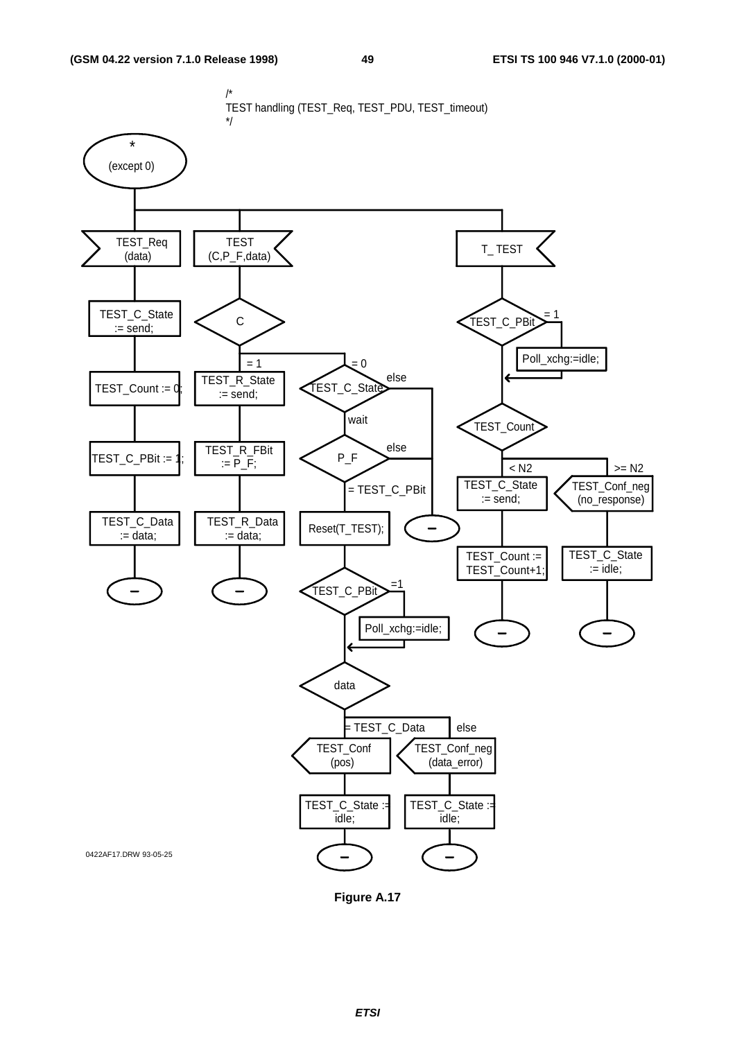/*
TEST handling (TEST_Req, TEST_PDU, TEST_timeout)
*/

\* (except 0)

TEST_Req (data)

TEST_C_State := send;

TEST_Count := 0;

TEST_C_PBit := 1;

TEST_C_Data := data;

TEST (C,P_F,data)

C

= 1

TEST_R_State := send;

TEST_R_FBit := P_F;

TEST_R_Data := data;

= 0

TEST_C_State

else

wait

P_F

else

= TEST_C_PBit

Reset(T_TEST);

TEST_C_PBit

=1

Poll_xchg:=idle;

data

= TEST_C_Data

TEST_Conf (pos)

TEST_C_State := idle;

else

TEST_Conf_neg (data_error)

TEST_C_State := idle;

T_ TEST

TEST_C_PBit

= 1

Poll_xchg:=idle;

TEST_Count

< N2

TEST_C_State := send;

TEST_Count := TEST_Count+1;

>= N2

TEST_Conf_neg (no_response)

TEST_C_State := idle;

0422AF17.DRW 93-05-25

**Figure A.17**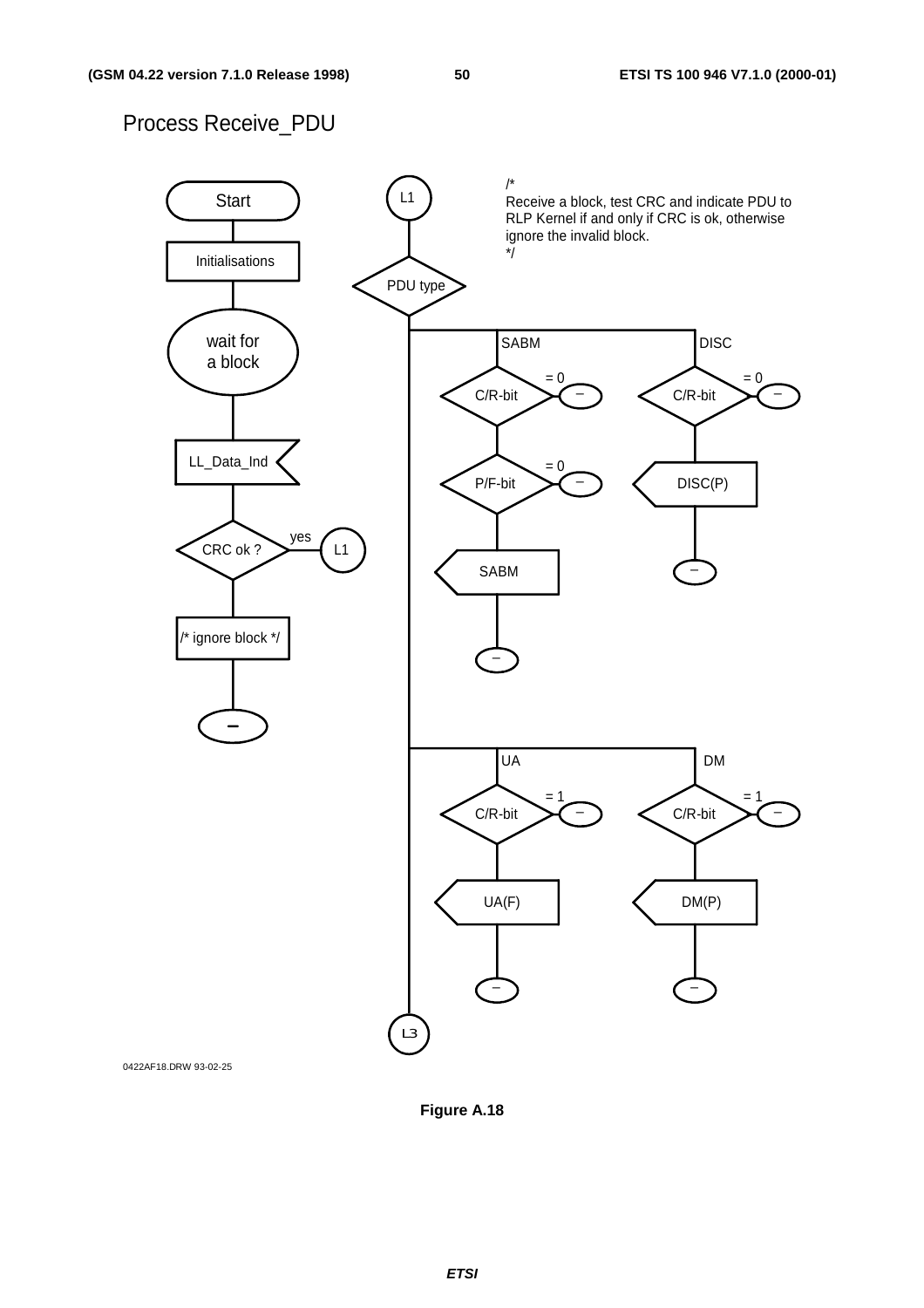Process Receive_PDU

```
/*
Receive a block, test CRC and indicate PDU to
RLP Kernel if and only if CRC is ok, otherwise
ignore the invalid block.
*/
```

Start

Initialisations

wait for a block

LL_Data_Ind

CRC ok ? — yes → L1

/* ignore block */

–

L1

PDU type

SABM: C/R-bit (= 0 → –); P/F-bit (= 0 → –); SABM; –

DISC: C/R-bit (= 0 → –); DISC(P); –

UA: C/R-bit (= 1 → –); UA(F); –

DM: C/R-bit (= 1 → –); DM(P); –

L3

0422AF18.DRW 93-02-25

**Figure A.18**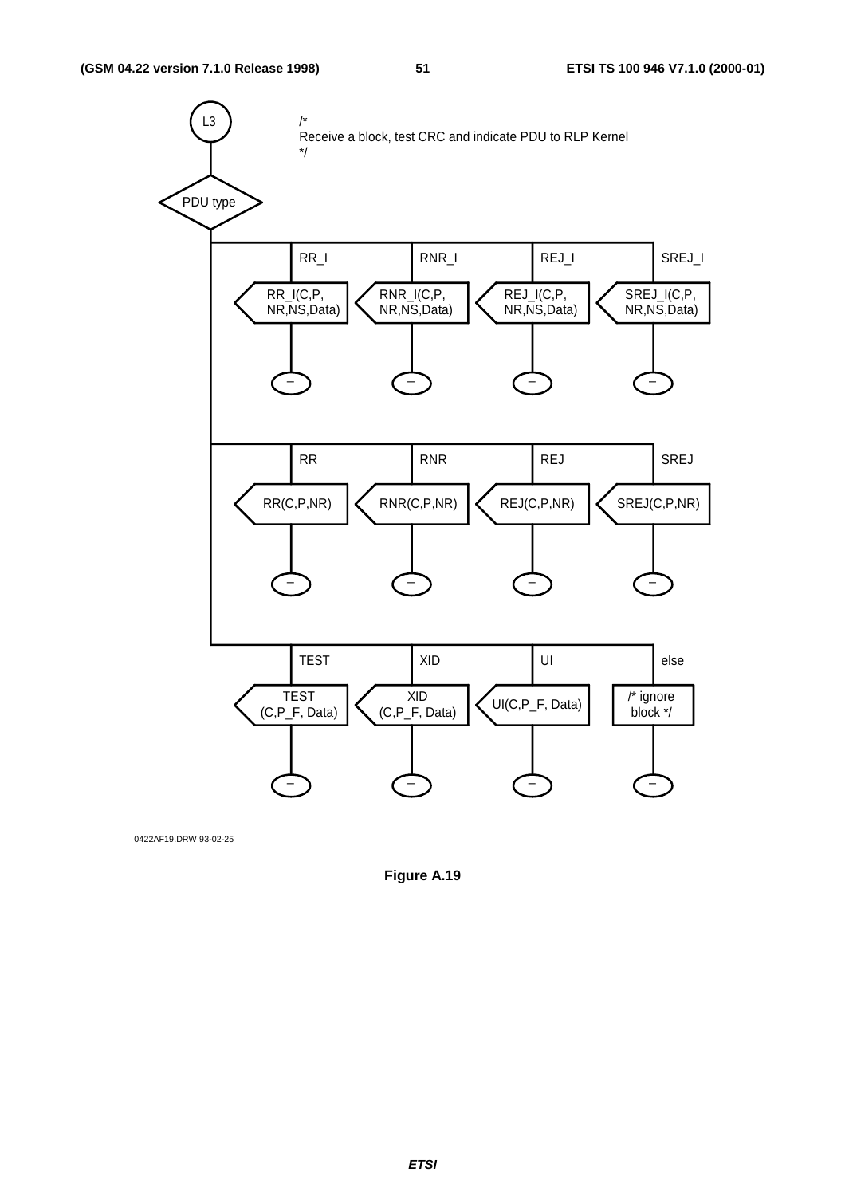L3

/*
Receive a block, test CRC and indicate PDU to RLP Kernel
*/

PDU type

| PDU type | Output |
| --- | --- |
| RR_I | RR_I(C,P, NR,NS,Data) |
| RNR_I | RNR_I(C,P, NR,NS,Data) |
| REJ_I | REJ_I(C,P, NR,NS,Data) |
| SREJ_I | SREJ_I(C,P, NR,NS,Data) |
| RR | RR(C,P,NR) |
| RNR | RNR(C,P,NR) |
| REJ | REJ(C,P,NR) |
| SREJ | SREJ(C,P,NR) |
| TEST | TEST (C,P_F, Data) |
| XID | XID (C,P_F, Data) |
| UI | UI(C,P_F, Data) |
| else | /* ignore block */ |

0422AF19.DRW 93-02-25

**Figure A.19**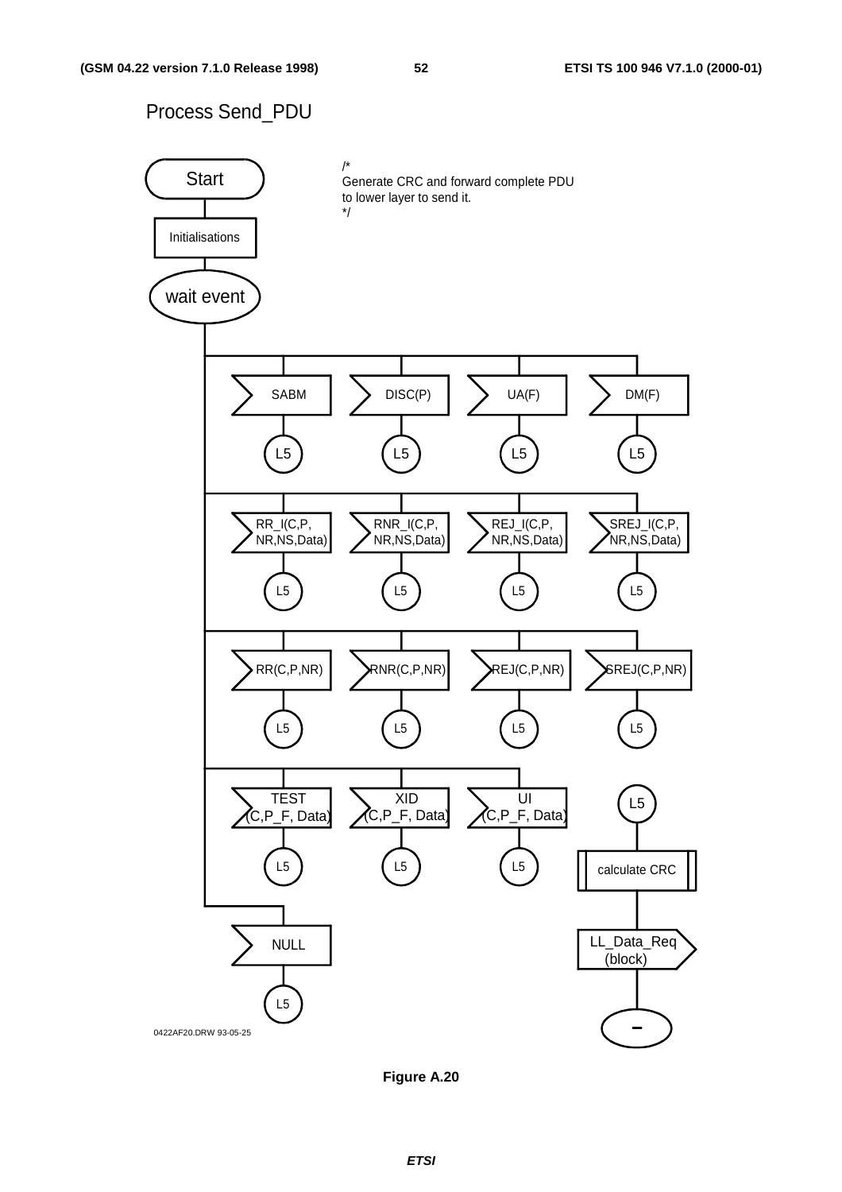Process Send_PDU

/*
Generate CRC and forward complete PDU
to lower layer to send it.
*/

Start

Initialisations

wait event

SABM | DISC(P) | UA(F) | DM(F)

L5 | L5 | L5 | L5

RR_I(C,P, NR,NS,Data) | RNR_I(C,P, NR,NS,Data) | REJ_I(C,P, NR,NS,Data) | SREJ_I(C,P, NR,NS,Data)

L5 | L5 | L5 | L5

RR(C,P,NR) | RNR(C,P,NR) | REJ(C,P,NR) | SREJ(C,P,NR)

L5 | L5 | L5 | L5

TEST (C,P_F, Data) | XID (C,P_F, Data) | UI (C,P_F, Data)

L5 | L5 | L5

NULL

L5

L5

calculate CRC

LL_Data_Req (block)

–

0422AF20.DRW 93-05-25

**Figure A.20**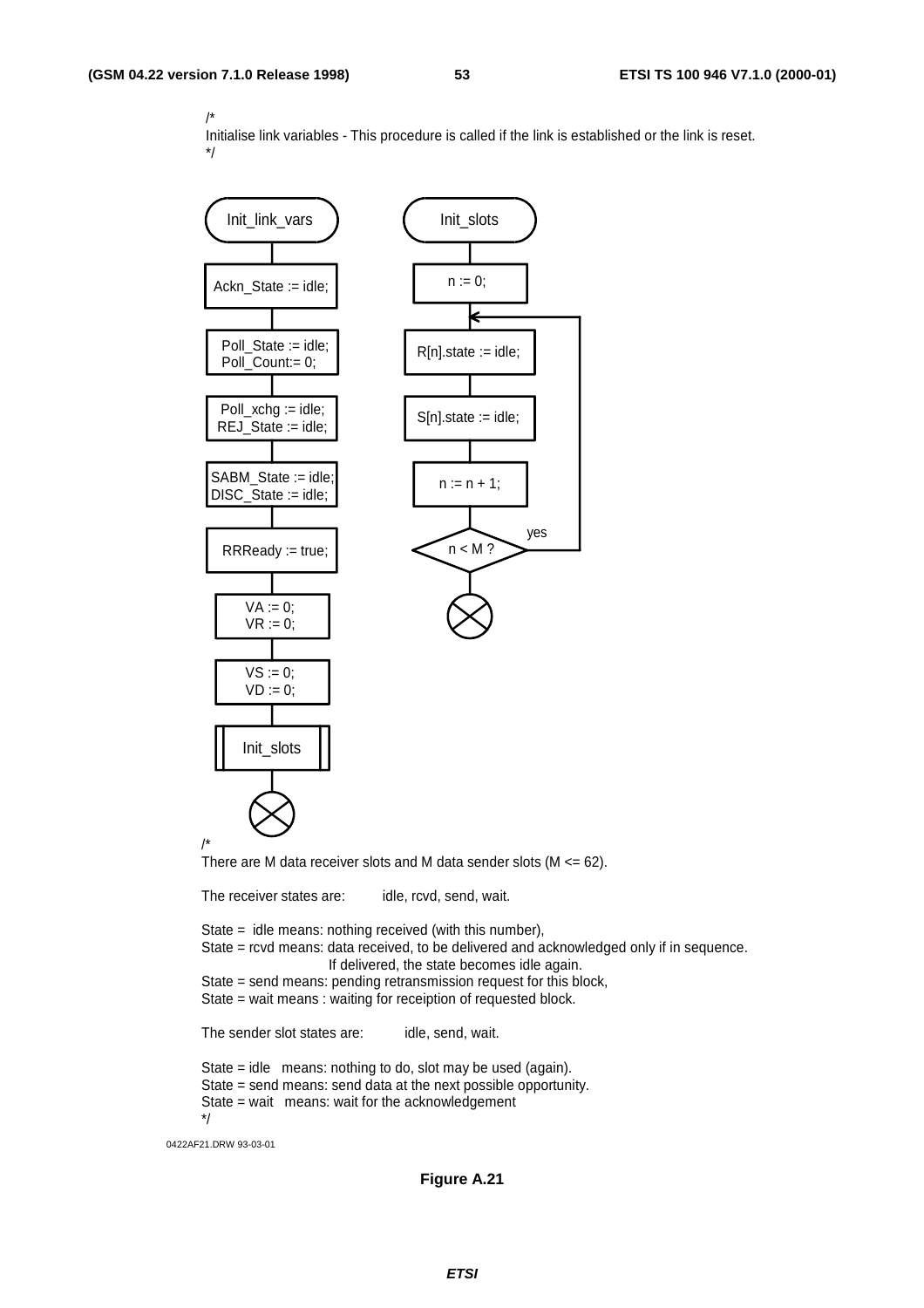/*
Initialise link variables - This procedure is called if the link is established or the link is reset.
*/

```
Init_link_vars                      Init_slots
     |                                   |
Ackn_State := idle;                 n := 0;
     |                                   |
Poll_State := idle;                 R[n].state := idle;   <---+
Poll_Count:= 0;                          |                     |
     |                              S[n].state := idle;        |
Poll_xchg := idle;                       |                     |
REJ_State := idle;                  n := n + 1;                |
     |                                   |                     |
SABM_State := idle;                 n < M ? ---- yes ----------+
DISC_State := idle;                      |
     |                                  (X)
RRReady := true;
     |
VA := 0;
VR := 0;
     |
VS := 0;
VD := 0;
     |
[Init_slots]
     |
    (X)
```

/*
There are M data receiver slots and M data sender slots (M <= 62).

The receiver states are: idle, rcvd, send, wait.

State = idle means: nothing received (with this number),
State = rcvd means: data received, to be delivered and acknowledged only if in sequence.
If delivered, the state becomes idle again.
State = send means: pending retransmission request for this block,
State = wait means : waiting for receiption of requested block.

The sender slot states are: idle, send, wait.

State = idle means: nothing to do, slot may be used (again).
State = send means: send data at the next possible opportunity.
State = wait means: wait for the acknowledgement
*/

0422AF21.DRW 93-03-01

**Figure A.21**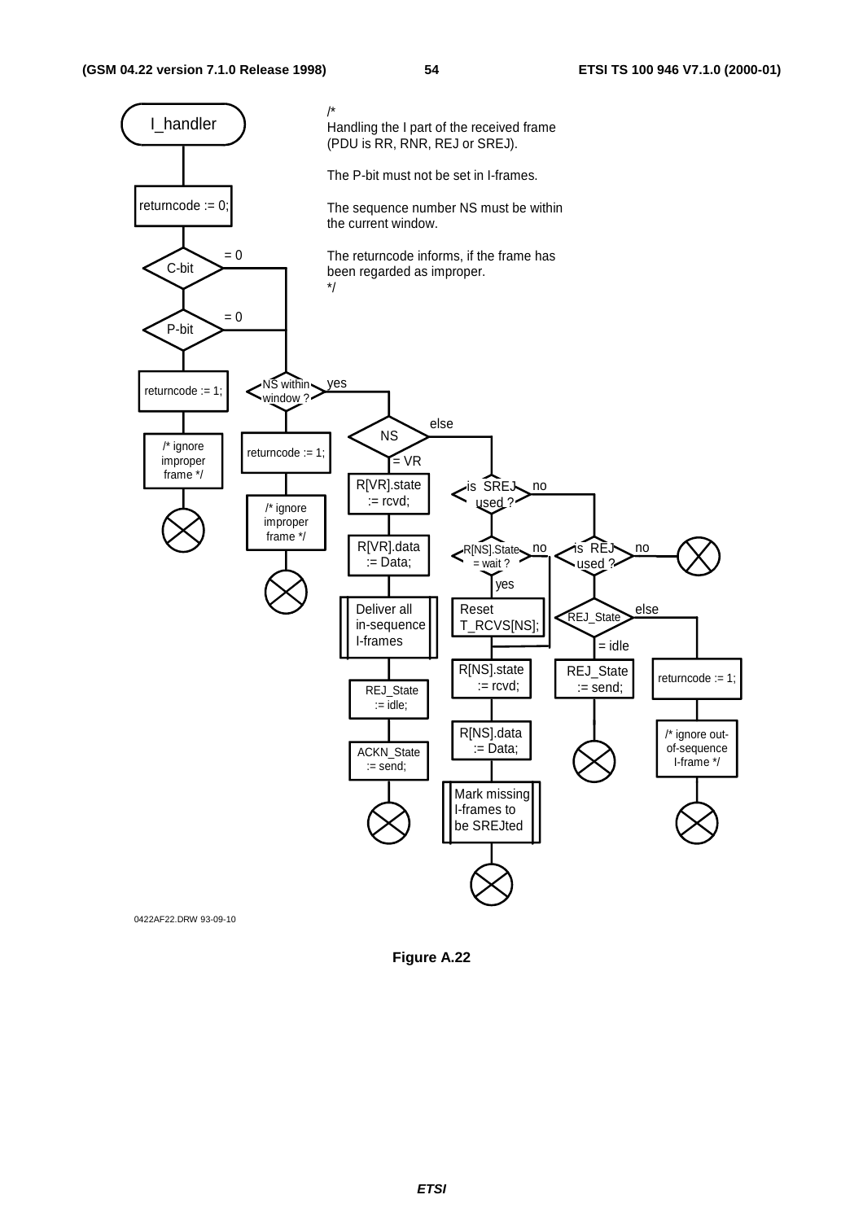I_handler

/*
Handling the I part of the received frame
(PDU is RR, RNR, REJ or SREJ).

The P-bit must not be set in I-frames.

The sequence number NS must be within
the current window.

The returncode informs, if the frame has
been regarded as improper.
*/

returncode := 0;

C-bit = 0

P-bit = 0

returncode := 1;

/* ignore improper frame */

NS within window ? yes

returncode := 1;

/* ignore improper frame */

NS = VR / else

R[VR].state := rcvd;

R[VR].data := Data;

Deliver all in-sequence I-frames

REJ_State := idle;

ACKN_State := send;

is SREJ used ? no

R[NS].State = wait ? yes / no

Reset T_RCVS[NS];

R[NS].state := rcvd;

R[NS].data := Data;

Mark missing I-frames to be SREJted

is REJ used ? no

REJ_State = idle / else

REJ_State := send;

returncode := 1;

/* ignore out-of-sequence I-frame */

0422AF22.DRW 93-09-10

**Figure A.22**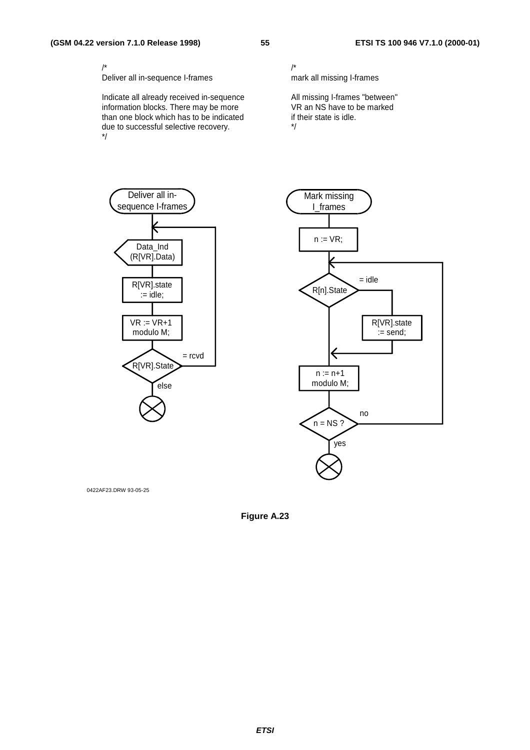/*
Deliver all in-sequence I-frames

Indicate all already received in-sequence information blocks. There may be more than one block which has to be indicated due to successful selective recovery.
*/

/*
mark all missing I-frames

All missing I-frames "between" VR an NS have to be marked if their state is idle.
*/

Deliver all in-sequence I-frames

Data_Ind (R[VR].Data)

R[VR].state := idle;

VR := VR+1 modulo M;

R[VR].State

= rcvd

else

Mark missing I_frames

n := VR;

R[n].State

= idle

R[VR].state := send;

n := n+1 modulo M;

n = NS ?

no

yes

0422AF23.DRW 93-05-25

**Figure A.23**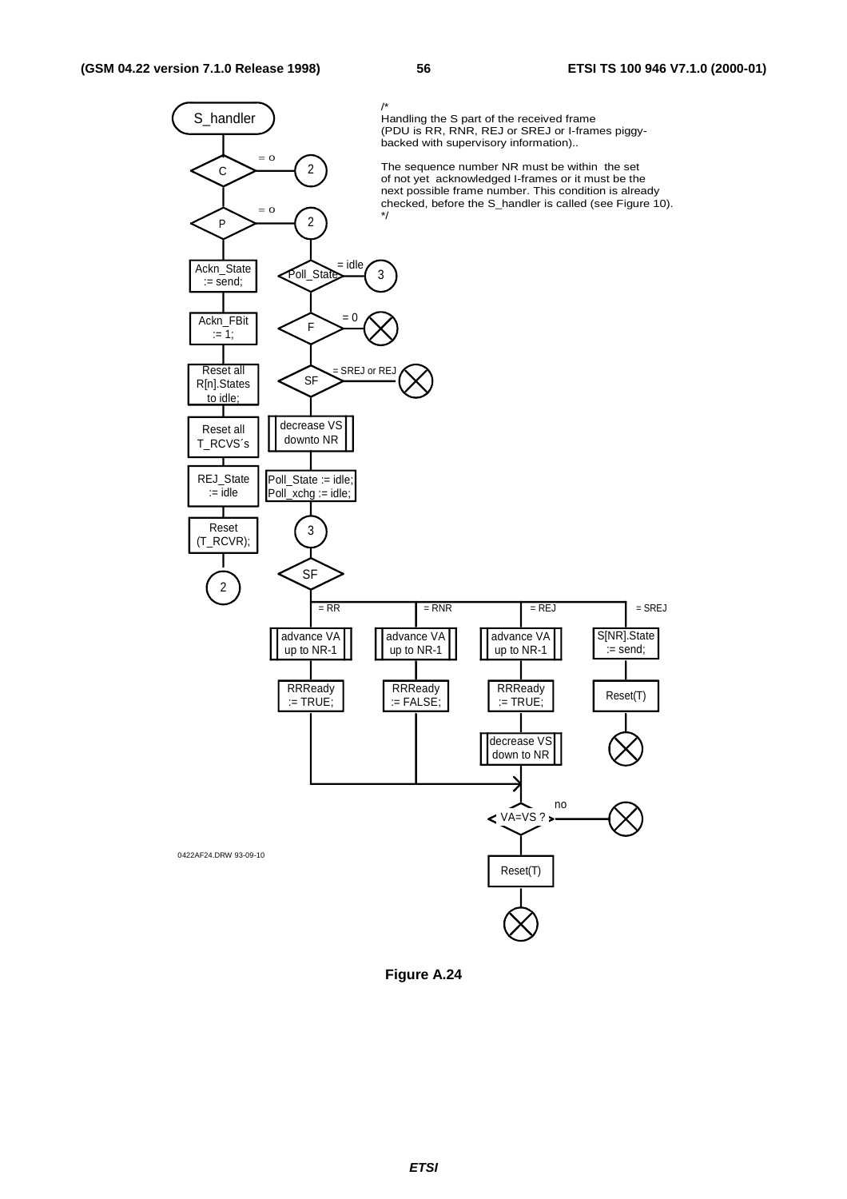/*
Handling the S part of the received frame
(PDU is RR, RNR, REJ or SREJ or I-frames piggy-backed with supervisory information)..

The sequence number NR must be within the set of not yet acknowledged I-frames or it must be the next possible frame number. This condition is already checked, before the S_handler is called (see Figure 10).
*/

S_handler

C = 0 → 2

P = 0 → 2

Ackn_State := send;

Ackn_FBit := 1;

Reset all R[n].States to idle;

Reset all T_RCVS´s

REJ_State := idle

Reset (T_RCVR);

2

Poll_State = idle → 3

F = 0 → ⊗

SF = SREJ or REJ → ⊗

decrease VS downto NR

Poll_State := idle;
Poll_xchg := idle;

3

SF

= RR: advance VA up to NR-1; RRReady := TRUE;

= RNR: advance VA up to NR-1; RRReady := FALSE;

= REJ: advance VA up to NR-1; RRReady := TRUE; decrease VS down to NR

= SREJ: S[NR].State := send; Reset(T) → ⊗

VA=VS ? no → ⊗

Reset(T) → ⊗

0422AF24.DRW 93-09-10

**Figure A.24**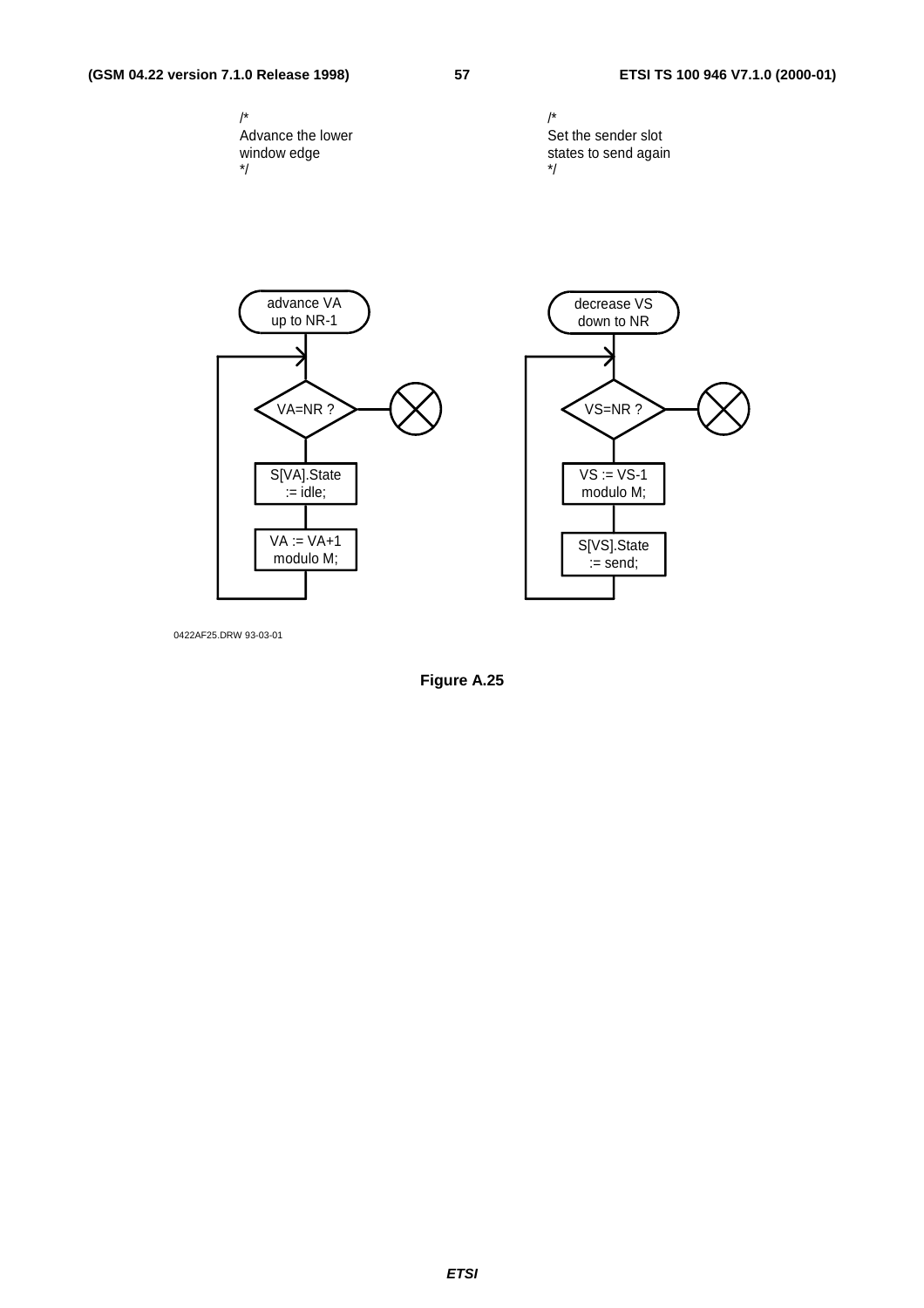/*
Advance the lower
window edge
*/

/*
Set the sender slot
states to send again
*/

advance VA
up to NR-1

VA=NR ?

S[VA].State
:= idle;

VA := VA+1
modulo M;

decrease VS
down to NR

VS=NR ?

VS := VS-1
modulo M;

S[VS].State
:= send;

0422AF25.DRW 93-03-01

**Figure A.25**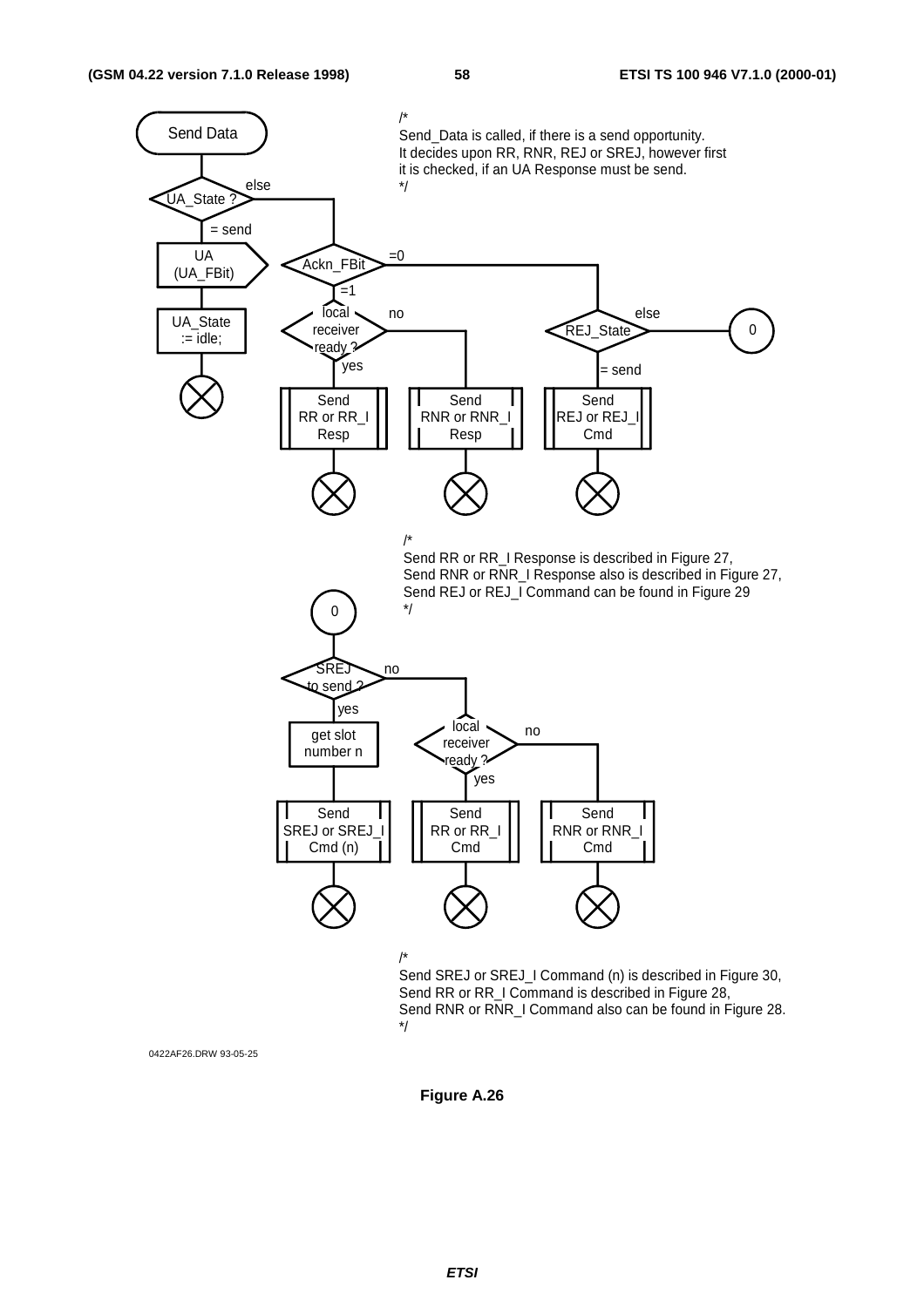Send Data

/*
Send_Data is called, if there is a send opportunity.
It decides upon RR, RNR, REJ or SREJ, however first
it is checked, if an UA Response must be send.
*/

UA_State ?

else

= send

UA (UA_FBit)

UA_State := idle;

Ackn_FBit

=0

=1

local receiver ready ?

no

yes

Send RR or RR_I Resp

Send RNR or RNR_I Resp

REJ_State

else

0

= send

Send REJ or REJ_I Cmd

/*
Send RR or RR_I Response is described in Figure 27,
Send RNR or RNR_I Response also is described in Figure 27,
Send REJ or REJ_I Command can be found in Figure 29
*/

0

SREJ to send ?

no

yes

get slot number n

local receiver ready ?

no

yes

Send SREJ or SREJ_I Cmd (n)

Send RR or RR_I Cmd

Send RNR or RNR_I Cmd

/*
Send SREJ or SREJ_I Command (n) is described in Figure 30,
Send RR or RR_I Command is described in Figure 28,
Send RNR or RNR_I Command also can be found in Figure 28.
*/

0422AF26.DRW 93-05-25

**Figure A.26**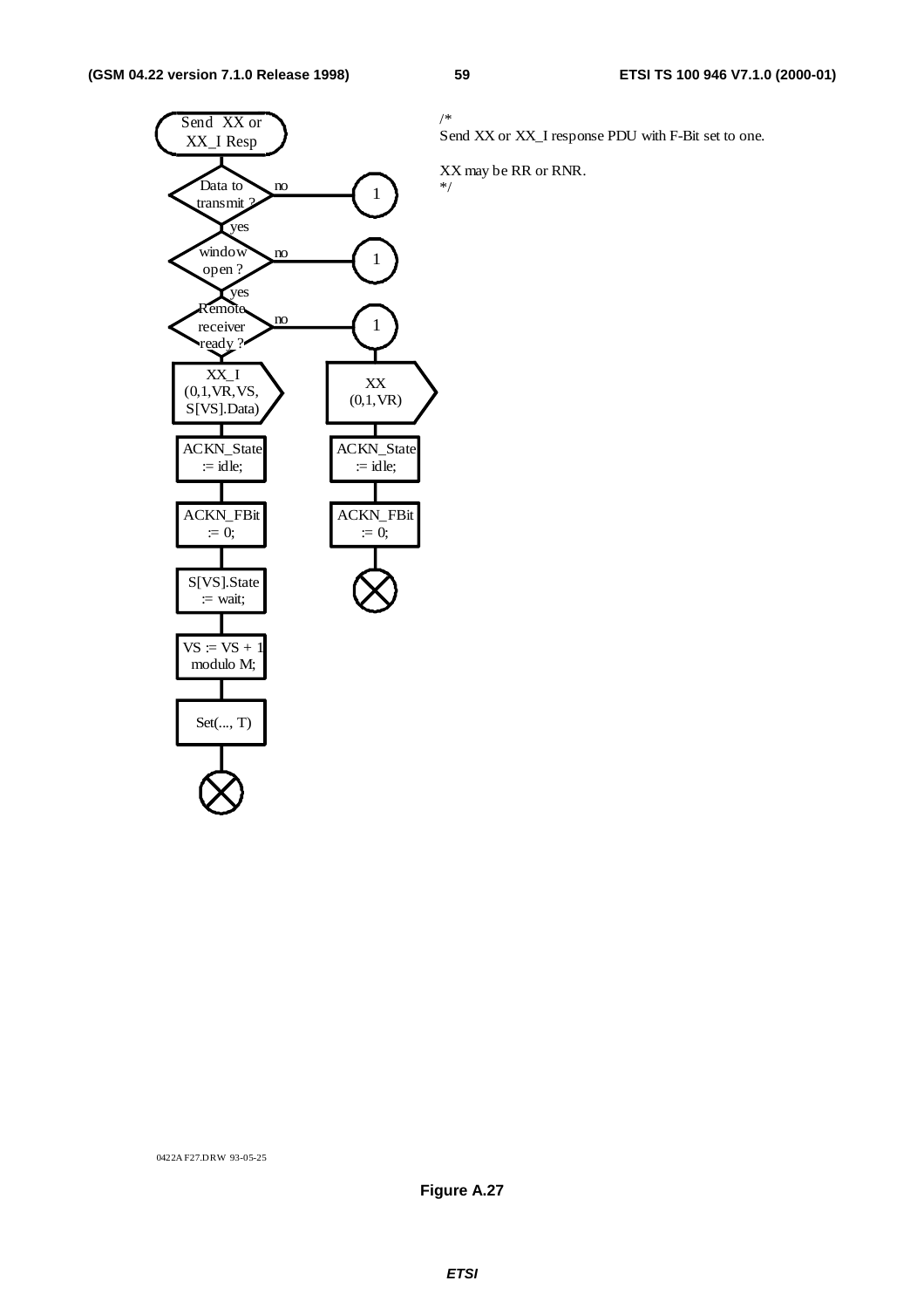Send XX or XX_I Resp

Data to transmit ? — no → 1

yes

window open ? — no → 1

yes

Remote receiver ready ? — no → 1

yes

XX_I (0,1,VR,VS, S[VS].Data)

ACKN_State := idle;

ACKN_FBit := 0;

S[VS].State := wait;

VS := VS + 1 modulo M;

Set(..., T)

1

XX (0,1,VR)

ACKN_State := idle;

ACKN_FBit := 0;

/*
Send XX or XX_I response PDU with F-Bit set to one.

XX may be RR or RNR.
*/

0422AF27.DRW 93-05-25

**Figure A.27**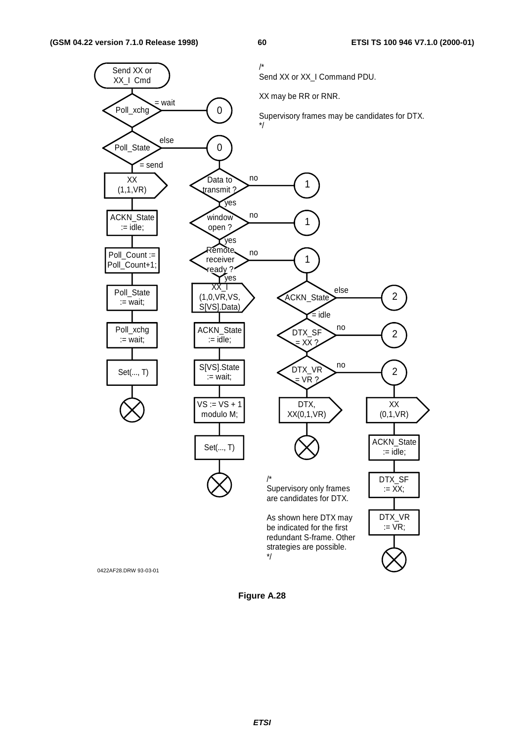Send XX or XX_I Cmd

/*
Send XX or XX_I Command PDU.

XX may be RR or RNR.

Supervisory frames may be candidates for DTX.
*/

Poll_xchg — = wait → 0

Poll_State — else → 0

= send

XX (1,1,VR)

ACKN_State := idle;

Poll_Count := Poll_Count+1;

Poll_State := wait;

Poll_xchg := wait;

Set(..., T)

Data to transmit ? — no → 1

yes

window open ? — no → 1

yes

Remote receiver ready ? — no → 1

yes

XX_I (1,0,VR,VS, S[VS].Data)

ACKN_State := idle;

S[VS].State := wait;

VS := VS + 1 modulo M;

Set(..., T)

ACKN_State — else → 2

= idle

DTX_SF = XX ? — no → 2

DTX_VR = VR ? — no → 2

DTX, XX(0,1,VR)

XX (0,1,VR)

ACKN_State := idle;

DTX_SF := XX;

DTX_VR := VR;

/*
Supervisory only frames are candidates for DTX.

As shown here DTX may be indicated for the first redundant S-frame. Other strategies are possible.
*/

0422AF28.DRW 93-03-01

**Figure A.28**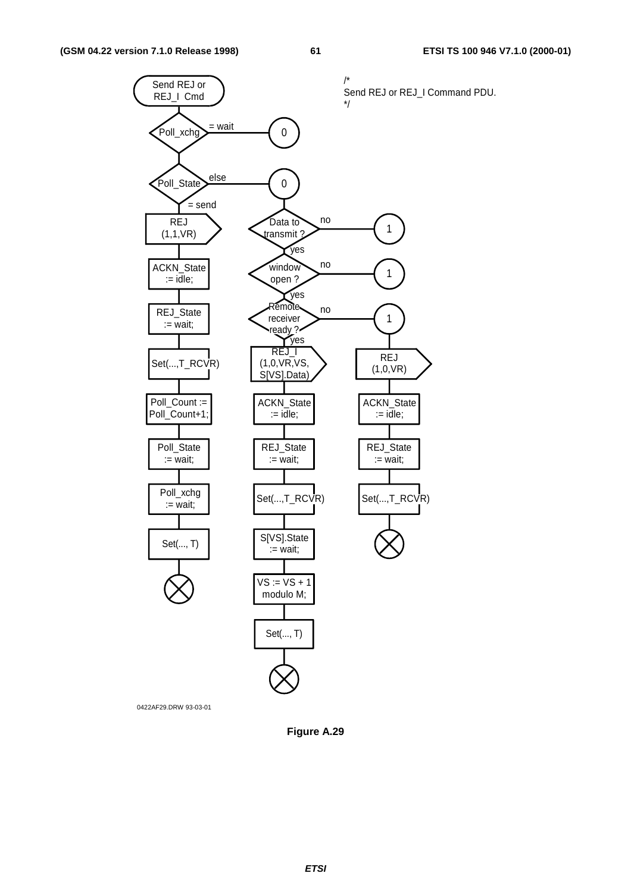/*
Send REJ or REJ_I Command PDU.
*/

Send REJ or REJ_I Cmd

Poll_xchg — = wait → 0

Poll_State — else → 0

= send

REJ (1,1,VR)

ACKN_State := idle;

REJ_State := wait;

Set(...,T_RCVR)

Poll_Count := Poll_Count+1;

Poll_State := wait;

Poll_xchg := wait;

Set(..., T)

Data to transmit ? — no → 1

yes

window open ? — no → 1

yes

Remote receiver ready ? — no → 1

yes

REJ_I (1,0,VR,VS, S[VS].Data)

ACKN_State := idle;

REJ_State := wait;

Set(...,T_RCVR)

S[VS].State := wait;

VS := VS + 1 modulo M;

Set(..., T)

REJ (1,0,VR)

ACKN_State := idle;

REJ_State := wait;

Set(...,T_RCVR)

0422AF29.DRW 93-03-01

**Figure A.29**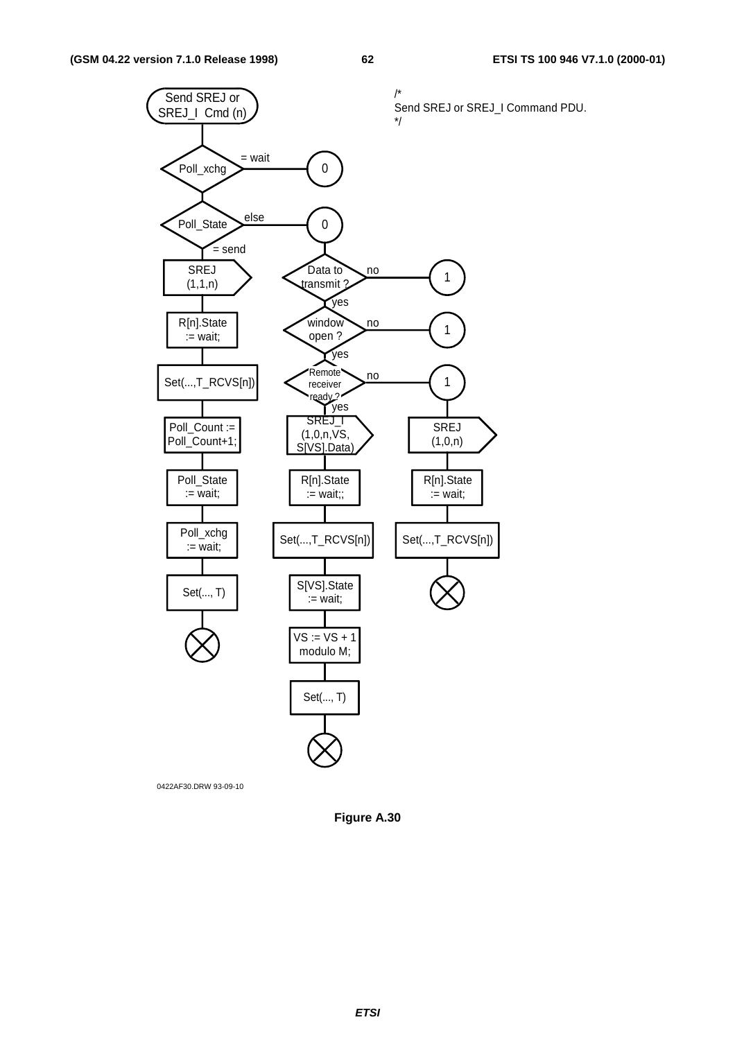/*
Send SREJ or SREJ_I Command PDU.
*/

Send SREJ or SREJ_I Cmd (n)

Poll_xchg — = wait → 0

Poll_State — else → 0

= send

SREJ (1,1,n)

R[n].State := wait;

Set(...,T_RCVS[n])

Poll_Count := Poll_Count+1;

Poll_State := wait;

Poll_xchg := wait;

Set(..., T)

0

Data to transmit ? — no → 1

yes

window open ? — no → 1

yes

Remote receiver ready ? — no → 1

yes

SREJ_I (1,0,n,VS, S[VS].Data)

R[n].State := wait;;

Set(...,T_RCVS[n])

S[VS].State := wait;

VS := VS + 1 modulo M;

Set(..., T)

1

SREJ (1,0,n)

R[n].State := wait;

Set(...,T_RCVS[n])

0422AF30.DRW 93-09-10

**Figure A.30**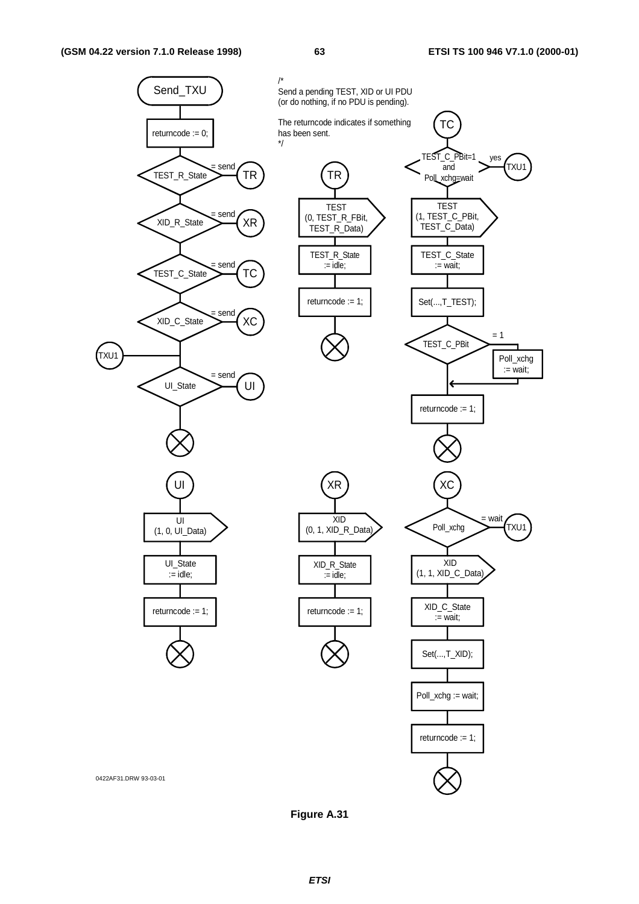Send_TXU

returncode := 0;

TEST_R_State = send → TR

XID_R_State = send → XR

TEST_C_State = send → TC

XID_C_State = send → XC

TXU1

UI_State = send → UI

/*
Send a pending TEST, XID or UI PDU
(or do nothing, if no PDU is pending).

The returncode indicates if something
has been sent.
*/

TR

TEST
(0, TEST_R_FBit,
TEST_R_Data)

TEST_R_State
:= idle;

returncode := 1;

TC

TEST_C_PBit=1
and
Poll_xchg=wait — yes → TXU1

TEST
(1, TEST_C_PBit,
TEST_C_Data)

TEST_C_State
:= wait;

Set(...,T_TEST);

TEST_C_PBit = 1 → Poll_xchg
:= wait;

returncode := 1;

UI

UI
(1, 0, UI_Data)

UI_State
:= idle;

returncode := 1;

XR

XID
(0, 1, XID_R_Data)

XID_R_State
:= idle;

returncode := 1;

XC

Poll_xchg = wait → TXU1

XID
(1, 1, XID_C_Data)

XID_C_State
:= wait;

Set(...,T_XID);

Poll_xchg := wait;

returncode := 1;

0422AF31.DRW 93-03-01

**Figure A.31**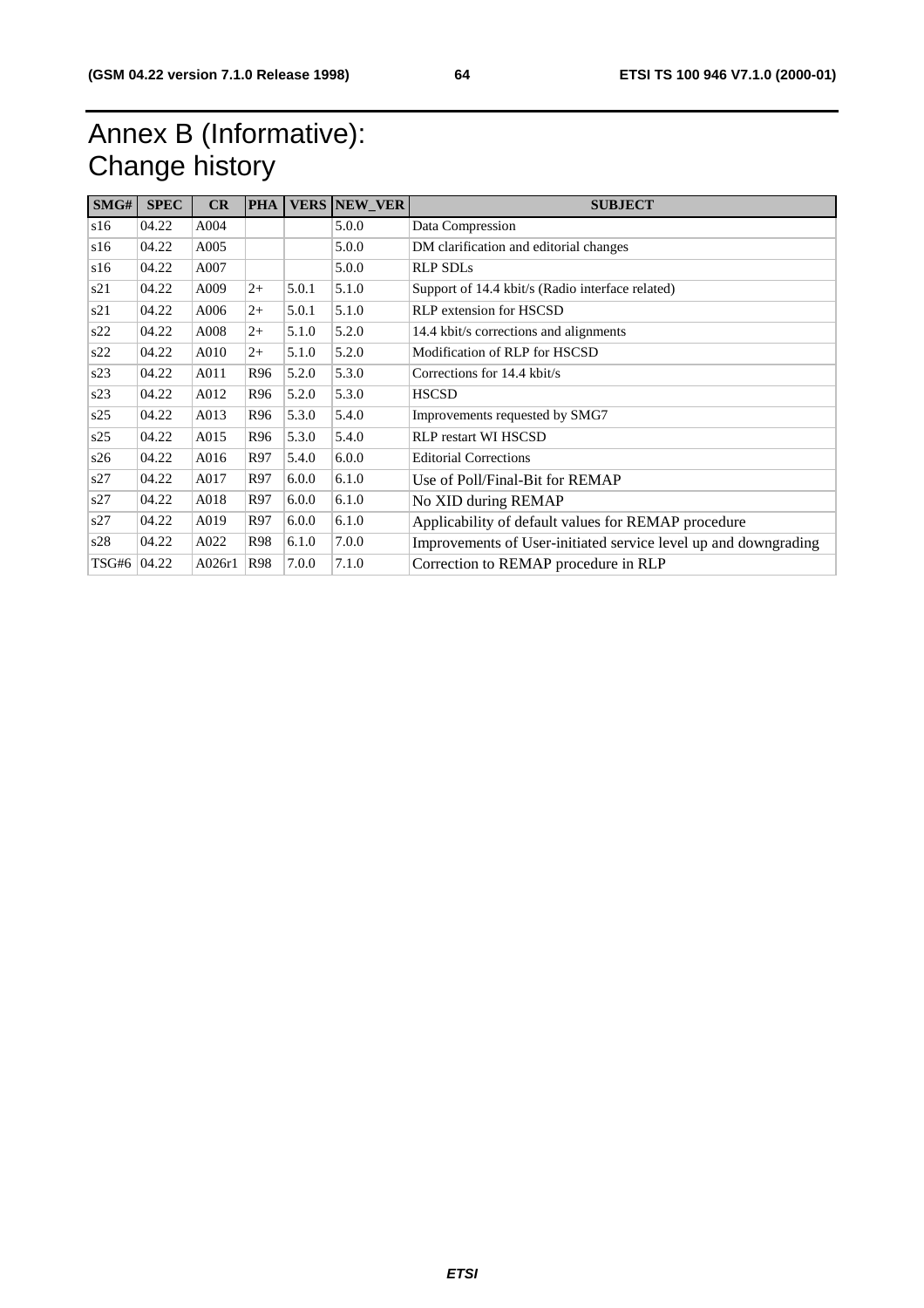# Annex B (Informative): Change history

| SMG# | SPEC | CR | PHA | VERS | NEW_VER | SUBJECT |
|---|---|---|---|---|---|---|
| s16 | 04.22 | A004 | | | 5.0.0 | Data Compression |
| s16 | 04.22 | A005 | | | 5.0.0 | DM clarification and editorial changes |
| s16 | 04.22 | A007 | | | 5.0.0 | RLP SDLs |
| s21 | 04.22 | A009 | 2+ | 5.0.1 | 5.1.0 | Support of 14.4 kbit/s (Radio interface related) |
| s21 | 04.22 | A006 | 2+ | 5.0.1 | 5.1.0 | RLP extension for HSCSD |
| s22 | 04.22 | A008 | 2+ | 5.1.0 | 5.2.0 | 14.4 kbit/s corrections and alignments |
| s22 | 04.22 | A010 | 2+ | 5.1.0 | 5.2.0 | Modification of RLP for HSCSD |
| s23 | 04.22 | A011 | R96 | 5.2.0 | 5.3.0 | Corrections for 14.4 kbit/s |
| s23 | 04.22 | A012 | R96 | 5.2.0 | 5.3.0 | HSCSD |
| s25 | 04.22 | A013 | R96 | 5.3.0 | 5.4.0 | Improvements requested by SMG7 |
| s25 | 04.22 | A015 | R96 | 5.3.0 | 5.4.0 | RLP restart WI HSCSD |
| s26 | 04.22 | A016 | R97 | 5.4.0 | 6.0.0 | Editorial Corrections |
| s27 | 04.22 | A017 | R97 | 6.0.0 | 6.1.0 | Use of Poll/Final-Bit for REMAP |
| s27 | 04.22 | A018 | R97 | 6.0.0 | 6.1.0 | No XID during REMAP |
| s27 | 04.22 | A019 | R97 | 6.0.0 | 6.1.0 | Applicability of default values for REMAP procedure |
| s28 | 04.22 | A022 | R98 | 6.1.0 | 7.0.0 | Improvements of User-initiated service level up and downgrading |
| TSG#6 | 04.22 | A026r1 | R98 | 7.0.0 | 7.1.0 | Correction to REMAP procedure in RLP |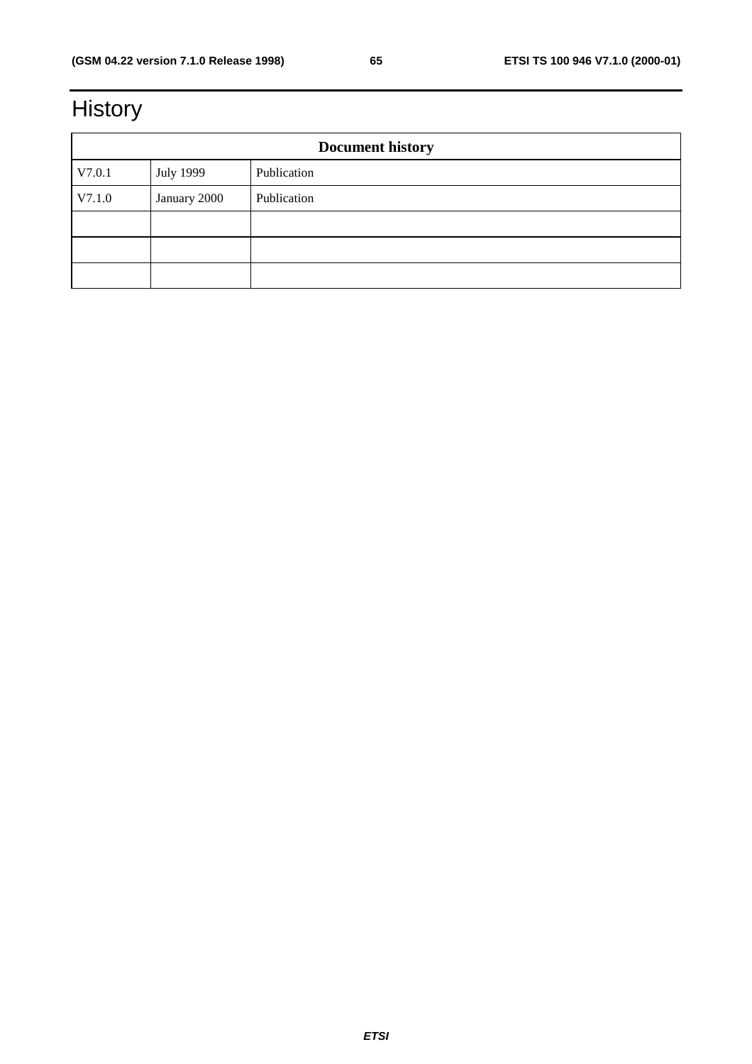# History

| Document history | | |
|---|---|---|
| V7.0.1 | July 1999 | Publication |
| V7.1.0 | January 2000 | Publication |
| | | |
| | | |
| | | |